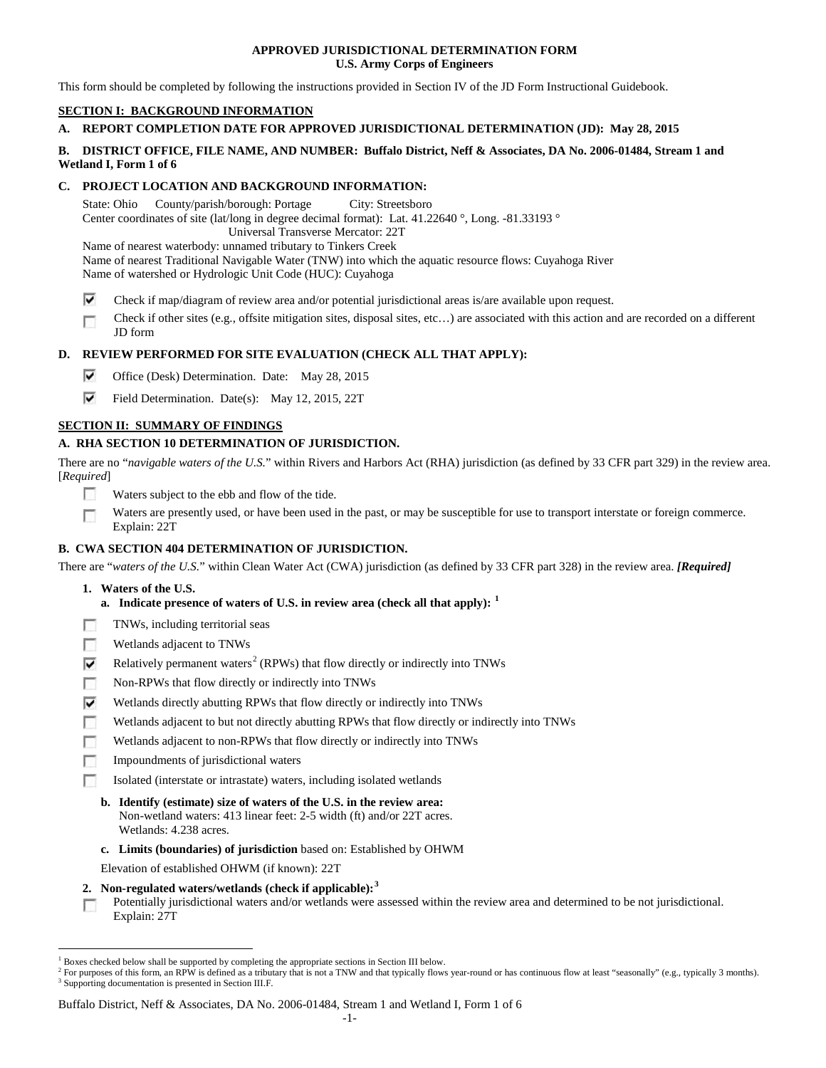**APPROVED JURISDICTIONAL DETERMINATION FORM**
**U.S. Army Corps of Engineers**

This form should be completed by following the instructions provided in Section IV of the JD Form Instructional Guidebook.

## SECTION I: BACKGROUND INFORMATION

**A. REPORT COMPLETION DATE FOR APPROVED JURISDICTIONAL DETERMINATION (JD): May 28, 2015**

**B. DISTRICT OFFICE, FILE NAME, AND NUMBER: Buffalo District, Neff & Associates, DA No. 2006-01484, Stream 1 and Wetland I, Form 1 of 6**

**C. PROJECT LOCATION AND BACKGROUND INFORMATION:**

State: Ohio County/parish/borough: Portage City: Streetsboro
Center coordinates of site (lat/long in degree decimal format): Lat. 41.22640 °, Long. -81.33193 °
Universal Transverse Mercator: 22T
Name of nearest waterbody: unnamed tributary to Tinkers Creek
Name of nearest Traditional Navigable Water (TNW) into which the aquatic resource flows: Cuyahoga River
Name of watershed or Hydrologic Unit Code (HUC): Cuyahoga

- ☑ Check if map/diagram of review area and/or potential jurisdictional areas is/are available upon request.
- ☐ Check if other sites (e.g., offsite mitigation sites, disposal sites, etc…) are associated with this action and are recorded on a different JD form

**D. REVIEW PERFORMED FOR SITE EVALUATION (CHECK ALL THAT APPLY):**

- ☑ Office (Desk) Determination. Date: May 28, 2015
- ☑ Field Determination. Date(s): May 12, 2015, 22T

## SECTION II: SUMMARY OF FINDINGS

**A. RHA SECTION 10 DETERMINATION OF JURISDICTION.**

There are no "*navigable waters of the U.S.*" within Rivers and Harbors Act (RHA) jurisdiction (as defined by 33 CFR part 329) in the review area. [*Required*]

- ☐ Waters subject to the ebb and flow of the tide.
- ☐ Waters are presently used, or have been used in the past, or may be susceptible for use to transport interstate or foreign commerce. Explain: 22T

**B. CWA SECTION 404 DETERMINATION OF JURISDICTION.**

There are "*waters of the U.S.*" within Clean Water Act (CWA) jurisdiction (as defined by 33 CFR part 328) in the review area. ***[Required]***

**1. Waters of the U.S.**

**a. Indicate presence of waters of U.S. in review area (check all that apply): [1]**

- ☐ TNWs, including territorial seas
- ☐ Wetlands adjacent to TNWs
- ☑ Relatively permanent waters[2] (RPWs) that flow directly or indirectly into TNWs
- ☐ Non-RPWs that flow directly or indirectly into TNWs
- ☑ Wetlands directly abutting RPWs that flow directly or indirectly into TNWs
- ☐ Wetlands adjacent to but not directly abutting RPWs that flow directly or indirectly into TNWs
- ☐ Wetlands adjacent to non-RPWs that flow directly or indirectly into TNWs
- ☐ Impoundments of jurisdictional waters
- ☐ Isolated (interstate or intrastate) waters, including isolated wetlands

**b. Identify (estimate) size of waters of the U.S. in the review area:**
Non-wetland waters: 413 linear feet: 2-5 width (ft) and/or 22T acres.
Wetlands: 4.238 acres.

**c. Limits (boundaries) of jurisdiction** based on: Established by OHWM

Elevation of established OHWM (if known): 22T

**2. Non-regulated waters/wetlands (check if applicable): [3]**

- ☐ Potentially jurisdictional waters and/or wetlands were assessed within the review area and determined to be not jurisdictional. Explain: 27T

---

[1] Boxes checked below shall be supported by completing the appropriate sections in Section III below.
[2] For purposes of this form, an RPW is defined as a tributary that is not a TNW and that typically flows year-round or has continuous flow at least "seasonally" (e.g., typically 3 months).
[3] Supporting documentation is presented in Section III.F.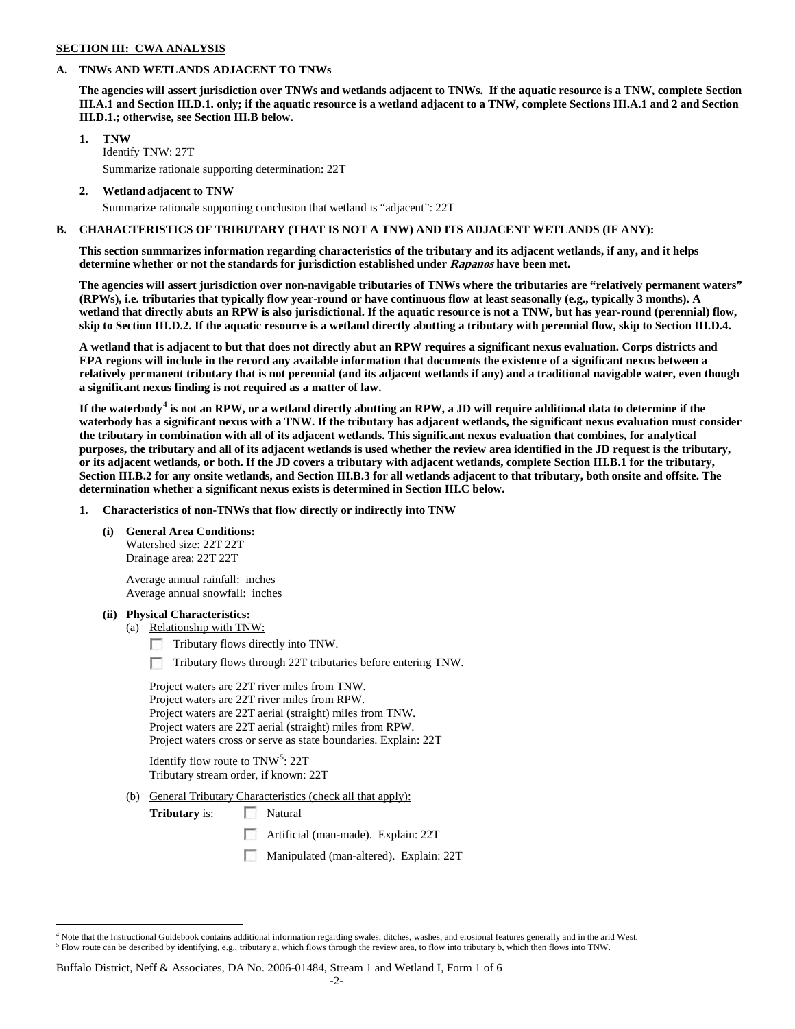**SECTION III: CWA ANALYSIS**

**A. TNWs AND WETLANDS ADJACENT TO TNWs**

**The agencies will assert jurisdiction over TNWs and wetlands adjacent to TNWs. If the aquatic resource is a TNW, complete Section III.A.1 and Section III.D.1. only; if the aquatic resource is a wetland adjacent to a TNW, complete Sections III.A.1 and 2 and Section III.D.1.; otherwise, see Section III.B below**.

**1. TNW**

Identify TNW: 27T

Summarize rationale supporting determination: 22T

**2. Wetland adjacent to TNW**

Summarize rationale supporting conclusion that wetland is "adjacent": 22T

**B. CHARACTERISTICS OF TRIBUTARY (THAT IS NOT A TNW) AND ITS ADJACENT WETLANDS (IF ANY):**

**This section summarizes information regarding characteristics of the tributary and its adjacent wetlands, if any, and it helps determine whether or not the standards for jurisdiction established under *Rapanos* have been met.**

**The agencies will assert jurisdiction over non-navigable tributaries of TNWs where the tributaries are "relatively permanent waters" (RPWs), i.e. tributaries that typically flow year-round or have continuous flow at least seasonally (e.g., typically 3 months). A wetland that directly abuts an RPW is also jurisdictional. If the aquatic resource is not a TNW, but has year-round (perennial) flow, skip to Section III.D.2. If the aquatic resource is a wetland directly abutting a tributary with perennial flow, skip to Section III.D.4.**

**A wetland that is adjacent to but that does not directly abut an RPW requires a significant nexus evaluation. Corps districts and EPA regions will include in the record any available information that documents the existence of a significant nexus between a relatively permanent tributary that is not perennial (and its adjacent wetlands if any) and a traditional navigable water, even though a significant nexus finding is not required as a matter of law.**

**If the waterbody[4] is not an RPW, or a wetland directly abutting an RPW, a JD will require additional data to determine if the waterbody has a significant nexus with a TNW. If the tributary has adjacent wetlands, the significant nexus evaluation must consider the tributary in combination with all of its adjacent wetlands. This significant nexus evaluation that combines, for analytical purposes, the tributary and all of its adjacent wetlands is used whether the review area identified in the JD request is the tributary, or its adjacent wetlands, or both. If the JD covers a tributary with adjacent wetlands, complete Section III.B.1 for the tributary, Section III.B.2 for any onsite wetlands, and Section III.B.3 for all wetlands adjacent to that tributary, both onsite and offsite. The determination whether a significant nexus exists is determined in Section III.C below.**

**1. Characteristics of non-TNWs that flow directly or indirectly into TNW**

**(i) General Area Conditions:**

Watershed size: 22T 22T

Drainage area: 22T 22T

Average annual rainfall: inches

Average annual snowfall: inches

**(ii) Physical Characteristics:**

(a) Relationship with TNW:

☐ Tributary flows directly into TNW.

☐ Tributary flows through 22T tributaries before entering TNW.

Project waters are 22T river miles from TNW.
Project waters are 22T river miles from RPW.
Project waters are 22T aerial (straight) miles from TNW.
Project waters are 22T aerial (straight) miles from RPW.
Project waters cross or serve as state boundaries. Explain: 22T

Identify flow route to TNW[5]: 22T
Tributary stream order, if known: 22T

(b) General Tributary Characteristics (check all that apply):

**Tributary** is: ☐ Natural

☐ Artificial (man-made). Explain: 22T

☐ Manipulated (man-altered). Explain: 22T

[4] Note that the Instructional Guidebook contains additional information regarding swales, ditches, washes, and erosional features generally and in the arid West.

[5] Flow route can be described by identifying, e.g., tributary a, which flows through the review area, to flow into tributary b, which then flows into TNW.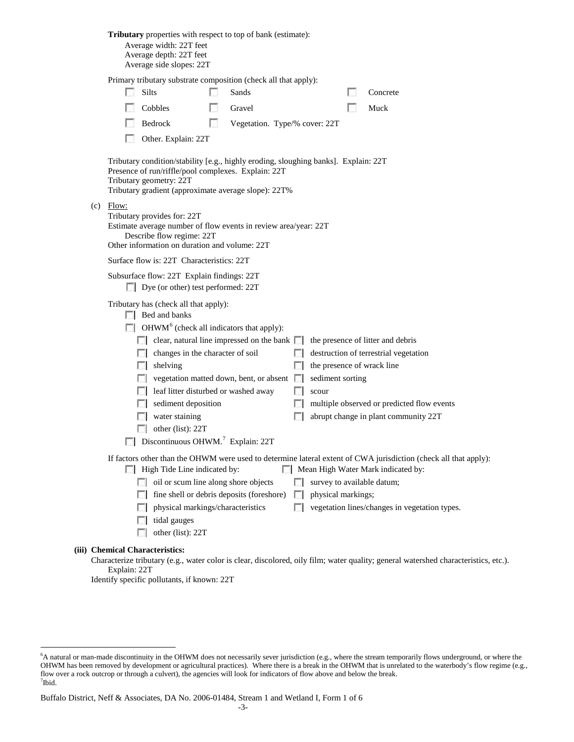**Tributary** properties with respect to top of bank (estimate):
Average width: 22T feet
Average depth: 22T feet
Average side slopes: 22T

Primary tributary substrate composition (check all that apply):

- ☐ Silts
- ☐ Sands
- ☐ Concrete
- ☐ Cobbles
- ☐ Gravel
- ☐ Muck
- ☐ Bedrock
- ☐ Vegetation. Type/% cover: 22T
- ☐ Other. Explain: 22T

Tributary condition/stability [e.g., highly eroding, sloughing banks]. Explain: 22T
Presence of run/riffle/pool complexes. Explain: 22T
Tributary geometry: 22T
Tributary gradient (approximate average slope): 22T%

(c) Flow:
Tributary provides for: 22T
Estimate average number of flow events in review area/year: 22T
Describe flow regime: 22T
Other information on duration and volume: 22T

Surface flow is: 22T Characteristics: 22T

Subsurface flow: 22T Explain findings: 22T
- ☐ Dye (or other) test performed: 22T

Tributary has (check all that apply):
- ☐ Bed and banks
- ☐ OHWM[6] (check all indicators that apply):
  - ☐ clear, natural line impressed on the bank
  - ☐ the presence of litter and debris
  - ☐ changes in the character of soil
  - ☐ destruction of terrestrial vegetation
  - ☐ shelving
  - ☐ the presence of wrack line
  - ☐ vegetation matted down, bent, or absent
  - ☐ sediment sorting
  - ☐ leaf litter disturbed or washed away
  - ☐ scour
  - ☐ sediment deposition
  - ☐ multiple observed or predicted flow events
  - ☐ water staining
  - ☐ abrupt change in plant community 22T
  - ☐ other (list): 22T
- ☐ Discontinuous OHWM.[7] Explain: 22T

If factors other than the OHWM were used to determine lateral extent of CWA jurisdiction (check all that apply):
- ☐ High Tide Line indicated by:
  - ☐ oil or scum line along shore objects
  - ☐ fine shell or debris deposits (foreshore)
  - ☐ physical markings/characteristics
  - ☐ tidal gauges
  - ☐ other (list): 22T
- ☐ Mean High Water Mark indicated by:
  - ☐ survey to available datum;
  - ☐ physical markings;
  - ☐ vegetation lines/changes in vegetation types.

**(iii) Chemical Characteristics:**
Characterize tributary (e.g., water color is clear, discolored, oily film; water quality; general watershed characteristics, etc.). Explain: 22T
Identify specific pollutants, if known: 22T

---

[6]A natural or man-made discontinuity in the OHWM does not necessarily sever jurisdiction (e.g., where the stream temporarily flows underground, or where the OHWM has been removed by development or agricultural practices). Where there is a break in the OHWM that is unrelated to the waterbody's flow regime (e.g., flow over a rock outcrop or through a culvert), the agencies will look for indicators of flow above and below the break.
[7]Ibid.

Buffalo District, Neff & Associates, DA No. 2006-01484, Stream 1 and Wetland I, Form 1 of 6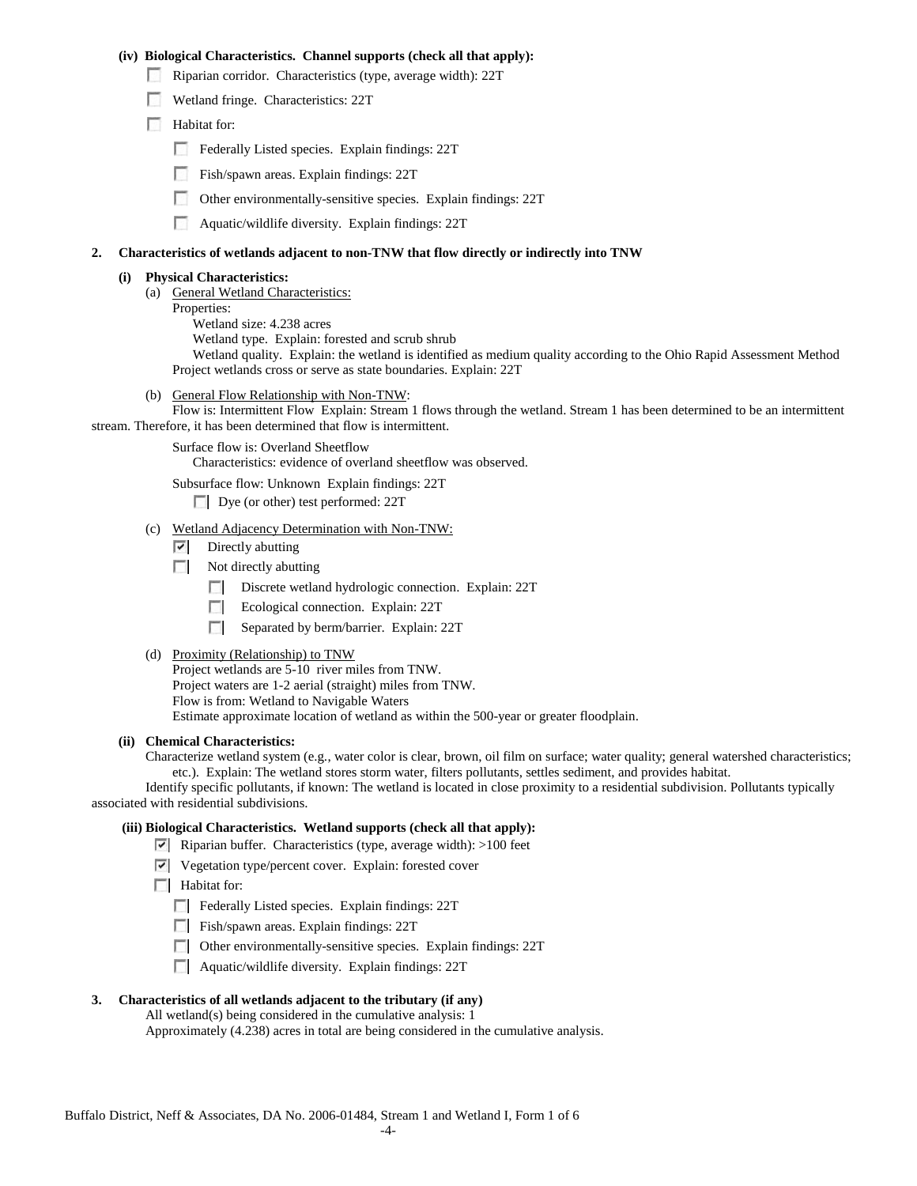**(iv) Biological Characteristics. Channel supports (check all that apply):**

- ☐ Riparian corridor. Characteristics (type, average width): 22T
- ☐ Wetland fringe. Characteristics: 22T
- ☐ Habitat for:
  - ☐ Federally Listed species. Explain findings: 22T
  - ☐ Fish/spawn areas. Explain findings: 22T
  - ☐ Other environmentally-sensitive species. Explain findings: 22T
  - ☐ Aquatic/wildlife diversity. Explain findings: 22T

**2. Characteristics of wetlands adjacent to non-TNW that flow directly or indirectly into TNW**

**(i) Physical Characteristics:**

(a) General Wetland Characteristics:

Properties:

Wetland size: 4.238 acres

Wetland type. Explain: forested and scrub shrub

Wetland quality. Explain: the wetland is identified as medium quality according to the Ohio Rapid Assessment Method

Project wetlands cross or serve as state boundaries. Explain: 22T

(b) General Flow Relationship with Non-TNW:

Flow is: Intermittent Flow Explain: Stream 1 flows through the wetland. Stream 1 has been determined to be an intermittent stream. Therefore, it has been determined that flow is intermittent.

Surface flow is: Overland Sheetflow

Characteristics: evidence of overland sheetflow was observed.

Subsurface flow: Unknown Explain findings: 22T

☐ Dye (or other) test performed: 22T

(c) Wetland Adjacency Determination with Non-TNW:

- ☑ Directly abutting
- ☐ Not directly abutting
  - ☐ Discrete wetland hydrologic connection. Explain: 22T
  - ☐ Ecological connection. Explain: 22T
  - ☐ Separated by berm/barrier. Explain: 22T

(d) Proximity (Relationship) to TNW

Project wetlands are 5-10 river miles from TNW.

Project waters are 1-2 aerial (straight) miles from TNW.

Flow is from: Wetland to Navigable Waters

Estimate approximate location of wetland as within the 500-year or greater floodplain.

**(ii) Chemical Characteristics:**

Characterize wetland system (e.g., water color is clear, brown, oil film on surface; water quality; general watershed characteristics; etc.). Explain: The wetland stores storm water, filters pollutants, settles sediment, and provides habitat.

Identify specific pollutants, if known: The wetland is located in close proximity to a residential subdivision. Pollutants typically associated with residential subdivisions.

**(iii) Biological Characteristics. Wetland supports (check all that apply):**

- ☑ Riparian buffer. Characteristics (type, average width): >100 feet
- ☑ Vegetation type/percent cover. Explain: forested cover
- ☐ Habitat for:
  - ☐ Federally Listed species. Explain findings: 22T
  - ☐ Fish/spawn areas. Explain findings: 22T
  - ☐ Other environmentally-sensitive species. Explain findings: 22T
  - ☐ Aquatic/wildlife diversity. Explain findings: 22T

**3. Characteristics of all wetlands adjacent to the tributary (if any)**

All wetland(s) being considered in the cumulative analysis: 1

Approximately (4.238) acres in total are being considered in the cumulative analysis.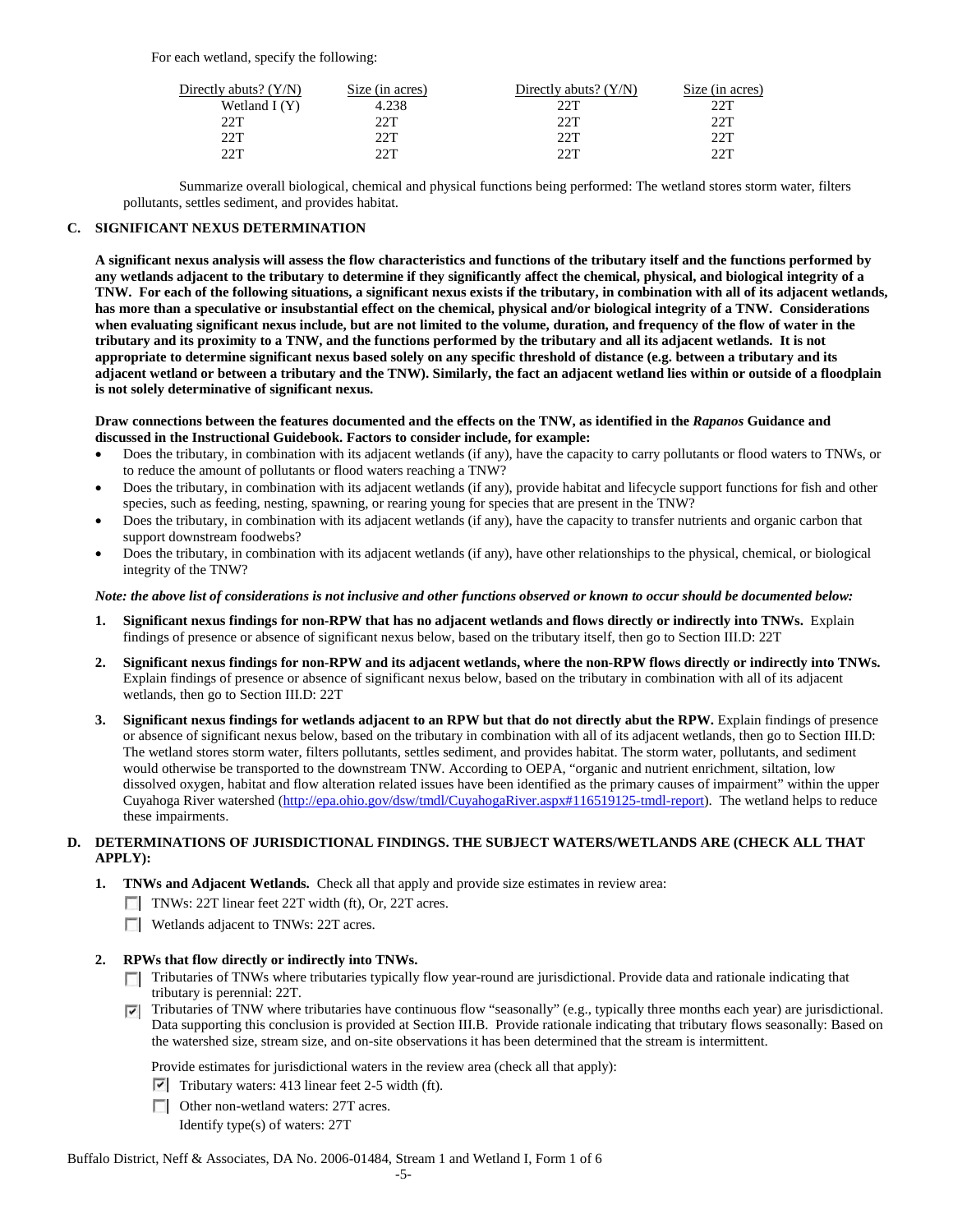For each wetland, specify the following:

| Directly abuts? (Y/N) | Size (in acres) | Directly abuts? (Y/N) | Size (in acres) |
|---|---|---|---|
| Wetland I (Y) | 4.238 | 22T | 22T |
| 22T | 22T | 22T | 22T |
| 22T | 22T | 22T | 22T |
| 22T | 22T | 22T | 22T |

Summarize overall biological, chemical and physical functions being performed: The wetland stores storm water, filters pollutants, settles sediment, and provides habitat.

## C. SIGNIFICANT NEXUS DETERMINATION

**A significant nexus analysis will assess the flow characteristics and functions of the tributary itself and the functions performed by any wetlands adjacent to the tributary to determine if they significantly affect the chemical, physical, and biological integrity of a TNW. For each of the following situations, a significant nexus exists if the tributary, in combination with all of its adjacent wetlands, has more than a speculative or insubstantial effect on the chemical, physical and/or biological integrity of a TNW. Considerations when evaluating significant nexus include, but are not limited to the volume, duration, and frequency of the flow of water in the tributary and its proximity to a TNW, and the functions performed by the tributary and all its adjacent wetlands. It is not appropriate to determine significant nexus based solely on any specific threshold of distance (e.g. between a tributary and its adjacent wetland or between a tributary and the TNW). Similarly, the fact an adjacent wetland lies within or outside of a floodplain is not solely determinative of significant nexus.**

**Draw connections between the features documented and the effects on the TNW, as identified in the *Rapanos* Guidance and discussed in the Instructional Guidebook. Factors to consider include, for example:**

- Does the tributary, in combination with its adjacent wetlands (if any), have the capacity to carry pollutants or flood waters to TNWs, or to reduce the amount of pollutants or flood waters reaching a TNW?
- Does the tributary, in combination with its adjacent wetlands (if any), provide habitat and lifecycle support functions for fish and other species, such as feeding, nesting, spawning, or rearing young for species that are present in the TNW?
- Does the tributary, in combination with its adjacent wetlands (if any), have the capacity to transfer nutrients and organic carbon that support downstream foodwebs?
- Does the tributary, in combination with its adjacent wetlands (if any), have other relationships to the physical, chemical, or biological integrity of the TNW?

***Note: the above list of considerations is not inclusive and other functions observed or known to occur should be documented below:***

1. **Significant nexus findings for non-RPW that has no adjacent wetlands and flows directly or indirectly into TNWs.** Explain findings of presence or absence of significant nexus below, based on the tributary itself, then go to Section III.D: 22T

2. **Significant nexus findings for non-RPW and its adjacent wetlands, where the non-RPW flows directly or indirectly into TNWs.** Explain findings of presence or absence of significant nexus below, based on the tributary in combination with all of its adjacent wetlands, then go to Section III.D: 22T

3. **Significant nexus findings for wetlands adjacent to an RPW but that do not directly abut the RPW.** Explain findings of presence or absence of significant nexus below, based on the tributary in combination with all of its adjacent wetlands, then go to Section III.D: The wetland stores storm water, filters pollutants, settles sediment, and provides habitat. The storm water, pollutants, and sediment would otherwise be transported to the downstream TNW. According to OEPA, "organic and nutrient enrichment, siltation, low dissolved oxygen, habitat and flow alteration related issues have been identified as the primary causes of impairment" within the upper Cuyahoga River watershed (http://epa.ohio.gov/dsw/tmdl/CuyahogaRiver.aspx#116519125-tmdl-report). The wetland helps to reduce these impairments.

## D. DETERMINATIONS OF JURISDICTIONAL FINDINGS. THE SUBJECT WATERS/WETLANDS ARE (CHECK ALL THAT APPLY):

1. **TNWs and Adjacent Wetlands.** Check all that apply and provide size estimates in review area:
   - ☐ TNWs: 22T linear feet 22T width (ft), Or, 22T acres.
   - ☐ Wetlands adjacent to TNWs: 22T acres.

2. **RPWs that flow directly or indirectly into TNWs.**
   - ☐ Tributaries of TNWs where tributaries typically flow year-round are jurisdictional. Provide data and rationale indicating that tributary is perennial: 22T.
   - ☑ Tributaries of TNW where tributaries have continuous flow "seasonally" (e.g., typically three months each year) are jurisdictional. Data supporting this conclusion is provided at Section III.B. Provide rationale indicating that tributary flows seasonally: Based on the watershed size, stream size, and on-site observations it has been determined that the stream is intermittent.

   Provide estimates for jurisdictional waters in the review area (check all that apply):
   - ☑ Tributary waters: 413 linear feet 2-5 width (ft).
   - ☐ Other non-wetland waters: 27T acres.
     Identify type(s) of waters: 27T

Buffalo District, Neff & Associates, DA No. 2006-01484, Stream 1 and Wetland I, Form 1 of 6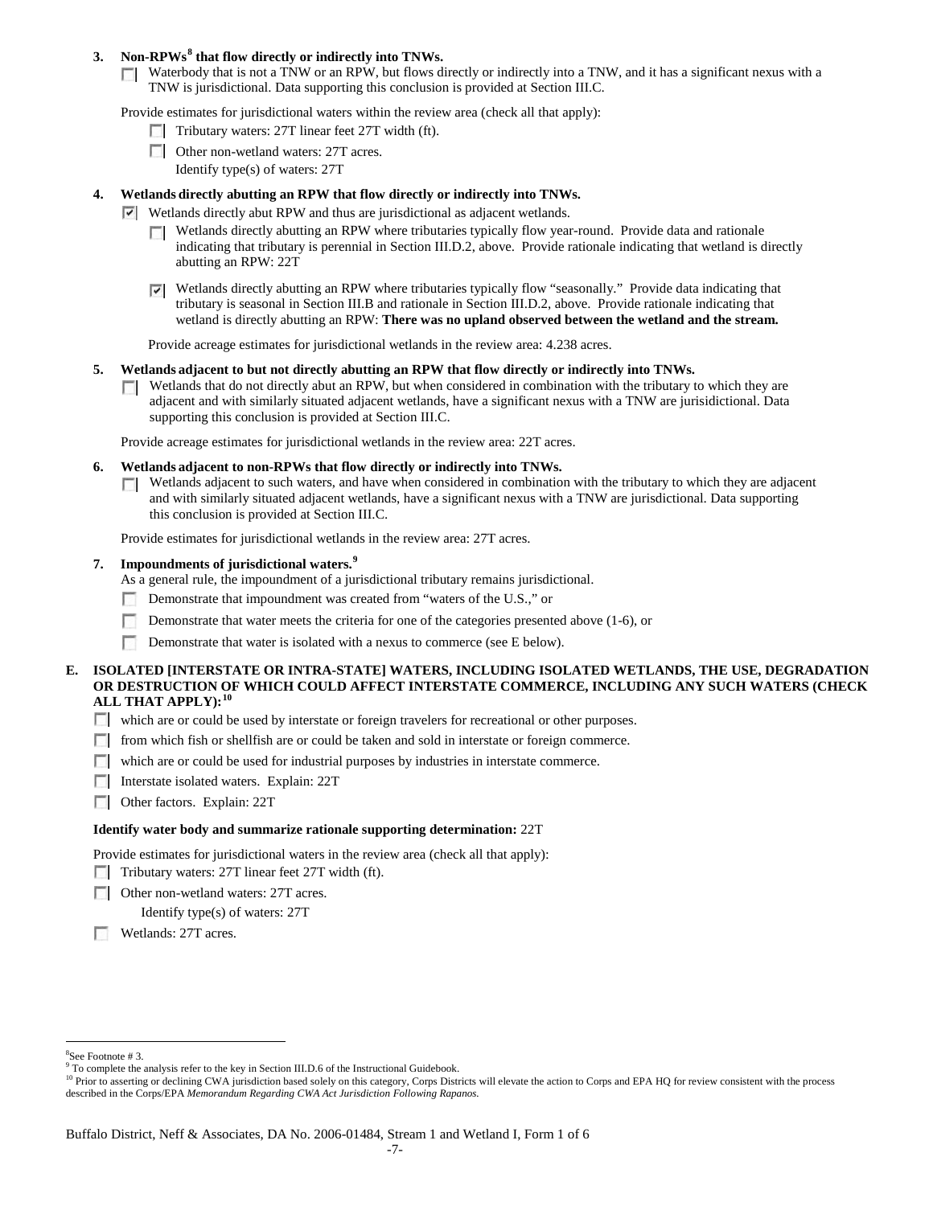**3. Non-RPWs[8] that flow directly or indirectly into TNWs.**

☐ Waterbody that is not a TNW or an RPW, but flows directly or indirectly into a TNW, and it has a significant nexus with a TNW is jurisdictional. Data supporting this conclusion is provided at Section III.C.

Provide estimates for jurisdictional waters within the review area (check all that apply):

☐ Tributary waters: 27T linear feet 27T width (ft).

☐ Other non-wetland waters: 27T acres.

Identify type(s) of waters: 27T

**4. Wetlands directly abutting an RPW that flow directly or indirectly into TNWs.**

☑ Wetlands directly abut RPW and thus are jurisdictional as adjacent wetlands.

☐ Wetlands directly abutting an RPW where tributaries typically flow year-round. Provide data and rationale indicating that tributary is perennial in Section III.D.2, above. Provide rationale indicating that wetland is directly abutting an RPW: 22T

☑ Wetlands directly abutting an RPW where tributaries typically flow "seasonally." Provide data indicating that tributary is seasonal in Section III.B and rationale in Section III.D.2, above. Provide rationale indicating that wetland is directly abutting an RPW: **There was no upland observed between the wetland and the stream.**

Provide acreage estimates for jurisdictional wetlands in the review area: 4.238 acres.

**5. Wetlands adjacent to but not directly abutting an RPW that flow directly or indirectly into TNWs.**

☐ Wetlands that do not directly abut an RPW, but when considered in combination with the tributary to which they are adjacent and with similarly situated adjacent wetlands, have a significant nexus with a TNW are jurisidictional. Data supporting this conclusion is provided at Section III.C.

Provide acreage estimates for jurisdictional wetlands in the review area: 22T acres.

**6. Wetlands adjacent to non-RPWs that flow directly or indirectly into TNWs.**

☐ Wetlands adjacent to such waters, and have when considered in combination with the tributary to which they are adjacent and with similarly situated adjacent wetlands, have a significant nexus with a TNW are jurisdictional. Data supporting this conclusion is provided at Section III.C.

Provide estimates for jurisdictional wetlands in the review area: 27T acres.

**7. Impoundments of jurisdictional waters.[9]**

As a general rule, the impoundment of a jurisdictional tributary remains jurisdictional.

☐ Demonstrate that impoundment was created from "waters of the U.S.," or

☐ Demonstrate that water meets the criteria for one of the categories presented above (1-6), or

☐ Demonstrate that water is isolated with a nexus to commerce (see E below).

**E. ISOLATED [INTERSTATE OR INTRA-STATE] WATERS, INCLUDING ISOLATED WETLANDS, THE USE, DEGRADATION OR DESTRUCTION OF WHICH COULD AFFECT INTERSTATE COMMERCE, INCLUDING ANY SUCH WATERS (CHECK ALL THAT APPLY):[10]**

☐ which are or could be used by interstate or foreign travelers for recreational or other purposes.

☐ from which fish or shellfish are or could be taken and sold in interstate or foreign commerce.

☐ which are or could be used for industrial purposes by industries in interstate commerce.

☐ Interstate isolated waters. Explain: 22T

☐ Other factors. Explain: 22T

**Identify water body and summarize rationale supporting determination:** 22T

Provide estimates for jurisdictional waters in the review area (check all that apply):

☐ Tributary waters: 27T linear feet 27T width (ft).

☐ Other non-wetland waters: 27T acres.

Identify type(s) of waters: 27T

☐ Wetlands: 27T acres.

---

[8] See Footnote # 3.

[9] To complete the analysis refer to the key in Section III.D.6 of the Instructional Guidebook.

[10] Prior to asserting or declining CWA jurisdiction based solely on this category, Corps Districts will elevate the action to Corps and EPA HQ for review consistent with the process described in the Corps/EPA *Memorandum Regarding CWA Act Jurisdiction Following Rapanos.*

Buffalo District, Neff & Associates, DA No. 2006-01484, Stream 1 and Wetland I, Form 1 of 6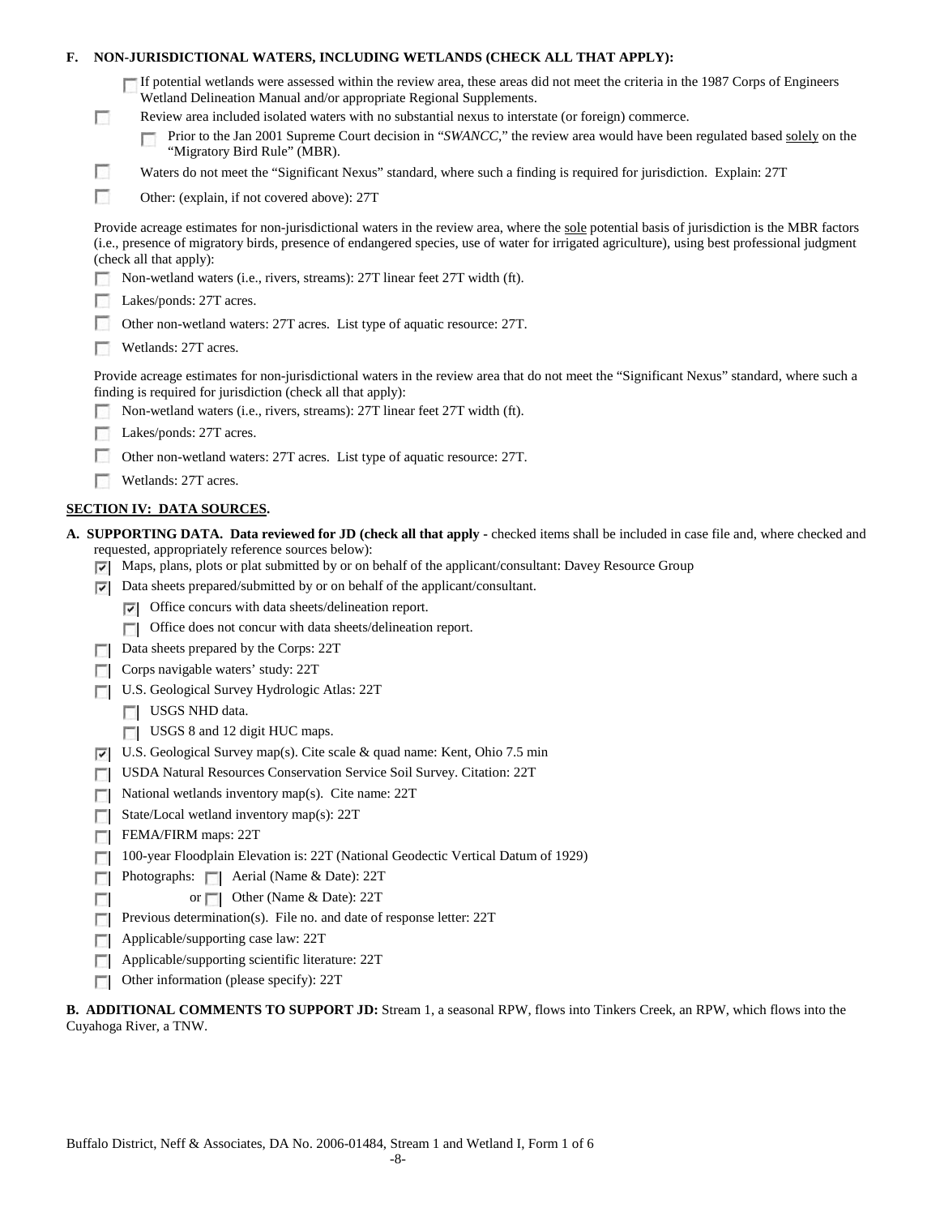**F. NON-JURISDICTIONAL WATERS, INCLUDING WETLANDS (CHECK ALL THAT APPLY):**

- ☐ If potential wetlands were assessed within the review area, these areas did not meet the criteria in the 1987 Corps of Engineers Wetland Delineation Manual and/or appropriate Regional Supplements.
- ☐ Review area included isolated waters with no substantial nexus to interstate (or foreign) commerce.
  - ☐ Prior to the Jan 2001 Supreme Court decision in "*SWANCC*," the review area would have been regulated based solely on the "Migratory Bird Rule" (MBR).
- ☐ Waters do not meet the "Significant Nexus" standard, where such a finding is required for jurisdiction. Explain: 27T
- ☐ Other: (explain, if not covered above): 27T

Provide acreage estimates for non-jurisdictional waters in the review area, where the sole potential basis of jurisdiction is the MBR factors (i.e., presence of migratory birds, presence of endangered species, use of water for irrigated agriculture), using best professional judgment (check all that apply):

- ☐ Non-wetland waters (i.e., rivers, streams): 27T linear feet 27T width (ft).
- ☐ Lakes/ponds: 27T acres.
- ☐ Other non-wetland waters: 27T acres. List type of aquatic resource: 27T.
- ☐ Wetlands: 27T acres.

Provide acreage estimates for non-jurisdictional waters in the review area that do not meet the "Significant Nexus" standard, where such a finding is required for jurisdiction (check all that apply):

- ☐ Non-wetland waters (i.e., rivers, streams): 27T linear feet 27T width (ft).
- ☐ Lakes/ponds: 27T acres.
- ☐ Other non-wetland waters: 27T acres. List type of aquatic resource: 27T.
- ☐ Wetlands: 27T acres.

## SECTION IV: DATA SOURCES.

**A. SUPPORTING DATA. Data reviewed for JD (check all that apply -** checked items shall be included in case file and, where checked and requested, appropriately reference sources below):

- ☑ Maps, plans, plots or plat submitted by or on behalf of the applicant/consultant: Davey Resource Group
- ☑ Data sheets prepared/submitted by or on behalf of the applicant/consultant.
  - ☑ Office concurs with data sheets/delineation report.
  - ☐ Office does not concur with data sheets/delineation report.
- ☐ Data sheets prepared by the Corps: 22T
- ☐ Corps navigable waters' study: 22T
- ☐ U.S. Geological Survey Hydrologic Atlas: 22T
  - ☐ USGS NHD data.
  - ☐ USGS 8 and 12 digit HUC maps.
- ☑ U.S. Geological Survey map(s). Cite scale & quad name: Kent, Ohio 7.5 min
- ☐ USDA Natural Resources Conservation Service Soil Survey. Citation: 22T
- ☐ National wetlands inventory map(s). Cite name: 22T
- ☐ State/Local wetland inventory map(s): 22T
- ☐ FEMA/FIRM maps: 22T
- ☐ 100-year Floodplain Elevation is: 22T (National Geodectic Vertical Datum of 1929)
- ☐ Photographs: ☐ Aerial (Name & Date): 22T
- ☐ or ☐ Other (Name & Date): 22T
- ☐ Previous determination(s). File no. and date of response letter: 22T
- ☐ Applicable/supporting case law: 22T
- ☐ Applicable/supporting scientific literature: 22T
- ☐ Other information (please specify): 22T

**B. ADDITIONAL COMMENTS TO SUPPORT JD:** Stream 1, a seasonal RPW, flows into Tinkers Creek, an RPW, which flows into the Cuyahoga River, a TNW.

Buffalo District, Neff & Associates, DA No. 2006-01484, Stream 1 and Wetland I, Form 1 of 6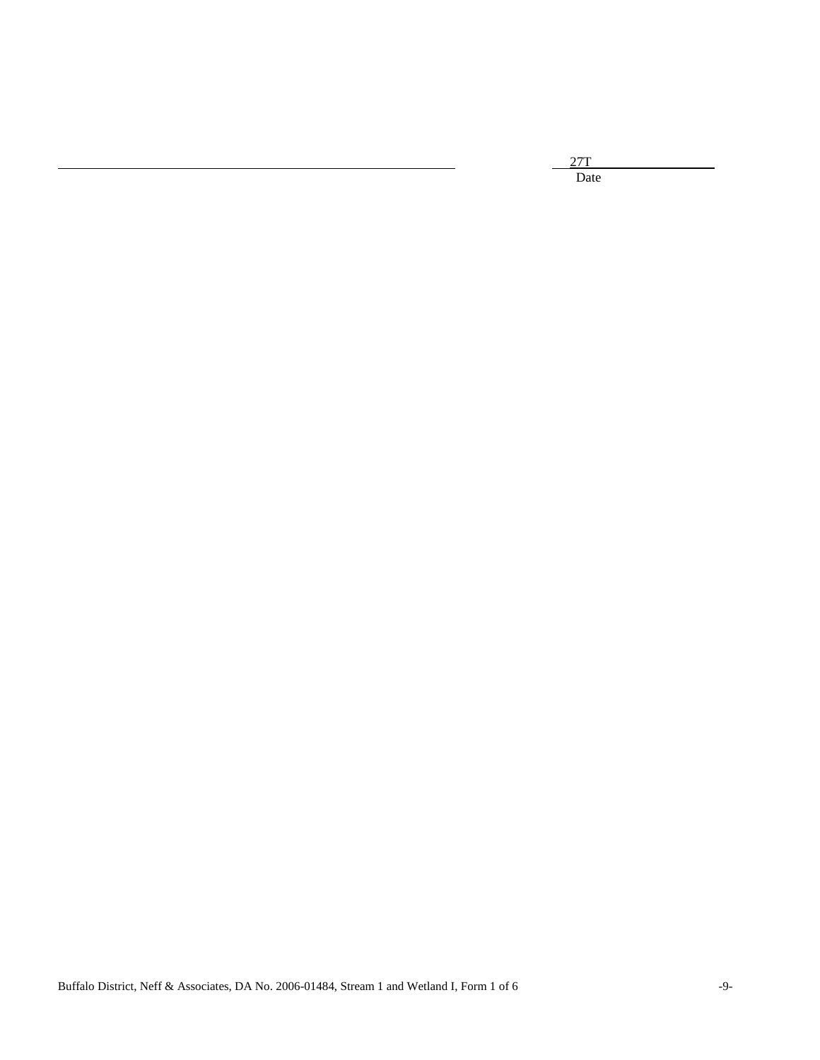_______________________________________________ 27T_______________
Date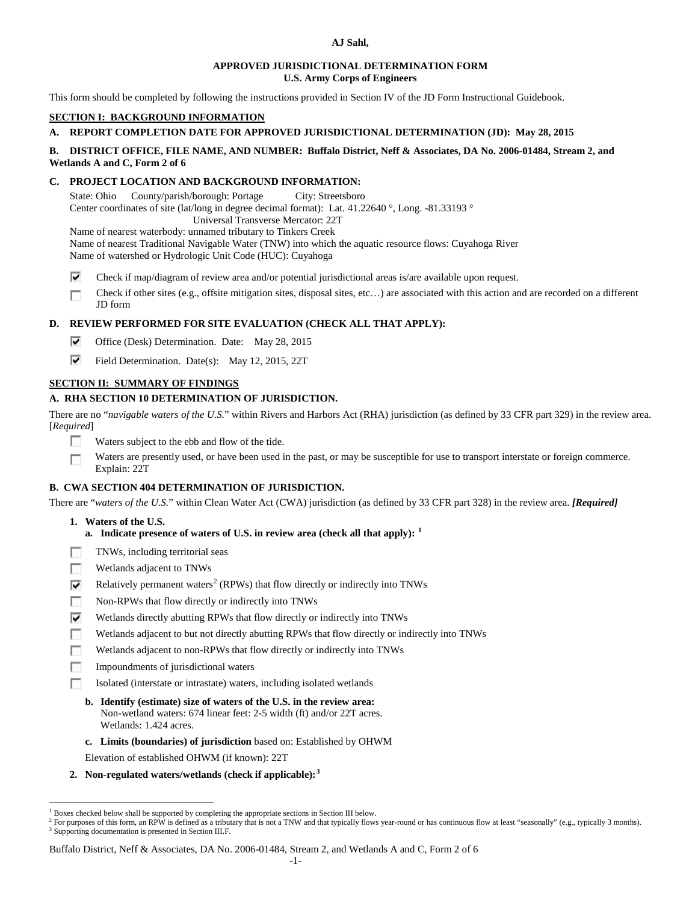**AJ Sahl,**

**APPROVED JURISDICTIONAL DETERMINATION FORM**
**U.S. Army Corps of Engineers**

This form should be completed by following the instructions provided in Section IV of the JD Form Instructional Guidebook.

## SECTION I: BACKGROUND INFORMATION

**A. REPORT COMPLETION DATE FOR APPROVED JURISDICTIONAL DETERMINATION (JD): May 28, 2015**

**B. DISTRICT OFFICE, FILE NAME, AND NUMBER: Buffalo District, Neff & Associates, DA No. 2006-01484, Stream 2, and Wetlands A and C, Form 2 of 6**

**C. PROJECT LOCATION AND BACKGROUND INFORMATION:**

State: Ohio County/parish/borough: Portage City: Streetsboro
Center coordinates of site (lat/long in degree decimal format): Lat. 41.22640 °, Long. -81.33193 °
Universal Transverse Mercator: 22T
Name of nearest waterbody: unnamed tributary to Tinkers Creek
Name of nearest Traditional Navigable Water (TNW) into which the aquatic resource flows: Cuyahoga River
Name of watershed or Hydrologic Unit Code (HUC): Cuyahoga

- ☑ Check if map/diagram of review area and/or potential jurisdictional areas is/are available upon request.
- ☐ Check if other sites (e.g., offsite mitigation sites, disposal sites, etc…) are associated with this action and are recorded on a different JD form

**D. REVIEW PERFORMED FOR SITE EVALUATION (CHECK ALL THAT APPLY):**

- ☑ Office (Desk) Determination. Date: May 28, 2015
- ☑ Field Determination. Date(s): May 12, 2015, 22T

## SECTION II: SUMMARY OF FINDINGS

**A. RHA SECTION 10 DETERMINATION OF JURISDICTION.**

There are no "*navigable waters of the U.S.*" within Rivers and Harbors Act (RHA) jurisdiction (as defined by 33 CFR part 329) in the review area. [*Required*]

- ☐ Waters subject to the ebb and flow of the tide.
- ☐ Waters are presently used, or have been used in the past, or may be susceptible for use to transport interstate or foreign commerce. Explain: 22T

**B. CWA SECTION 404 DETERMINATION OF JURISDICTION.**

There are "*waters of the U.S.*" within Clean Water Act (CWA) jurisdiction (as defined by 33 CFR part 328) in the review area. ***[Required]***

**1. Waters of the U.S.**

**a. Indicate presence of waters of U.S. in review area (check all that apply):** [1]

- ☐ TNWs, including territorial seas
- ☐ Wetlands adjacent to TNWs
- ☑ Relatively permanent waters[2] (RPWs) that flow directly or indirectly into TNWs
- ☐ Non-RPWs that flow directly or indirectly into TNWs
- ☑ Wetlands directly abutting RPWs that flow directly or indirectly into TNWs
- ☐ Wetlands adjacent to but not directly abutting RPWs that flow directly or indirectly into TNWs
- ☐ Wetlands adjacent to non-RPWs that flow directly or indirectly into TNWs
- ☐ Impoundments of jurisdictional waters
- ☐ Isolated (interstate or intrastate) waters, including isolated wetlands

**b. Identify (estimate) size of waters of the U.S. in the review area:**
Non-wetland waters: 674 linear feet: 2-5 width (ft) and/or 22T acres.
Wetlands: 1.424 acres.

**c. Limits (boundaries) of jurisdiction** based on: Established by OHWM

Elevation of established OHWM (if known): 22T

**2. Non-regulated waters/wetlands (check if applicable):**[3]

---

[1] Boxes checked below shall be supported by completing the appropriate sections in Section III below.
[2] For purposes of this form, an RPW is defined as a tributary that is not a TNW and that typically flows year-round or has continuous flow at least "seasonally" (e.g., typically 3 months).
[3] Supporting documentation is presented in Section III.F.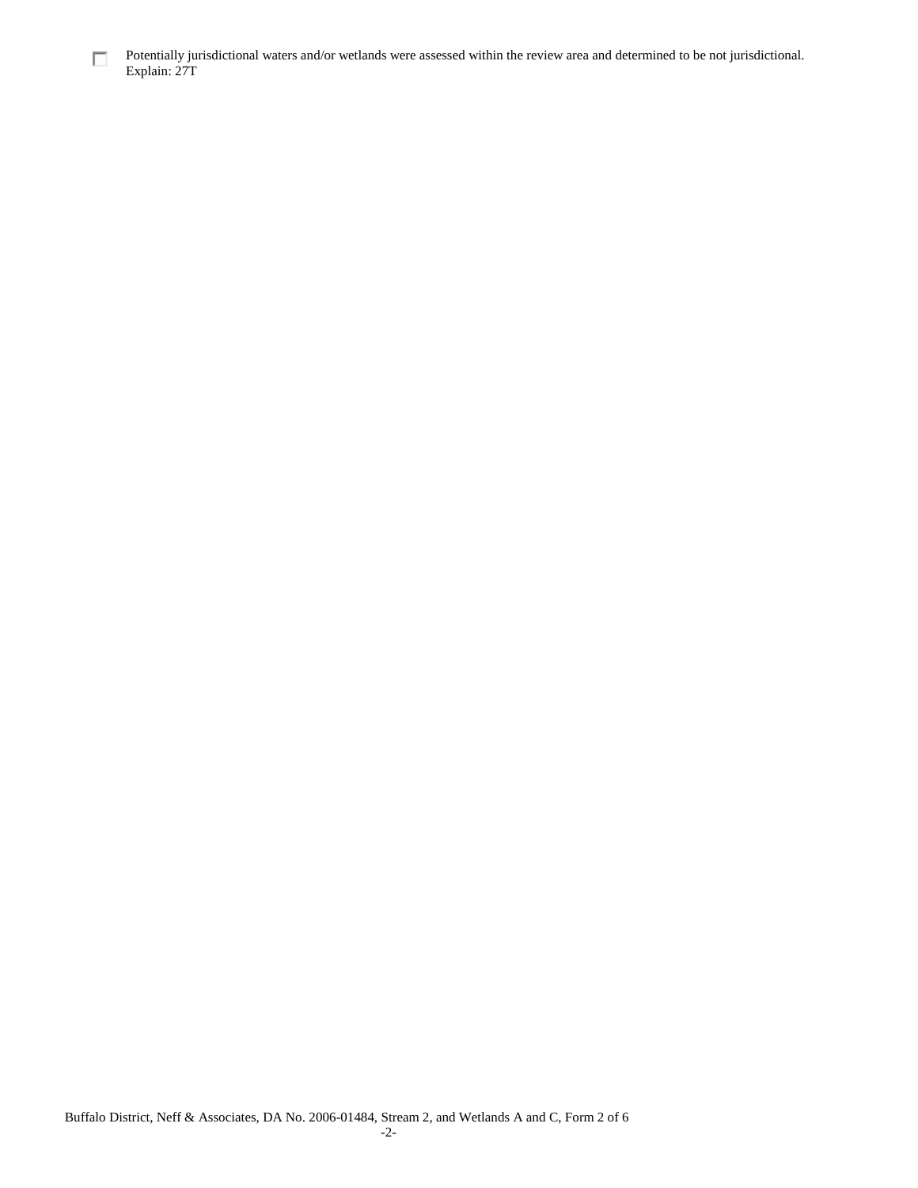☐ Potentially jurisdictional waters and/or wetlands were assessed within the review area and determined to be not jurisdictional. Explain: 27T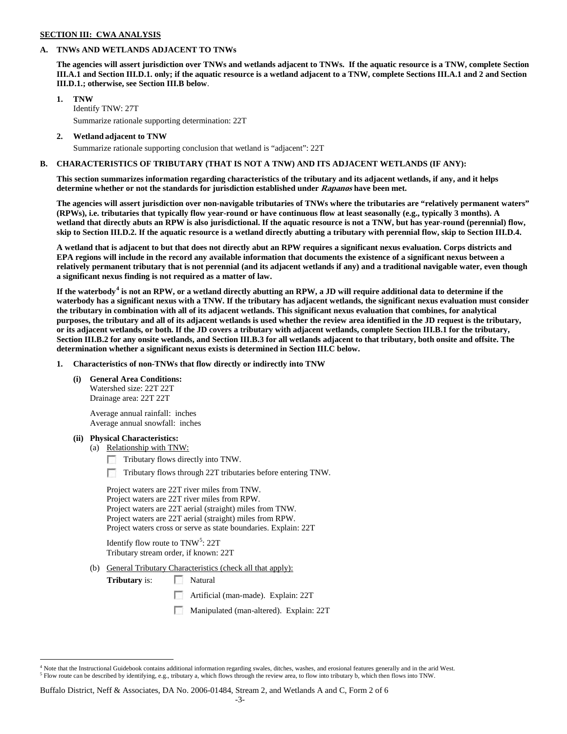**SECTION III: CWA ANALYSIS**

**A. TNWs AND WETLANDS ADJACENT TO TNWs**

**The agencies will assert jurisdiction over TNWs and wetlands adjacent to TNWs. If the aquatic resource is a TNW, complete Section III.A.1 and Section III.D.1. only; if the aquatic resource is a wetland adjacent to a TNW, complete Sections III.A.1 and 2 and Section III.D.1.; otherwise, see Section III.B below**.

1. **TNW**

   Identify TNW: 27T

   Summarize rationale supporting determination: 22T

2. **Wetland adjacent to TNW**

   Summarize rationale supporting conclusion that wetland is "adjacent": 22T

**B. CHARACTERISTICS OF TRIBUTARY (THAT IS NOT A TNW) AND ITS ADJACENT WETLANDS (IF ANY):**

**This section summarizes information regarding characteristics of the tributary and its adjacent wetlands, if any, and it helps determine whether or not the standards for jurisdiction established under *Rapanos* have been met.**

**The agencies will assert jurisdiction over non-navigable tributaries of TNWs where the tributaries are "relatively permanent waters" (RPWs), i.e. tributaries that typically flow year-round or have continuous flow at least seasonally (e.g., typically 3 months). A wetland that directly abuts an RPW is also jurisdictional. If the aquatic resource is not a TNW, but has year-round (perennial) flow, skip to Section III.D.2. If the aquatic resource is a wetland directly abutting a tributary with perennial flow, skip to Section III.D.4.**

**A wetland that is adjacent to but that does not directly abut an RPW requires a significant nexus evaluation. Corps districts and EPA regions will include in the record any available information that documents the existence of a significant nexus between a relatively permanent tributary that is not perennial (and its adjacent wetlands if any) and a traditional navigable water, even though a significant nexus finding is not required as a matter of law.**

**If the waterbody[4] is not an RPW, or a wetland directly abutting an RPW, a JD will require additional data to determine if the waterbody has a significant nexus with a TNW. If the tributary has adjacent wetlands, the significant nexus evaluation must consider the tributary in combination with all of its adjacent wetlands. This significant nexus evaluation that combines, for analytical purposes, the tributary and all of its adjacent wetlands is used whether the review area identified in the JD request is the tributary, or its adjacent wetlands, or both. If the JD covers a tributary with adjacent wetlands, complete Section III.B.1 for the tributary, Section III.B.2 for any onsite wetlands, and Section III.B.3 for all wetlands adjacent to that tributary, both onsite and offsite. The determination whether a significant nexus exists is determined in Section III.C below.**

1. **Characteristics of non-TNWs that flow directly or indirectly into TNW**

   **(i) General Area Conditions:**

   Watershed size: 22T 22T

   Drainage area: 22T 22T

   Average annual rainfall: inches

   Average annual snowfall: inches

   **(ii) Physical Characteristics:**

   (a) Relationship with TNW:

   - ☐ Tributary flows directly into TNW.
   - ☐ Tributary flows through 22T tributaries before entering TNW.

   Project waters are 22T river miles from TNW.
   Project waters are 22T river miles from RPW.
   Project waters are 22T aerial (straight) miles from TNW.
   Project waters are 22T aerial (straight) miles from RPW.
   Project waters cross or serve as state boundaries. Explain: 22T

   Identify flow route to TNW[5]: 22T
   Tributary stream order, if known: 22T

   (b) General Tributary Characteristics (check all that apply):

   **Tributary** is:
   - ☐ Natural
   - ☐ Artificial (man-made). Explain: 22T
   - ☐ Manipulated (man-altered). Explain: 22T

---

[4] Note that the Instructional Guidebook contains additional information regarding swales, ditches, washes, and erosional features generally and in the arid West.
[5] Flow route can be described by identifying, e.g., tributary a, which flows through the review area, to flow into tributary b, which then flows into TNW.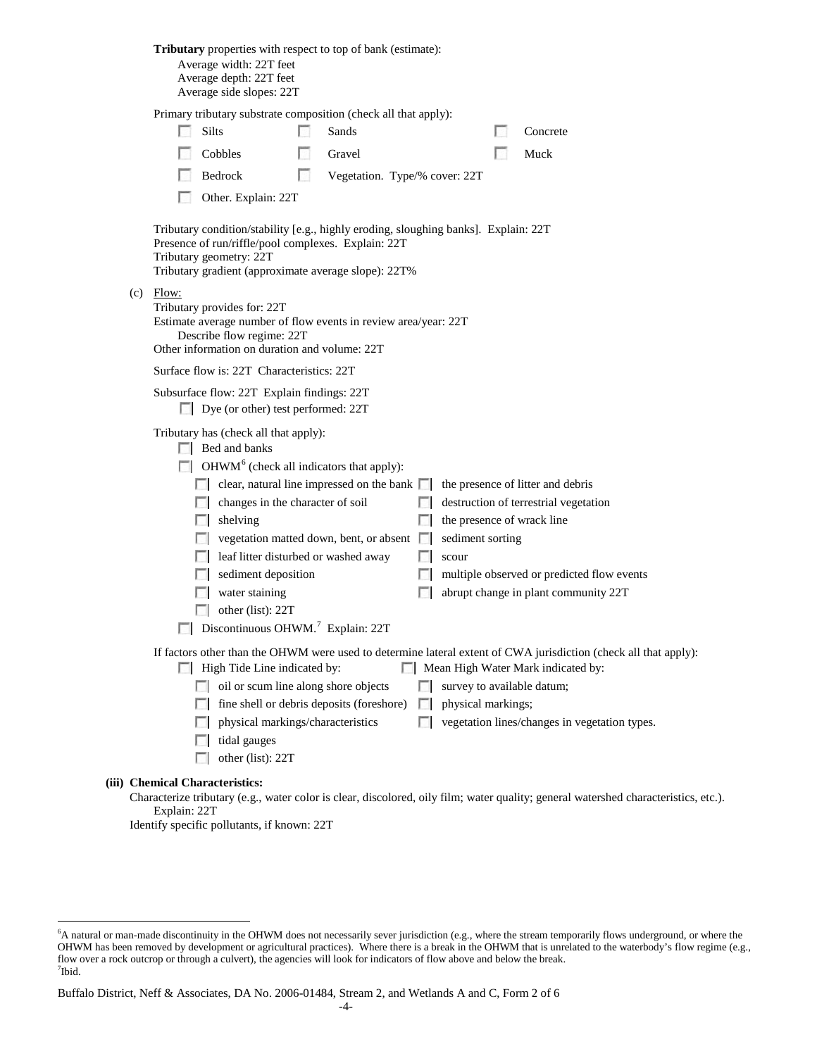**Tributary** properties with respect to top of bank (estimate):

Average width: 22T feet
Average depth: 22T feet
Average side slopes: 22T

Primary tributary substrate composition (check all that apply):

- ☐ Silts
- ☐ Sands
- ☐ Concrete
- ☐ Cobbles
- ☐ Gravel
- ☐ Muck
- ☐ Bedrock
- ☐ Vegetation. Type/% cover: 22T
- ☐ Other. Explain: 22T

Tributary condition/stability [e.g., highly eroding, sloughing banks]. Explain: 22T
Presence of run/riffle/pool complexes. Explain: 22T
Tributary geometry: 22T
Tributary gradient (approximate average slope): 22T%

(c) Flow:

Tributary provides for: 22T
Estimate average number of flow events in review area/year: 22T
Describe flow regime: 22T
Other information on duration and volume: 22T

Surface flow is: 22T Characteristics: 22T

Subsurface flow: 22T Explain findings: 22T
- ☐ Dye (or other) test performed: 22T

Tributary has (check all that apply):

- ☐ Bed and banks
- ☐ OHWM[6] (check all indicators that apply):
  - ☐ clear, natural line impressed on the bank
  - ☐ the presence of litter and debris
  - ☐ changes in the character of soil
  - ☐ destruction of terrestrial vegetation
  - ☐ shelving
  - ☐ the presence of wrack line
  - ☐ vegetation matted down, bent, or absent
  - ☐ sediment sorting
  - ☐ leaf litter disturbed or washed away
  - ☐ scour
  - ☐ sediment deposition
  - ☐ multiple observed or predicted flow events
  - ☐ water staining
  - ☐ abrupt change in plant community 22T
  - ☐ other (list): 22T
- ☐ Discontinuous OHWM.[7] Explain: 22T

If factors other than the OHWM were used to determine lateral extent of CWA jurisdiction (check all that apply):

- ☐ High Tide Line indicated by:
  - ☐ oil or scum line along shore objects
  - ☐ fine shell or debris deposits (foreshore)
  - ☐ physical markings/characteristics
  - ☐ tidal gauges
  - ☐ other (list): 22T
- ☐ Mean High Water Mark indicated by:
  - ☐ survey to available datum;
  - ☐ physical markings;
  - ☐ vegetation lines/changes in vegetation types.

**(iii) Chemical Characteristics:**

Characterize tributary (e.g., water color is clear, discolored, oily film; water quality; general watershed characteristics, etc.). Explain: 22T
Identify specific pollutants, if known: 22T

---

[6]A natural or man-made discontinuity in the OHWM does not necessarily sever jurisdiction (e.g., where the stream temporarily flows underground, or where the OHWM has been removed by development or agricultural practices). Where there is a break in the OHWM that is unrelated to the waterbody's flow regime (e.g., flow over a rock outcrop or through a culvert), the agencies will look for indicators of flow above and below the break.
[7]Ibid.

Buffalo District, Neff & Associates, DA No. 2006-01484, Stream 2, and Wetlands A and C, Form 2 of 6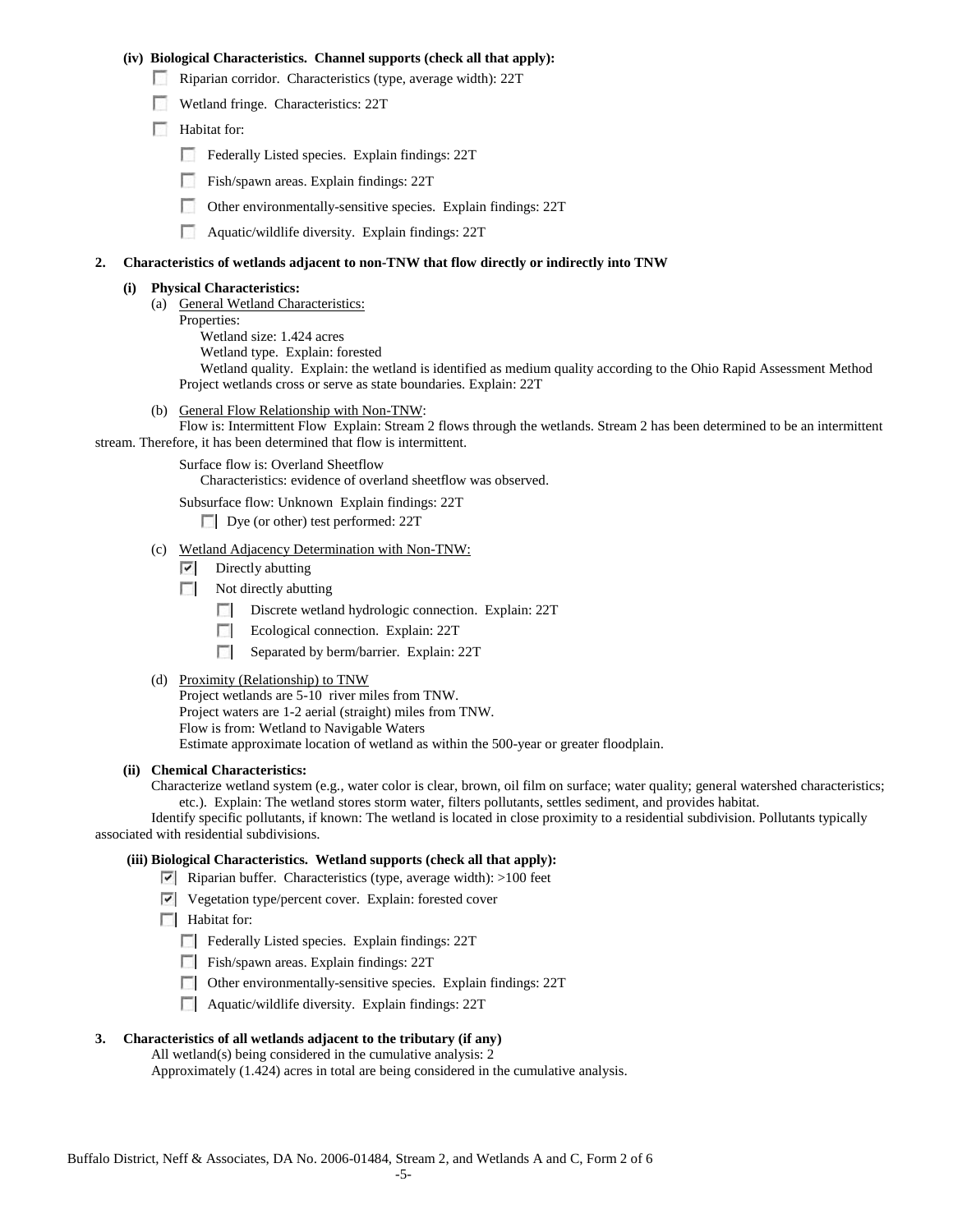**(iv) Biological Characteristics. Channel supports (check all that apply):**

- ☐ Riparian corridor. Characteristics (type, average width): 22T
- ☐ Wetland fringe. Characteristics: 22T
- ☐ Habitat for:
  - ☐ Federally Listed species. Explain findings: 22T
  - ☐ Fish/spawn areas. Explain findings: 22T
  - ☐ Other environmentally-sensitive species. Explain findings: 22T
  - ☐ Aquatic/wildlife diversity. Explain findings: 22T

**2. Characteristics of wetlands adjacent to non-TNW that flow directly or indirectly into TNW**

**(i) Physical Characteristics:**

(a) General Wetland Characteristics:

Properties:

Wetland size: 1.424 acres

Wetland type. Explain: forested

Wetland quality. Explain: the wetland is identified as medium quality according to the Ohio Rapid Assessment Method

Project wetlands cross or serve as state boundaries. Explain: 22T

(b) General Flow Relationship with Non-TNW:

Flow is: Intermittent Flow Explain: Stream 2 flows through the wetlands. Stream 2 has been determined to be an intermittent stream. Therefore, it has been determined that flow is intermittent.

Surface flow is: Overland Sheetflow

Characteristics: evidence of overland sheetflow was observed.

Subsurface flow: Unknown Explain findings: 22T

☐ Dye (or other) test performed: 22T

(c) Wetland Adjacency Determination with Non-TNW:

- ☑ Directly abutting
- ☐ Not directly abutting
  - ☐ Discrete wetland hydrologic connection. Explain: 22T
  - ☐ Ecological connection. Explain: 22T
  - ☐ Separated by berm/barrier. Explain: 22T

(d) Proximity (Relationship) to TNW

Project wetlands are 5-10 river miles from TNW.

Project waters are 1-2 aerial (straight) miles from TNW.

Flow is from: Wetland to Navigable Waters

Estimate approximate location of wetland as within the 500-year or greater floodplain.

**(ii) Chemical Characteristics:**

Characterize wetland system (e.g., water color is clear, brown, oil film on surface; water quality; general watershed characteristics; etc.). Explain: The wetland stores storm water, filters pollutants, settles sediment, and provides habitat.

Identify specific pollutants, if known: The wetland is located in close proximity to a residential subdivision. Pollutants typically associated with residential subdivisions.

**(iii) Biological Characteristics. Wetland supports (check all that apply):**

- ☑ Riparian buffer. Characteristics (type, average width): >100 feet
- ☑ Vegetation type/percent cover. Explain: forested cover
- ☐ Habitat for:
  - ☐ Federally Listed species. Explain findings: 22T
  - ☐ Fish/spawn areas. Explain findings: 22T
  - ☐ Other environmentally-sensitive species. Explain findings: 22T
  - ☐ Aquatic/wildlife diversity. Explain findings: 22T

**3. Characteristics of all wetlands adjacent to the tributary (if any)**

All wetland(s) being considered in the cumulative analysis: 2

Approximately (1.424) acres in total are being considered in the cumulative analysis.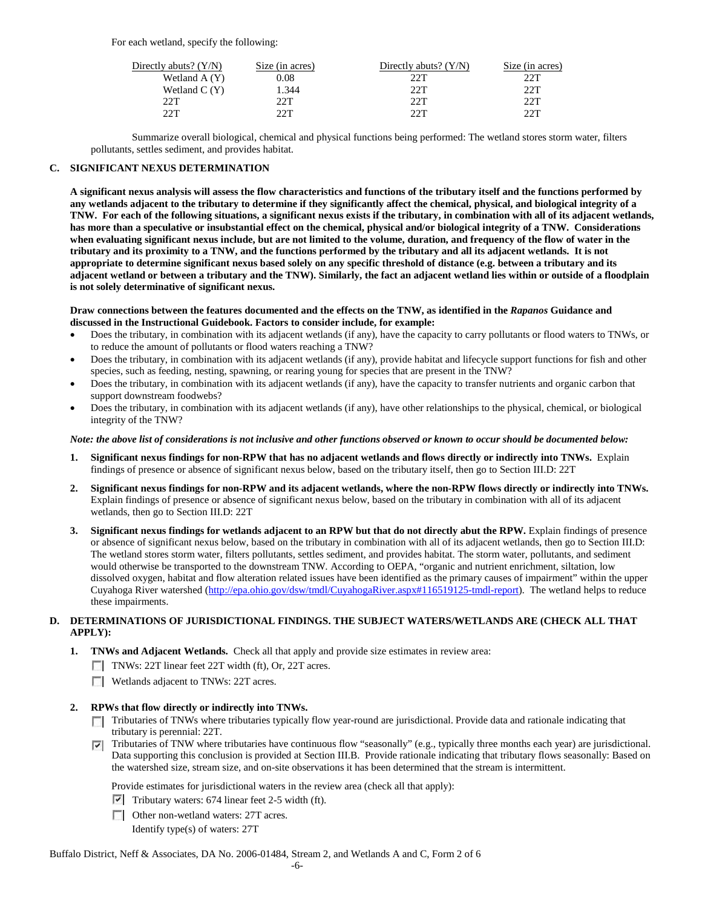For each wetland, specify the following:

| Directly abuts? (Y/N) | Size (in acres) | Directly abuts? (Y/N) | Size (in acres) |
|---|---|---|---|
| Wetland A (Y) | 0.08 | 22T | 22T |
| Wetland C (Y) | 1.344 | 22T | 22T |
| 22T | 22T | 22T | 22T |
| 22T | 22T | 22T | 22T |

Summarize overall biological, chemical and physical functions being performed: The wetland stores storm water, filters pollutants, settles sediment, and provides habitat.

**C. SIGNIFICANT NEXUS DETERMINATION**

**A significant nexus analysis will assess the flow characteristics and functions of the tributary itself and the functions performed by any wetlands adjacent to the tributary to determine if they significantly affect the chemical, physical, and biological integrity of a TNW. For each of the following situations, a significant nexus exists if the tributary, in combination with all of its adjacent wetlands, has more than a speculative or insubstantial effect on the chemical, physical and/or biological integrity of a TNW. Considerations when evaluating significant nexus include, but are not limited to the volume, duration, and frequency of the flow of water in the tributary and its proximity to a TNW, and the functions performed by the tributary and all its adjacent wetlands. It is not appropriate to determine significant nexus based solely on any specific threshold of distance (e.g. between a tributary and its adjacent wetland or between a tributary and the TNW). Similarly, the fact an adjacent wetland lies within or outside of a floodplain is not solely determinative of significant nexus.**

**Draw connections between the features documented and the effects on the TNW, as identified in the *Rapanos* Guidance and discussed in the Instructional Guidebook. Factors to consider include, for example:**

- Does the tributary, in combination with its adjacent wetlands (if any), have the capacity to carry pollutants or flood waters to TNWs, or to reduce the amount of pollutants or flood waters reaching a TNW?
- Does the tributary, in combination with its adjacent wetlands (if any), provide habitat and lifecycle support functions for fish and other species, such as feeding, nesting, spawning, or rearing young for species that are present in the TNW?
- Does the tributary, in combination with its adjacent wetlands (if any), have the capacity to transfer nutrients and organic carbon that support downstream foodwebs?
- Does the tributary, in combination with its adjacent wetlands (if any), have other relationships to the physical, chemical, or biological integrity of the TNW?

***Note: the above list of considerations is not inclusive and other functions observed or known to occur should be documented below:***

1. **Significant nexus findings for non-RPW that has no adjacent wetlands and flows directly or indirectly into TNWs.** Explain findings of presence or absence of significant nexus below, based on the tributary itself, then go to Section III.D: 22T

2. **Significant nexus findings for non-RPW and its adjacent wetlands, where the non-RPW flows directly or indirectly into TNWs.** Explain findings of presence or absence of significant nexus below, based on the tributary in combination with all of its adjacent wetlands, then go to Section III.D: 22T

3. **Significant nexus findings for wetlands adjacent to an RPW but that do not directly abut the RPW.** Explain findings of presence or absence of significant nexus below, based on the tributary in combination with all of its adjacent wetlands, then go to Section III.D: The wetland stores storm water, filters pollutants, settles sediment, and provides habitat. The storm water, pollutants, and sediment would otherwise be transported to the downstream TNW. According to OEPA, "organic and nutrient enrichment, siltation, low dissolved oxygen, habitat and flow alteration related issues have been identified as the primary causes of impairment" within the upper Cuyahoga River watershed (http://epa.ohio.gov/dsw/tmdl/CuyahogaRiver.aspx#116519125-tmdl-report). The wetland helps to reduce these impairments.

**D. DETERMINATIONS OF JURISDICTIONAL FINDINGS. THE SUBJECT WATERS/WETLANDS ARE (CHECK ALL THAT APPLY):**

1. **TNWs and Adjacent Wetlands.** Check all that apply and provide size estimates in review area:

   - [ ] TNWs: 22T linear feet 22T width (ft), Or, 22T acres.
   - [ ] Wetlands adjacent to TNWs: 22T acres.

2. **RPWs that flow directly or indirectly into TNWs.**

   - [ ] Tributaries of TNWs where tributaries typically flow year-round are jurisdictional. Provide data and rationale indicating that tributary is perennial: 22T.
   - [x] Tributaries of TNW where tributaries have continuous flow "seasonally" (e.g., typically three months each year) are jurisdictional. Data supporting this conclusion is provided at Section III.B. Provide rationale indicating that tributary flows seasonally: Based on the watershed size, stream size, and on-site observations it has been determined that the stream is intermittent.

   Provide estimates for jurisdictional waters in the review area (check all that apply):

   - [x] Tributary waters: 674 linear feet 2-5 width (ft).
   - [ ] Other non-wetland waters: 27T acres.

     Identify type(s) of waters: 27T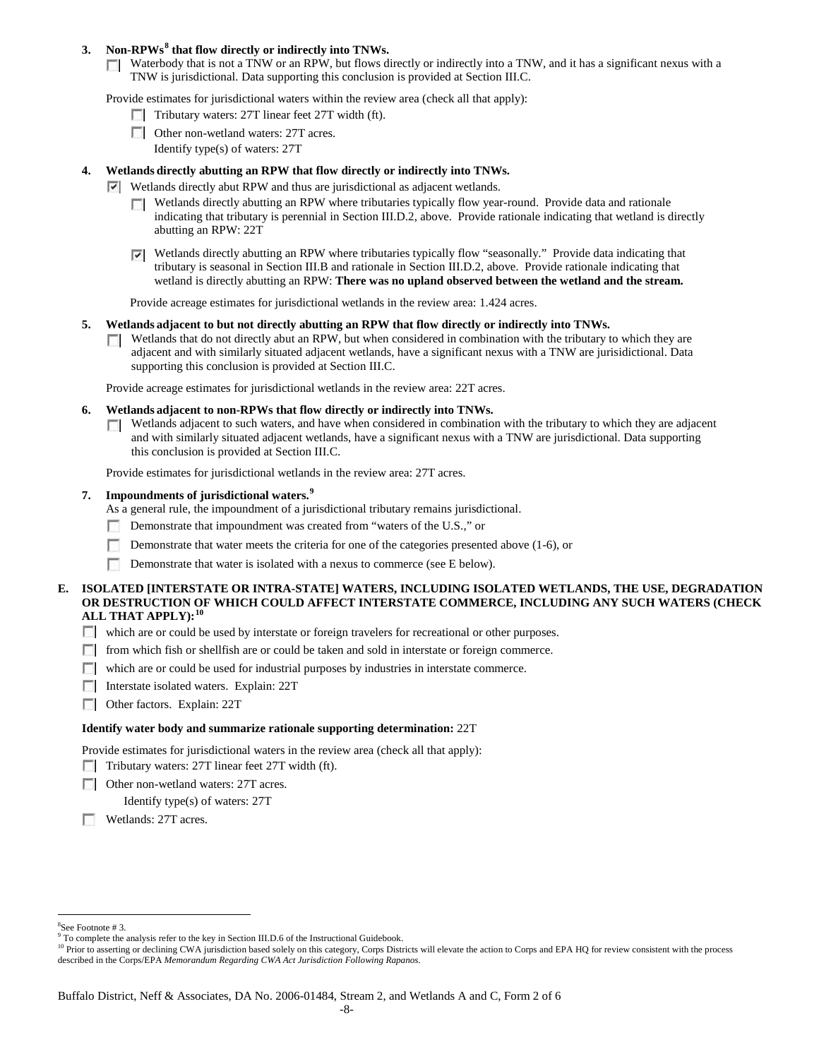**3. Non-RPWs[8] that flow directly or indirectly into TNWs.**

☐ Waterbody that is not a TNW or an RPW, but flows directly or indirectly into a TNW, and it has a significant nexus with a TNW is jurisdictional. Data supporting this conclusion is provided at Section III.C.

Provide estimates for jurisdictional waters within the review area (check all that apply):

- ☐ Tributary waters: 27T linear feet 27T width (ft).
- ☐ Other non-wetland waters: 27T acres.
  Identify type(s) of waters: 27T

**4. Wetlands directly abutting an RPW that flow directly or indirectly into TNWs.**

☑ Wetlands directly abut RPW and thus are jurisdictional as adjacent wetlands.

- ☐ Wetlands directly abutting an RPW where tributaries typically flow year-round. Provide data and rationale indicating that tributary is perennial in Section III.D.2, above. Provide rationale indicating that wetland is directly abutting an RPW: 22T
- ☑ Wetlands directly abutting an RPW where tributaries typically flow "seasonally." Provide data indicating that tributary is seasonal in Section III.B and rationale in Section III.D.2, above. Provide rationale indicating that wetland is directly abutting an RPW: **There was no upland observed between the wetland and the stream.**

Provide acreage estimates for jurisdictional wetlands in the review area: 1.424 acres.

**5. Wetlands adjacent to but not directly abutting an RPW that flow directly or indirectly into TNWs.**

☐ Wetlands that do not directly abut an RPW, but when considered in combination with the tributary to which they are adjacent and with similarly situated adjacent wetlands, have a significant nexus with a TNW are jurisidictional. Data supporting this conclusion is provided at Section III.C.

Provide acreage estimates for jurisdictional wetlands in the review area: 22T acres.

**6. Wetlands adjacent to non-RPWs that flow directly or indirectly into TNWs.**

☐ Wetlands adjacent to such waters, and have when considered in combination with the tributary to which they are adjacent and with similarly situated adjacent wetlands, have a significant nexus with a TNW are jurisdictional. Data supporting this conclusion is provided at Section III.C.

Provide estimates for jurisdictional wetlands in the review area: 27T acres.

**7. Impoundments of jurisdictional waters.[9]**

As a general rule, the impoundment of a jurisdictional tributary remains jurisdictional.

- ☐ Demonstrate that impoundment was created from "waters of the U.S.," or
- ☐ Demonstrate that water meets the criteria for one of the categories presented above (1-6), or
- ☐ Demonstrate that water is isolated with a nexus to commerce (see E below).

**E. ISOLATED [INTERSTATE OR INTRA-STATE] WATERS, INCLUDING ISOLATED WETLANDS, THE USE, DEGRADATION OR DESTRUCTION OF WHICH COULD AFFECT INTERSTATE COMMERCE, INCLUDING ANY SUCH WATERS (CHECK ALL THAT APPLY):[10]**

- ☐ which are or could be used by interstate or foreign travelers for recreational or other purposes.
- ☐ from which fish or shellfish are or could be taken and sold in interstate or foreign commerce.
- ☐ which are or could be used for industrial purposes by industries in interstate commerce.
- ☐ Interstate isolated waters. Explain: 22T
- ☐ Other factors. Explain: 22T

**Identify water body and summarize rationale supporting determination:** 22T

Provide estimates for jurisdictional waters in the review area (check all that apply):

- ☐ Tributary waters: 27T linear feet 27T width (ft).
- ☐ Other non-wetland waters: 27T acres.
  Identify type(s) of waters: 27T
- ☐ Wetlands: 27T acres.

---

[8] See Footnote # 3.

[9] To complete the analysis refer to the key in Section III.D.6 of the Instructional Guidebook.

[10] Prior to asserting or declining CWA jurisdiction based solely on this category, Corps Districts will elevate the action to Corps and EPA HQ for review consistent with the process described in the Corps/EPA *Memorandum Regarding CWA Act Jurisdiction Following Rapanos.*

Buffalo District, Neff & Associates, DA No. 2006-01484, Stream 2, and Wetlands A and C, Form 2 of 6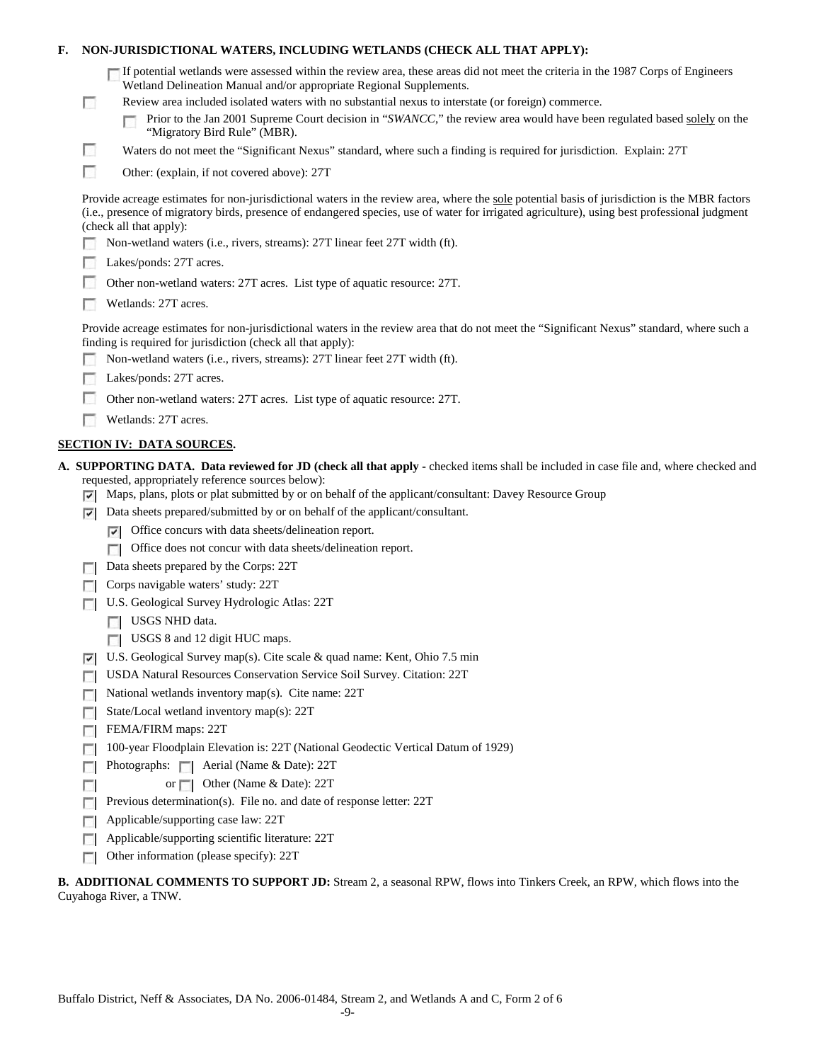**F. NON-JURISDICTIONAL WATERS, INCLUDING WETLANDS (CHECK ALL THAT APPLY):**

- [ ] If potential wetlands were assessed within the review area, these areas did not meet the criteria in the 1987 Corps of Engineers Wetland Delineation Manual and/or appropriate Regional Supplements.
- [ ] Review area included isolated waters with no substantial nexus to interstate (or foreign) commerce.
  - [ ] Prior to the Jan 2001 Supreme Court decision in "*SWANCC*," the review area would have been regulated based solely on the "Migratory Bird Rule" (MBR).
- [ ] Waters do not meet the "Significant Nexus" standard, where such a finding is required for jurisdiction. Explain: 27T
- [ ] Other: (explain, if not covered above): 27T

Provide acreage estimates for non-jurisdictional waters in the review area, where the sole potential basis of jurisdiction is the MBR factors (i.e., presence of migratory birds, presence of endangered species, use of water for irrigated agriculture), using best professional judgment (check all that apply):

- [ ] Non-wetland waters (i.e., rivers, streams): 27T linear feet 27T width (ft).
- [ ] Lakes/ponds: 27T acres.
- [ ] Other non-wetland waters: 27T acres. List type of aquatic resource: 27T.
- [ ] Wetlands: 27T acres.

Provide acreage estimates for non-jurisdictional waters in the review area that do not meet the "Significant Nexus" standard, where such a finding is required for jurisdiction (check all that apply):

- [ ] Non-wetland waters (i.e., rivers, streams): 27T linear feet 27T width (ft).
- [ ] Lakes/ponds: 27T acres.
- [ ] Other non-wetland waters: 27T acres. List type of aquatic resource: 27T.
- [ ] Wetlands: 27T acres.

## SECTION IV: DATA SOURCES.

**A. SUPPORTING DATA. Data reviewed for JD (check all that apply -** checked items shall be included in case file and, where checked and requested, appropriately reference sources below):

- [x] Maps, plans, plots or plat submitted by or on behalf of the applicant/consultant: Davey Resource Group
- [x] Data sheets prepared/submitted by or on behalf of the applicant/consultant.
  - [x] Office concurs with data sheets/delineation report.
  - [ ] Office does not concur with data sheets/delineation report.
- [ ] Data sheets prepared by the Corps: 22T
- [ ] Corps navigable waters' study: 22T
- [ ] U.S. Geological Survey Hydrologic Atlas: 22T
  - [ ] USGS NHD data.
  - [ ] USGS 8 and 12 digit HUC maps.
- [x] U.S. Geological Survey map(s). Cite scale & quad name: Kent, Ohio 7.5 min
- [ ] USDA Natural Resources Conservation Service Soil Survey. Citation: 22T
- [ ] National wetlands inventory map(s). Cite name: 22T
- [ ] State/Local wetland inventory map(s): 22T
- [ ] FEMA/FIRM maps: 22T
- [ ] 100-year Floodplain Elevation is: 22T (National Geodectic Vertical Datum of 1929)
- [ ] Photographs: [ ] Aerial (Name & Date): 22T
- [ ] or [ ] Other (Name & Date): 22T
- [ ] Previous determination(s). File no. and date of response letter: 22T
- [ ] Applicable/supporting case law: 22T
- [ ] Applicable/supporting scientific literature: 22T
- [ ] Other information (please specify): 22T

**B. ADDITIONAL COMMENTS TO SUPPORT JD:** Stream 2, a seasonal RPW, flows into Tinkers Creek, an RPW, which flows into the Cuyahoga River, a TNW.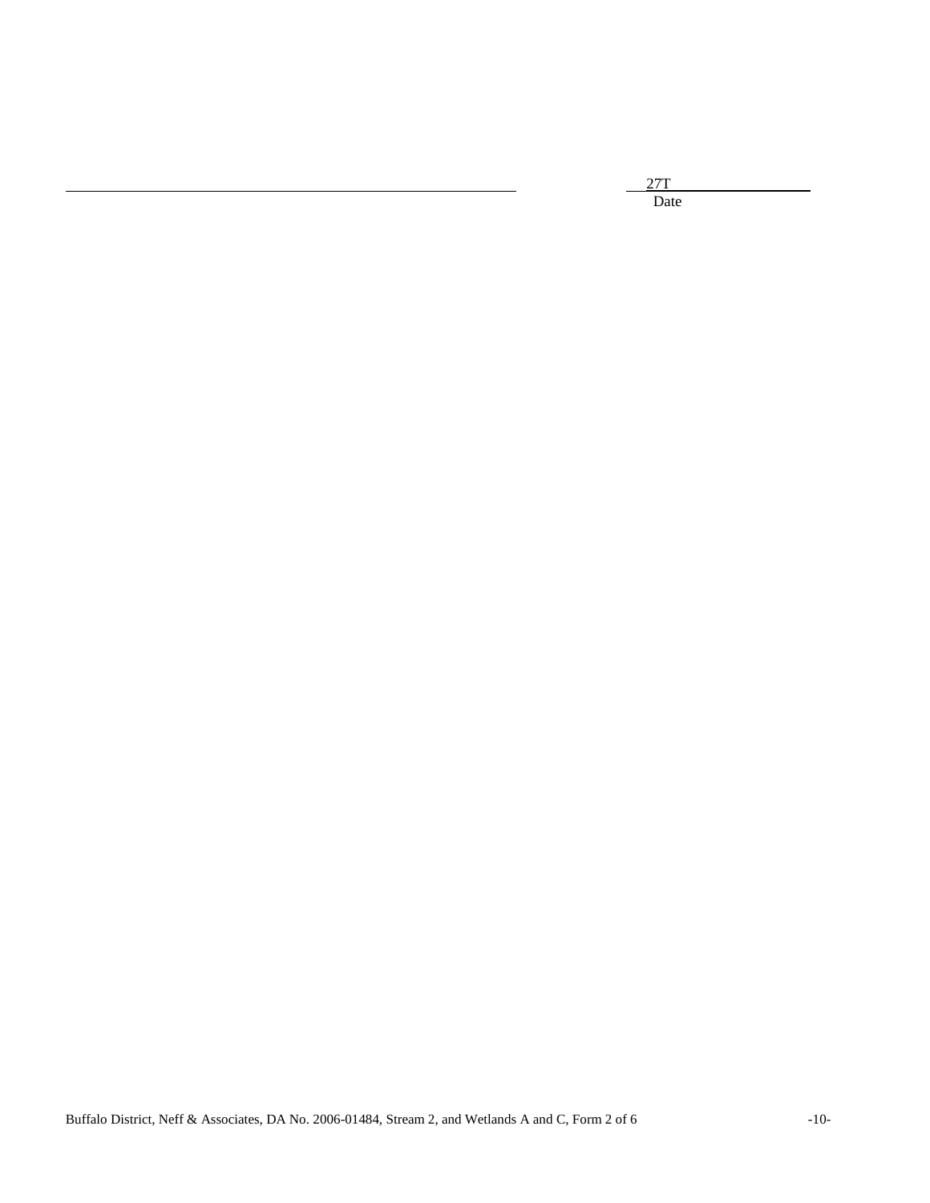_______________________________________ 27T_______________

Date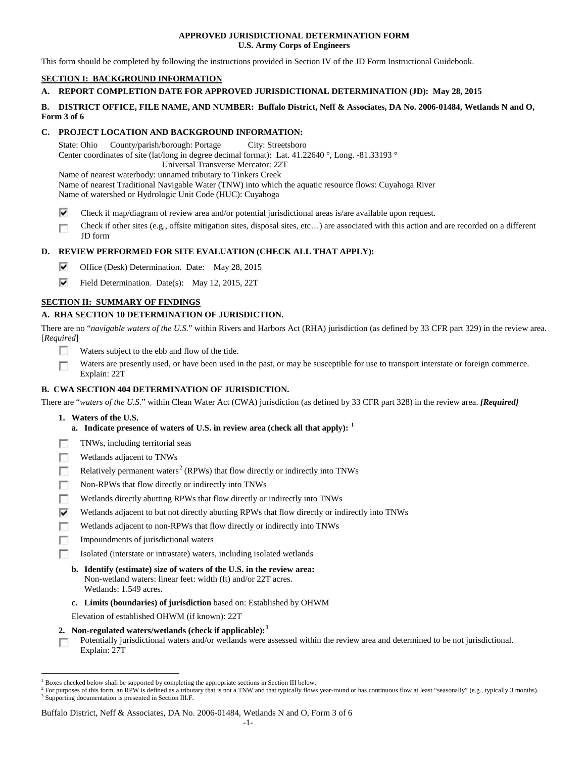**APPROVED JURISDICTIONAL DETERMINATION FORM**
**U.S. Army Corps of Engineers**

This form should be completed by following the instructions provided in Section IV of the JD Form Instructional Guidebook.

## SECTION I: BACKGROUND INFORMATION

**A. REPORT COMPLETION DATE FOR APPROVED JURISDICTIONAL DETERMINATION (JD): May 28, 2015**

**B. DISTRICT OFFICE, FILE NAME, AND NUMBER: Buffalo District, Neff & Associates, DA No. 2006-01484, Wetlands N and O, Form 3 of 6**

**C. PROJECT LOCATION AND BACKGROUND INFORMATION:**

State: Ohio County/parish/borough: Portage City: Streetsboro
Center coordinates of site (lat/long in degree decimal format): Lat. 41.22640 °, Long. -81.33193 °
Universal Transverse Mercator: 22T
Name of nearest waterbody: unnamed tributary to Tinkers Creek
Name of nearest Traditional Navigable Water (TNW) into which the aquatic resource flows: Cuyahoga River
Name of watershed or Hydrologic Unit Code (HUC): Cuyahoga

- ☑ Check if map/diagram of review area and/or potential jurisdictional areas is/are available upon request.
- ☐ Check if other sites (e.g., offsite mitigation sites, disposal sites, etc…) are associated with this action and are recorded on a different JD form

**D. REVIEW PERFORMED FOR SITE EVALUATION (CHECK ALL THAT APPLY):**

- ☑ Office (Desk) Determination. Date: May 28, 2015
- ☑ Field Determination. Date(s): May 12, 2015, 22T

## SECTION II: SUMMARY OF FINDINGS

**A. RHA SECTION 10 DETERMINATION OF JURISDICTION.**

There are no "*navigable waters of the U.S.*" within Rivers and Harbors Act (RHA) jurisdiction (as defined by 33 CFR part 329) in the review area. [*Required*]

- ☐ Waters subject to the ebb and flow of the tide.
- ☐ Waters are presently used, or have been used in the past, or may be susceptible for use to transport interstate or foreign commerce. Explain: 22T

**B. CWA SECTION 404 DETERMINATION OF JURISDICTION.**

There are "*waters of the U.S.*" within Clean Water Act (CWA) jurisdiction (as defined by 33 CFR part 328) in the review area. ***[Required]***

**1. Waters of the U.S.**

**a. Indicate presence of waters of U.S. in review area (check all that apply):** [1]

- ☐ TNWs, including territorial seas
- ☐ Wetlands adjacent to TNWs
- ☐ Relatively permanent waters[2] (RPWs) that flow directly or indirectly into TNWs
- ☐ Non-RPWs that flow directly or indirectly into TNWs
- ☐ Wetlands directly abutting RPWs that flow directly or indirectly into TNWs
- ☑ Wetlands adjacent to but not directly abutting RPWs that flow directly or indirectly into TNWs
- ☐ Wetlands adjacent to non-RPWs that flow directly or indirectly into TNWs
- ☐ Impoundments of jurisdictional waters
- ☐ Isolated (interstate or intrastate) waters, including isolated wetlands

**b. Identify (estimate) size of waters of the U.S. in the review area:**
Non-wetland waters: linear feet: width (ft) and/or 22T acres.
Wetlands: 1.549 acres.

**c. Limits (boundaries) of jurisdiction** based on: Established by OHWM

Elevation of established OHWM (if known): 22T

**2. Non-regulated waters/wetlands (check if applicable):**[3]

- ☐ Potentially jurisdictional waters and/or wetlands were assessed within the review area and determined to be not jurisdictional. Explain: 27T

---

[1] Boxes checked below shall be supported by completing the appropriate sections in Section III below.
[2] For purposes of this form, an RPW is defined as a tributary that is not a TNW and that typically flows year-round or has continuous flow at least "seasonally" (e.g., typically 3 months).
[3] Supporting documentation is presented in Section III.F.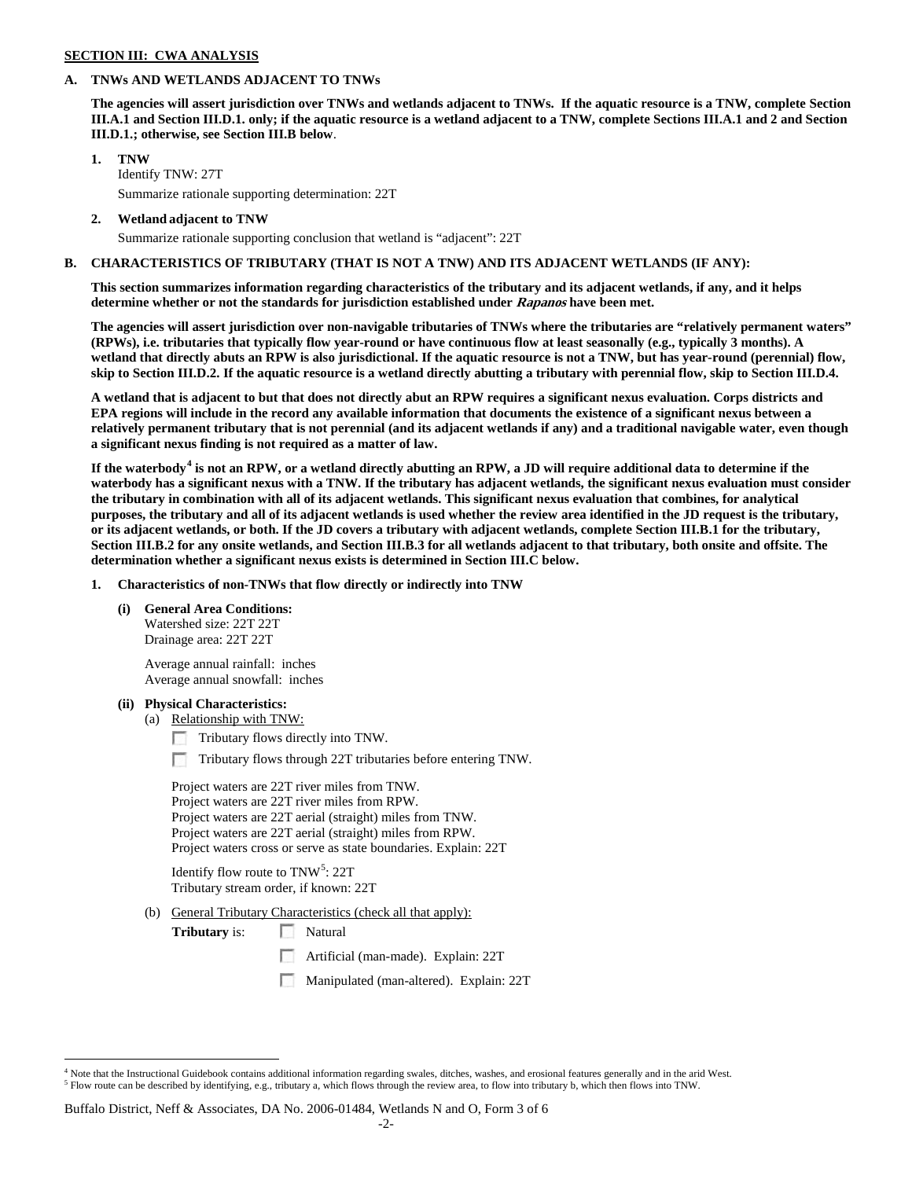**SECTION III: CWA ANALYSIS**

**A. TNWs AND WETLANDS ADJACENT TO TNWs**

**The agencies will assert jurisdiction over TNWs and wetlands adjacent to TNWs. If the aquatic resource is a TNW, complete Section III.A.1 and Section III.D.1. only; if the aquatic resource is a wetland adjacent to a TNW, complete Sections III.A.1 and 2 and Section III.D.1.; otherwise, see Section III.B below**.

**1. TNW**

Identify TNW: 27T

Summarize rationale supporting determination: 22T

**2. Wetland adjacent to TNW**

Summarize rationale supporting conclusion that wetland is "adjacent": 22T

**B. CHARACTERISTICS OF TRIBUTARY (THAT IS NOT A TNW) AND ITS ADJACENT WETLANDS (IF ANY):**

**This section summarizes information regarding characteristics of the tributary and its adjacent wetlands, if any, and it helps determine whether or not the standards for jurisdiction established under *Rapanos* have been met.**

**The agencies will assert jurisdiction over non-navigable tributaries of TNWs where the tributaries are "relatively permanent waters" (RPWs), i.e. tributaries that typically flow year-round or have continuous flow at least seasonally (e.g., typically 3 months). A wetland that directly abuts an RPW is also jurisdictional. If the aquatic resource is not a TNW, but has year-round (perennial) flow, skip to Section III.D.2. If the aquatic resource is a wetland directly abutting a tributary with perennial flow, skip to Section III.D.4.**

**A wetland that is adjacent to but that does not directly abut an RPW requires a significant nexus evaluation. Corps districts and EPA regions will include in the record any available information that documents the existence of a significant nexus between a relatively permanent tributary that is not perennial (and its adjacent wetlands if any) and a traditional navigable water, even though a significant nexus finding is not required as a matter of law.**

**If the waterbody[4] is not an RPW, or a wetland directly abutting an RPW, a JD will require additional data to determine if the waterbody has a significant nexus with a TNW. If the tributary has adjacent wetlands, the significant nexus evaluation must consider the tributary in combination with all of its adjacent wetlands. This significant nexus evaluation that combines, for analytical purposes, the tributary and all of its adjacent wetlands is used whether the review area identified in the JD request is the tributary, or its adjacent wetlands, or both. If the JD covers a tributary with adjacent wetlands, complete Section III.B.1 for the tributary, Section III.B.2 for any onsite wetlands, and Section III.B.3 for all wetlands adjacent to that tributary, both onsite and offsite. The determination whether a significant nexus exists is determined in Section III.C below.**

**1. Characteristics of non-TNWs that flow directly or indirectly into TNW**

**(i) General Area Conditions:**

Watershed size: 22T 22T

Drainage area: 22T 22T

Average annual rainfall: inches

Average annual snowfall: inches

**(ii) Physical Characteristics:**

(a) Relationship with TNW:

☐ Tributary flows directly into TNW.

☐ Tributary flows through 22T tributaries before entering TNW.

Project waters are 22T river miles from TNW.
Project waters are 22T river miles from RPW.
Project waters are 22T aerial (straight) miles from TNW.
Project waters are 22T aerial (straight) miles from RPW.
Project waters cross or serve as state boundaries. Explain: 22T

Identify flow route to TNW[5]: 22T
Tributary stream order, if known: 22T

(b) General Tributary Characteristics (check all that apply):

**Tributary** is: ☐ Natural

☐ Artificial (man-made). Explain: 22T

☐ Manipulated (man-altered). Explain: 22T

[4] Note that the Instructional Guidebook contains additional information regarding swales, ditches, washes, and erosional features generally and in the arid West.

[5] Flow route can be described by identifying, e.g., tributary a, which flows through the review area, to flow into tributary b, which then flows into TNW.

Buffalo District, Neff & Associates, DA No. 2006-01484, Wetlands N and O, Form 3 of 6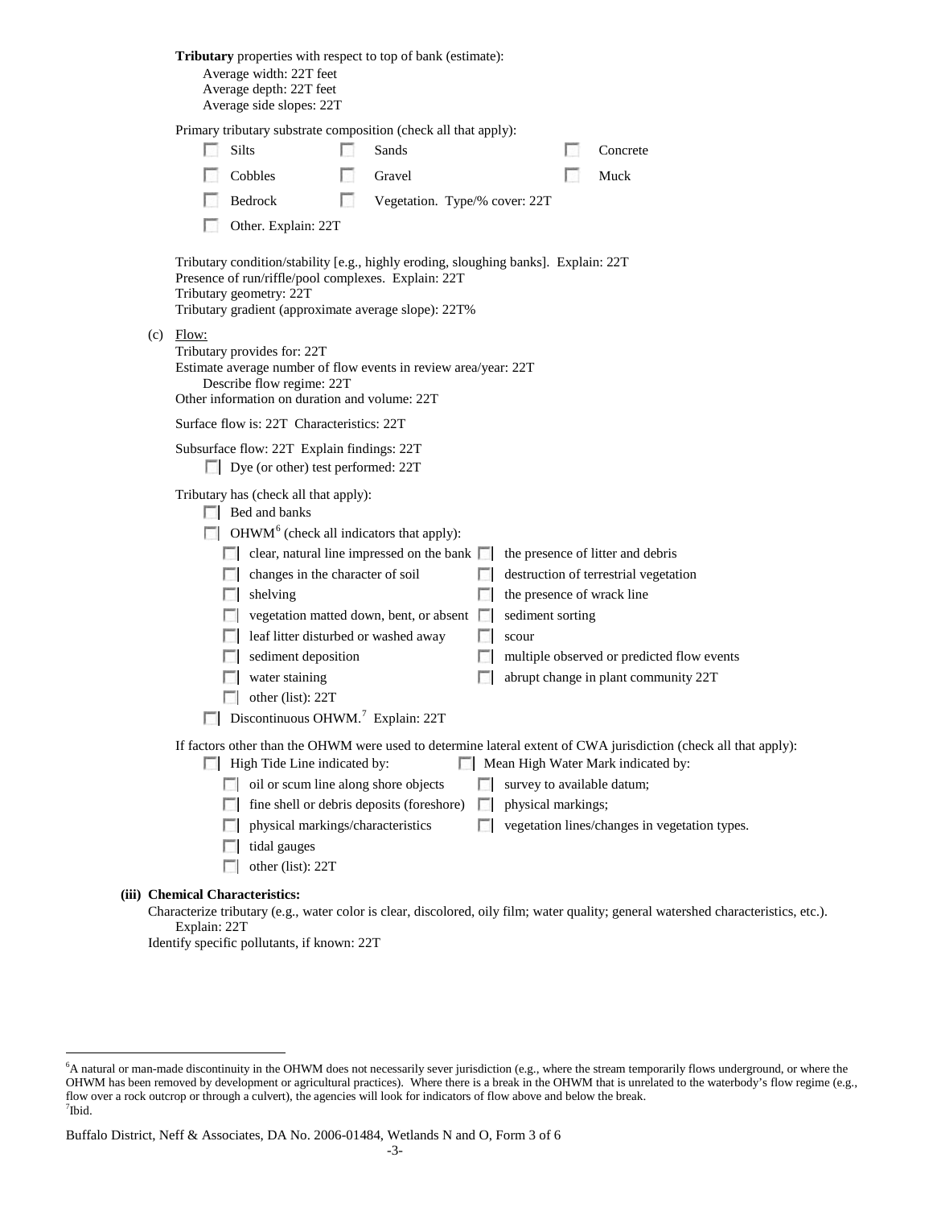**Tributary** properties with respect to top of bank (estimate):

Average width: 22T feet
Average depth: 22T feet
Average side slopes: 22T

Primary tributary substrate composition (check all that apply):

- ☐ Silts
- ☐ Sands
- ☐ Concrete
- ☐ Cobbles
- ☐ Gravel
- ☐ Muck
- ☐ Bedrock
- ☐ Vegetation. Type/% cover: 22T
- ☐ Other. Explain: 22T

Tributary condition/stability [e.g., highly eroding, sloughing banks]. Explain: 22T
Presence of run/riffle/pool complexes. Explain: 22T
Tributary geometry: 22T
Tributary gradient (approximate average slope): 22T%

(c) Flow:

Tributary provides for: 22T
Estimate average number of flow events in review area/year: 22T
Describe flow regime: 22T
Other information on duration and volume: 22T

Surface flow is: 22T Characteristics: 22T

Subsurface flow: 22T Explain findings: 22T

- ☐ Dye (or other) test performed: 22T

Tributary has (check all that apply):

- ☐ Bed and banks
- ☐ OHWM[6] (check all indicators that apply):
  - ☐ clear, natural line impressed on the bank
  - ☐ the presence of litter and debris
  - ☐ changes in the character of soil
  - ☐ destruction of terrestrial vegetation
  - ☐ shelving
  - ☐ the presence of wrack line
  - ☐ vegetation matted down, bent, or absent
  - ☐ sediment sorting
  - ☐ leaf litter disturbed or washed away
  - ☐ scour
  - ☐ sediment deposition
  - ☐ multiple observed or predicted flow events
  - ☐ water staining
  - ☐ abrupt change in plant community 22T
  - ☐ other (list): 22T
- ☐ Discontinuous OHWM.[7] Explain: 22T

If factors other than the OHWM were used to determine lateral extent of CWA jurisdiction (check all that apply):

- ☐ High Tide Line indicated by:
  - ☐ oil or scum line along shore objects
  - ☐ fine shell or debris deposits (foreshore)
  - ☐ physical markings/characteristics
  - ☐ tidal gauges
  - ☐ other (list): 22T
- ☐ Mean High Water Mark indicated by:
  - ☐ survey to available datum;
  - ☐ physical markings;
  - ☐ vegetation lines/changes in vegetation types.

**(iii) Chemical Characteristics:**

Characterize tributary (e.g., water color is clear, discolored, oily film; water quality; general watershed characteristics, etc.). Explain: 22T
Identify specific pollutants, if known: 22T

---

[6]A natural or man-made discontinuity in the OHWM does not necessarily sever jurisdiction (e.g., where the stream temporarily flows underground, or where the OHWM has been removed by development or agricultural practices). Where there is a break in the OHWM that is unrelated to the waterbody's flow regime (e.g., flow over a rock outcrop or through a culvert), the agencies will look for indicators of flow above and below the break.
[7]Ibid.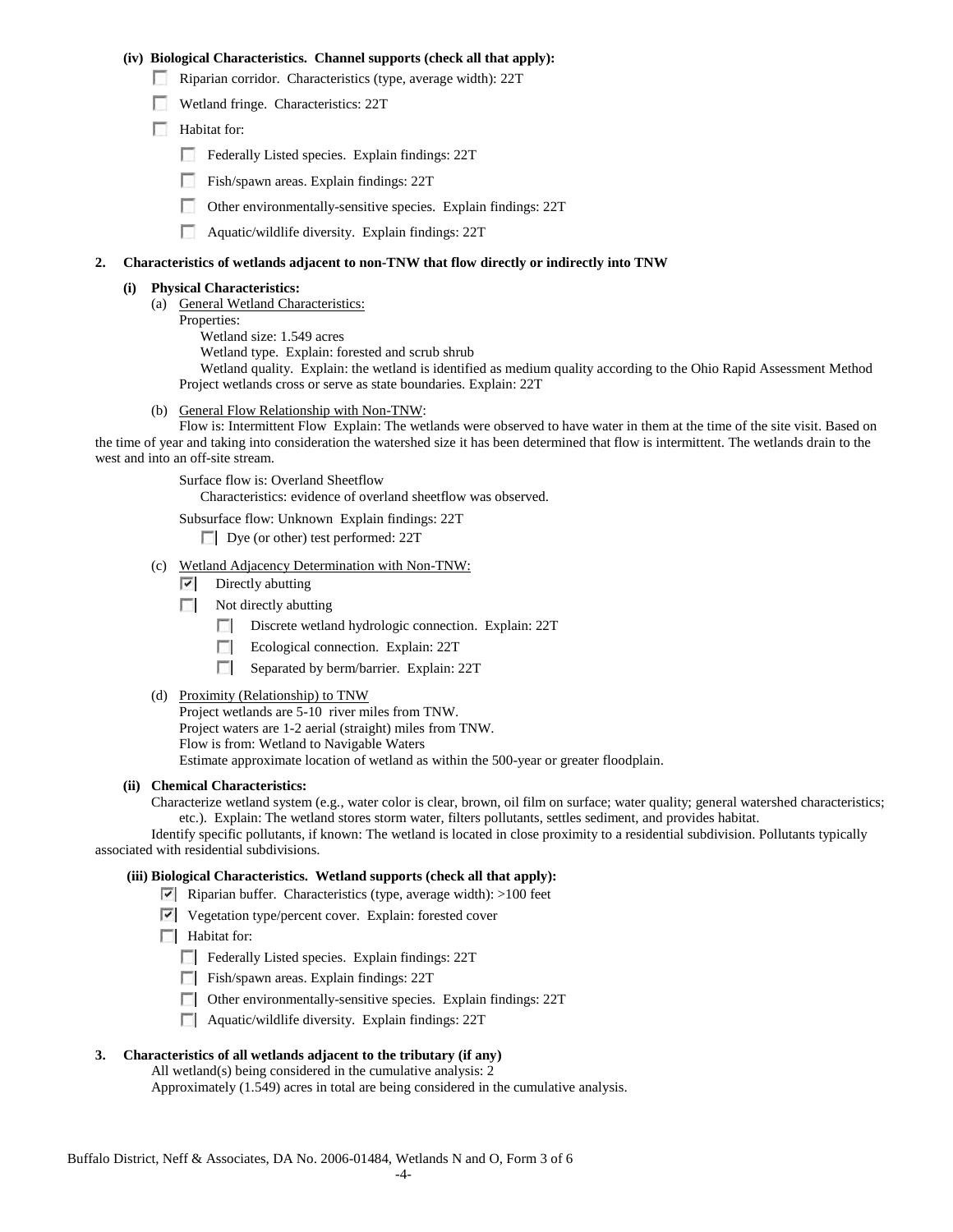**(iv) Biological Characteristics. Channel supports (check all that apply):**

- ☐ Riparian corridor. Characteristics (type, average width): 22T
- ☐ Wetland fringe. Characteristics: 22T
- ☐ Habitat for:
  - ☐ Federally Listed species. Explain findings: 22T
  - ☐ Fish/spawn areas. Explain findings: 22T
  - ☐ Other environmentally-sensitive species. Explain findings: 22T
  - ☐ Aquatic/wildlife diversity. Explain findings: 22T

**2. Characteristics of wetlands adjacent to non-TNW that flow directly or indirectly into TNW**

**(i) Physical Characteristics:**

(a) General Wetland Characteristics:

Properties:

Wetland size: 1.549 acres

Wetland type. Explain: forested and scrub shrub

Wetland quality. Explain: the wetland is identified as medium quality according to the Ohio Rapid Assessment Method

Project wetlands cross or serve as state boundaries. Explain: 22T

(b) General Flow Relationship with Non-TNW:

Flow is: Intermittent Flow Explain: The wetlands were observed to have water in them at the time of the site visit. Based on the time of year and taking into consideration the watershed size it has been determined that flow is intermittent. The wetlands drain to the west and into an off-site stream.

Surface flow is: Overland Sheetflow

Characteristics: evidence of overland sheetflow was observed.

Subsurface flow: Unknown Explain findings: 22T

☐ Dye (or other) test performed: 22T

(c) Wetland Adjacency Determination with Non-TNW:

- ☑ Directly abutting
- ☐ Not directly abutting
  - ☐ Discrete wetland hydrologic connection. Explain: 22T
  - ☐ Ecological connection. Explain: 22T
  - ☐ Separated by berm/barrier. Explain: 22T

(d) Proximity (Relationship) to TNW

Project wetlands are 5-10 river miles from TNW.

Project waters are 1-2 aerial (straight) miles from TNW.

Flow is from: Wetland to Navigable Waters

Estimate approximate location of wetland as within the 500-year or greater floodplain.

**(ii) Chemical Characteristics:**

Characterize wetland system (e.g., water color is clear, brown, oil film on surface; water quality; general watershed characteristics; etc.). Explain: The wetland stores storm water, filters pollutants, settles sediment, and provides habitat.

Identify specific pollutants, if known: The wetland is located in close proximity to a residential subdivision. Pollutants typically associated with residential subdivisions.

**(iii) Biological Characteristics. Wetland supports (check all that apply):**

- ☑ Riparian buffer. Characteristics (type, average width): >100 feet
- ☑ Vegetation type/percent cover. Explain: forested cover
- ☐ Habitat for:
  - ☐ Federally Listed species. Explain findings: 22T
  - ☐ Fish/spawn areas. Explain findings: 22T
  - ☐ Other environmentally-sensitive species. Explain findings: 22T
  - ☐ Aquatic/wildlife diversity. Explain findings: 22T

**3. Characteristics of all wetlands adjacent to the tributary (if any)**

All wetland(s) being considered in the cumulative analysis: 2

Approximately (1.549) acres in total are being considered in the cumulative analysis.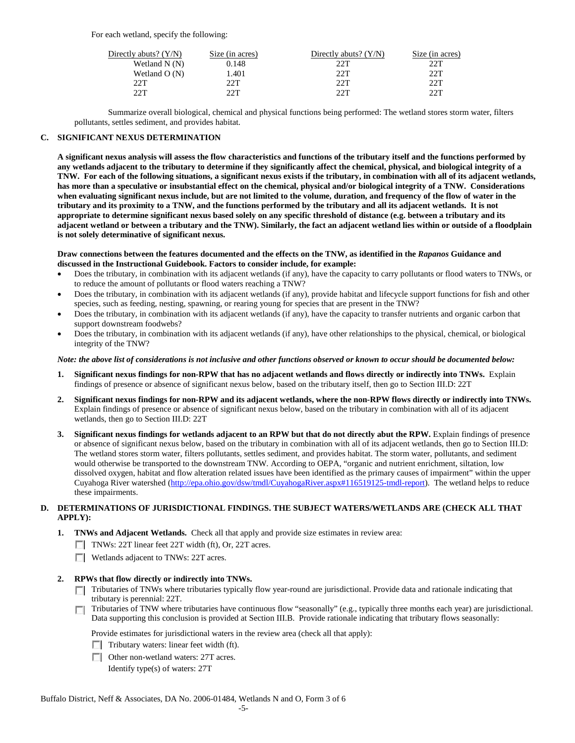For each wetland, specify the following:

| Directly abuts? (Y/N) | Size (in acres) | Directly abuts? (Y/N) | Size (in acres) |
|---|---|---|---|
| Wetland N (N) | 0.148 | 22T | 22T |
| Wetland O (N) | 1.401 | 22T | 22T |
| 22T | 22T | 22T | 22T |
| 22T | 22T | 22T | 22T |

Summarize overall biological, chemical and physical functions being performed: The wetland stores storm water, filters pollutants, settles sediment, and provides habitat.

## C. SIGNIFICANT NEXUS DETERMINATION

**A significant nexus analysis will assess the flow characteristics and functions of the tributary itself and the functions performed by any wetlands adjacent to the tributary to determine if they significantly affect the chemical, physical, and biological integrity of a TNW. For each of the following situations, a significant nexus exists if the tributary, in combination with all of its adjacent wetlands, has more than a speculative or insubstantial effect on the chemical, physical and/or biological integrity of a TNW. Considerations when evaluating significant nexus include, but are not limited to the volume, duration, and frequency of the flow of water in the tributary and its proximity to a TNW, and the functions performed by the tributary and all its adjacent wetlands. It is not appropriate to determine significant nexus based solely on any specific threshold of distance (e.g. between a tributary and its adjacent wetland or between a tributary and the TNW). Similarly, the fact an adjacent wetland lies within or outside of a floodplain is not solely determinative of significant nexus.**

**Draw connections between the features documented and the effects on the TNW, as identified in the *Rapanos* Guidance and discussed in the Instructional Guidebook. Factors to consider include, for example:**

- Does the tributary, in combination with its adjacent wetlands (if any), have the capacity to carry pollutants or flood waters to TNWs, or to reduce the amount of pollutants or flood waters reaching a TNW?
- Does the tributary, in combination with its adjacent wetlands (if any), provide habitat and lifecycle support functions for fish and other species, such as feeding, nesting, spawning, or rearing young for species that are present in the TNW?
- Does the tributary, in combination with its adjacent wetlands (if any), have the capacity to transfer nutrients and organic carbon that support downstream foodwebs?
- Does the tributary, in combination with its adjacent wetlands (if any), have other relationships to the physical, chemical, or biological integrity of the TNW?

***Note: the above list of considerations is not inclusive and other functions observed or known to occur should be documented below:***

1. **Significant nexus findings for non-RPW that has no adjacent wetlands and flows directly or indirectly into TNWs.** Explain findings of presence or absence of significant nexus below, based on the tributary itself, then go to Section III.D: 22T

2. **Significant nexus findings for non-RPW and its adjacent wetlands, where the non-RPW flows directly or indirectly into TNWs.** Explain findings of presence or absence of significant nexus below, based on the tributary in combination with all of its adjacent wetlands, then go to Section III.D: 22T

3. **Significant nexus findings for wetlands adjacent to an RPW but that do not directly abut the RPW.** Explain findings of presence or absence of significant nexus below, based on the tributary in combination with all of its adjacent wetlands, then go to Section III.D: The wetland stores storm water, filters pollutants, settles sediment, and provides habitat. The storm water, pollutants, and sediment would otherwise be transported to the downstream TNW. According to OEPA, "organic and nutrient enrichment, siltation, low dissolved oxygen, habitat and flow alteration related issues have been identified as the primary causes of impairment" within the upper Cuyahoga River watershed (http://epa.ohio.gov/dsw/tmdl/CuyahogaRiver.aspx#116519125-tmdl-report). The wetland helps to reduce these impairments.

## D. DETERMINATIONS OF JURISDICTIONAL FINDINGS. THE SUBJECT WATERS/WETLANDS ARE (CHECK ALL THAT APPLY):

1. **TNWs and Adjacent Wetlands.** Check all that apply and provide size estimates in review area:
   - ☐ TNWs: 22T linear feet 22T width (ft), Or, 22T acres.
   - ☐ Wetlands adjacent to TNWs: 22T acres.

2. **RPWs that flow directly or indirectly into TNWs.**
   - ☐ Tributaries of TNWs where tributaries typically flow year-round are jurisdictional. Provide data and rationale indicating that tributary is perennial: 22T.
   - ☐ Tributaries of TNW where tributaries have continuous flow "seasonally" (e.g., typically three months each year) are jurisdictional. Data supporting this conclusion is provided at Section III.B. Provide rationale indicating that tributary flows seasonally:

   Provide estimates for jurisdictional waters in the review area (check all that apply):
   - ☐ Tributary waters: linear feet width (ft).
   - ☐ Other non-wetland waters: 27T acres.

     Identify type(s) of waters: 27T

Buffalo District, Neff & Associates, DA No. 2006-01484, Wetlands N and O, Form 3 of 6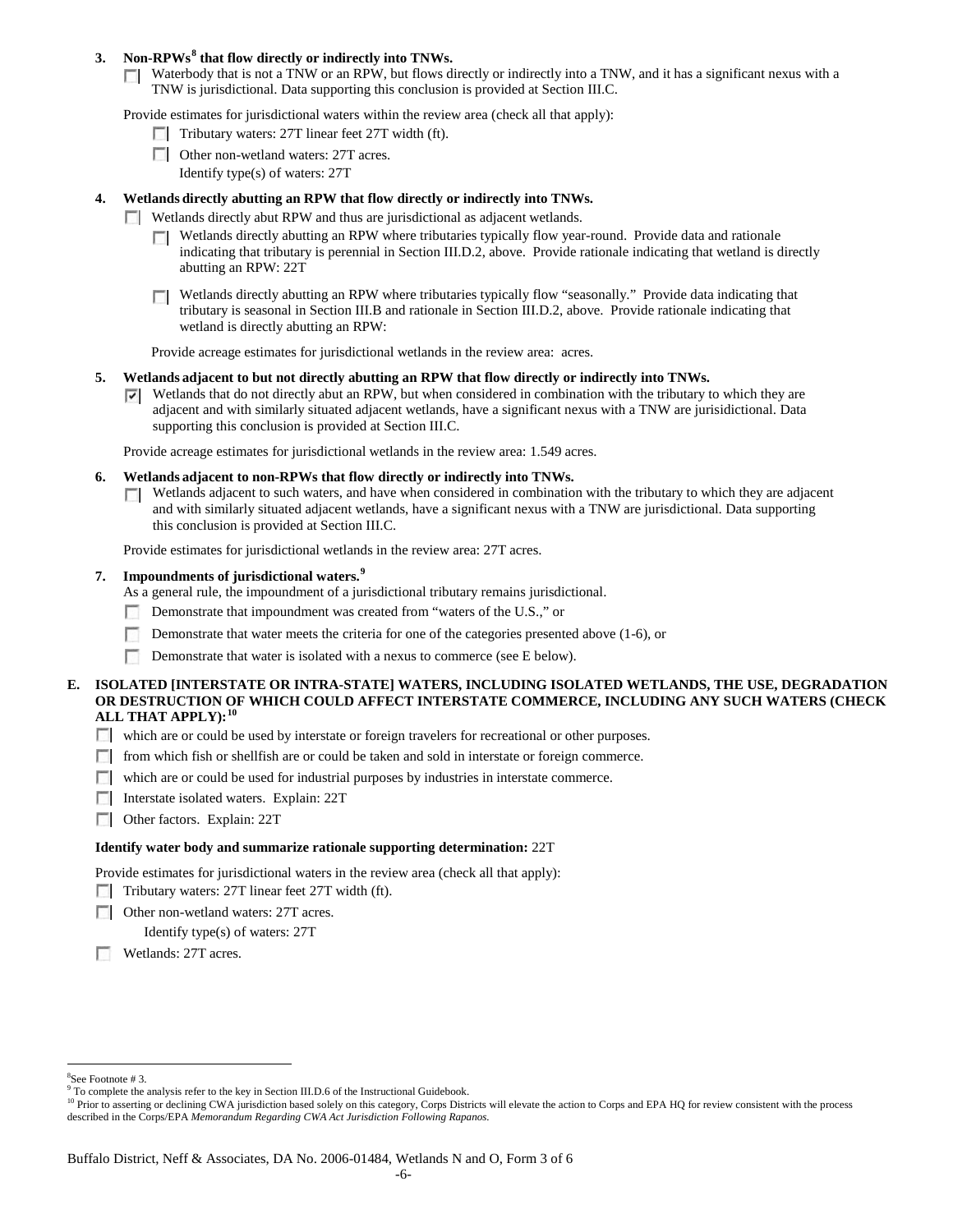**3. Non-RPWs[8] that flow directly or indirectly into TNWs.**

☐ Waterbody that is not a TNW or an RPW, but flows directly or indirectly into a TNW, and it has a significant nexus with a TNW is jurisdictional. Data supporting this conclusion is provided at Section III.C.

Provide estimates for jurisdictional waters within the review area (check all that apply):

☐ Tributary waters: 27T linear feet 27T width (ft).

☐ Other non-wetland waters: 27T acres.

Identify type(s) of waters: 27T

**4. Wetlands directly abutting an RPW that flow directly or indirectly into TNWs.**

☐ Wetlands directly abut RPW and thus are jurisdictional as adjacent wetlands.

☐ Wetlands directly abutting an RPW where tributaries typically flow year-round. Provide data and rationale indicating that tributary is perennial in Section III.D.2, above. Provide rationale indicating that wetland is directly abutting an RPW: 22T

☐ Wetlands directly abutting an RPW where tributaries typically flow "seasonally." Provide data indicating that tributary is seasonal in Section III.B and rationale in Section III.D.2, above. Provide rationale indicating that wetland is directly abutting an RPW:

Provide acreage estimates for jurisdictional wetlands in the review area: acres.

**5. Wetlands adjacent to but not directly abutting an RPW that flow directly or indirectly into TNWs.**

☑ Wetlands that do not directly abut an RPW, but when considered in combination with the tributary to which they are adjacent and with similarly situated adjacent wetlands, have a significant nexus with a TNW are jurisidictional. Data supporting this conclusion is provided at Section III.C.

Provide acreage estimates for jurisdictional wetlands in the review area: 1.549 acres.

**6. Wetlands adjacent to non-RPWs that flow directly or indirectly into TNWs.**

☐ Wetlands adjacent to such waters, and have when considered in combination with the tributary to which they are adjacent and with similarly situated adjacent wetlands, have a significant nexus with a TNW are jurisdictional. Data supporting this conclusion is provided at Section III.C.

Provide estimates for jurisdictional wetlands in the review area: 27T acres.

**7. Impoundments of jurisdictional waters.[9]**

As a general rule, the impoundment of a jurisdictional tributary remains jurisdictional.

☐ Demonstrate that impoundment was created from "waters of the U.S.," or

☐ Demonstrate that water meets the criteria for one of the categories presented above (1-6), or

☐ Demonstrate that water is isolated with a nexus to commerce (see E below).

**E. ISOLATED [INTERSTATE OR INTRA-STATE] WATERS, INCLUDING ISOLATED WETLANDS, THE USE, DEGRADATION OR DESTRUCTION OF WHICH COULD AFFECT INTERSTATE COMMERCE, INCLUDING ANY SUCH WATERS (CHECK ALL THAT APPLY):[10]**

☐ which are or could be used by interstate or foreign travelers for recreational or other purposes.

☐ from which fish or shellfish are or could be taken and sold in interstate or foreign commerce.

☐ which are or could be used for industrial purposes by industries in interstate commerce.

☐ Interstate isolated waters. Explain: 22T

☐ Other factors. Explain: 22T

**Identify water body and summarize rationale supporting determination:** 22T

Provide estimates for jurisdictional waters in the review area (check all that apply):

☐ Tributary waters: 27T linear feet 27T width (ft).

☐ Other non-wetland waters: 27T acres.

Identify type(s) of waters: 27T

☐ Wetlands: 27T acres.

---

[8] See Footnote # 3.

[9] To complete the analysis refer to the key in Section III.D.6 of the Instructional Guidebook.

[10] Prior to asserting or declining CWA jurisdiction based solely on this category, Corps Districts will elevate the action to Corps and EPA HQ for review consistent with the process described in the Corps/EPA *Memorandum Regarding CWA Act Jurisdiction Following Rapanos.*

Buffalo District, Neff & Associates, DA No. 2006-01484, Wetlands N and O, Form 3 of 6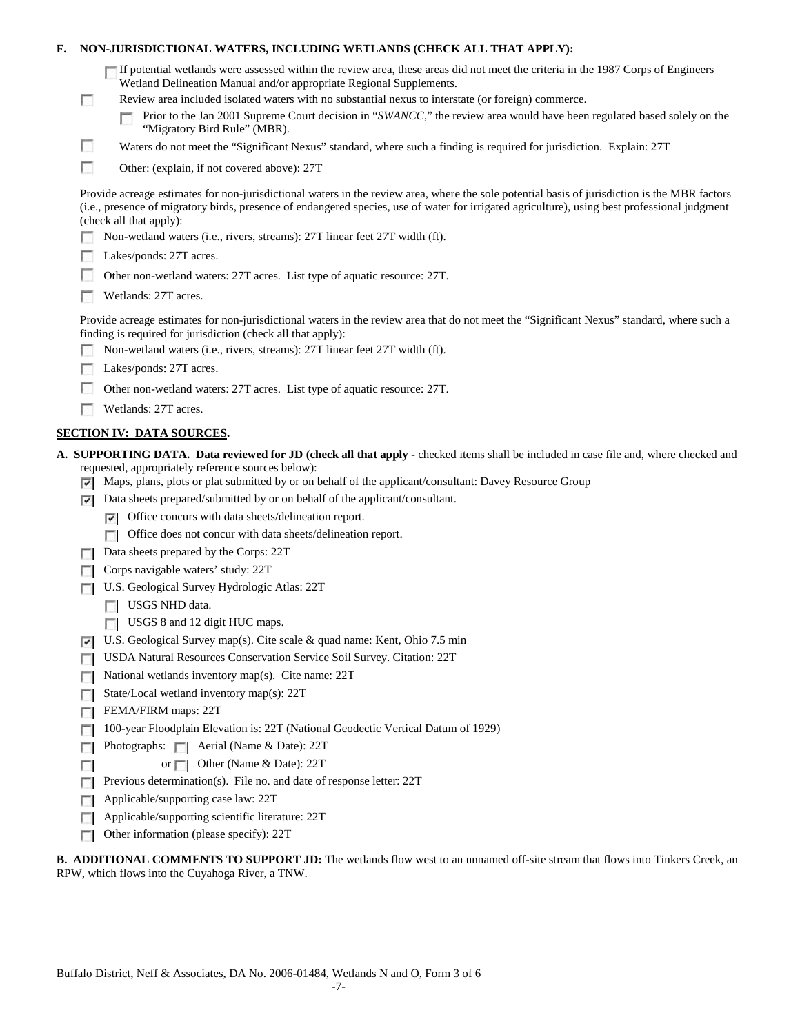**F. NON-JURISDICTIONAL WATERS, INCLUDING WETLANDS (CHECK ALL THAT APPLY):**

- ☐ If potential wetlands were assessed within the review area, these areas did not meet the criteria in the 1987 Corps of Engineers Wetland Delineation Manual and/or appropriate Regional Supplements.
- ☐ Review area included isolated waters with no substantial nexus to interstate (or foreign) commerce.
  - ☐ Prior to the Jan 2001 Supreme Court decision in "*SWANCC*," the review area would have been regulated based solely on the "Migratory Bird Rule" (MBR).
- ☐ Waters do not meet the "Significant Nexus" standard, where such a finding is required for jurisdiction. Explain: 27T
- ☐ Other: (explain, if not covered above): 27T

Provide acreage estimates for non-jurisdictional waters in the review area, where the sole potential basis of jurisdiction is the MBR factors (i.e., presence of migratory birds, presence of endangered species, use of water for irrigated agriculture), using best professional judgment (check all that apply):

- ☐ Non-wetland waters (i.e., rivers, streams): 27T linear feet 27T width (ft).
- ☐ Lakes/ponds: 27T acres.
- ☐ Other non-wetland waters: 27T acres. List type of aquatic resource: 27T.
- ☐ Wetlands: 27T acres.

Provide acreage estimates for non-jurisdictional waters in the review area that do not meet the "Significant Nexus" standard, where such a finding is required for jurisdiction (check all that apply):

- ☐ Non-wetland waters (i.e., rivers, streams): 27T linear feet 27T width (ft).
- ☐ Lakes/ponds: 27T acres.
- ☐ Other non-wetland waters: 27T acres. List type of aquatic resource: 27T.
- ☐ Wetlands: 27T acres.

## SECTION IV: DATA SOURCES.

**A. SUPPORTING DATA. Data reviewed for JD (check all that apply -** checked items shall be included in case file and, where checked and requested, appropriately reference sources below):

- ☑ Maps, plans, plots or plat submitted by or on behalf of the applicant/consultant: Davey Resource Group
- ☑ Data sheets prepared/submitted by or on behalf of the applicant/consultant.
  - ☑ Office concurs with data sheets/delineation report.
  - ☐ Office does not concur with data sheets/delineation report.
- ☐ Data sheets prepared by the Corps: 22T
- ☐ Corps navigable waters' study: 22T
- ☐ U.S. Geological Survey Hydrologic Atlas: 22T
  - ☐ USGS NHD data.
  - ☐ USGS 8 and 12 digit HUC maps.
- ☑ U.S. Geological Survey map(s). Cite scale & quad name: Kent, Ohio 7.5 min
- ☐ USDA Natural Resources Conservation Service Soil Survey. Citation: 22T
- ☐ National wetlands inventory map(s). Cite name: 22T
- ☐ State/Local wetland inventory map(s): 22T
- ☐ FEMA/FIRM maps: 22T
- ☐ 100-year Floodplain Elevation is: 22T (National Geodectic Vertical Datum of 1929)
- ☐ Photographs: ☐ Aerial (Name & Date): 22T
- ☐ or ☐ Other (Name & Date): 22T
- ☐ Previous determination(s). File no. and date of response letter: 22T
- ☐ Applicable/supporting case law: 22T
- ☐ Applicable/supporting scientific literature: 22T
- ☐ Other information (please specify): 22T

**B. ADDITIONAL COMMENTS TO SUPPORT JD:** The wetlands flow west to an unnamed off-site stream that flows into Tinkers Creek, an RPW, which flows into the Cuyahoga River, a TNW.

Buffalo District, Neff & Associates, DA No. 2006-01484, Wetlands N and O, Form 3 of 6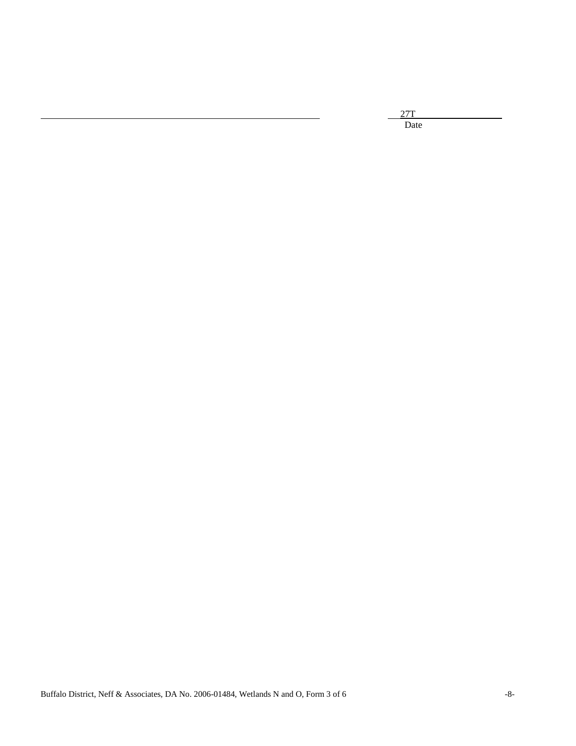\_\_\_\_\_\_\_\_\_\_\_\_\_\_\_\_\_\_\_\_\_\_\_\_\_\_\_\_\_\_\_\_\_\_\_\_\_\_\_\_\_\_\_\_\_\_\_\_ 27T\_\_\_\_\_\_\_\_\_\_\_\_\_\_\_\_

Date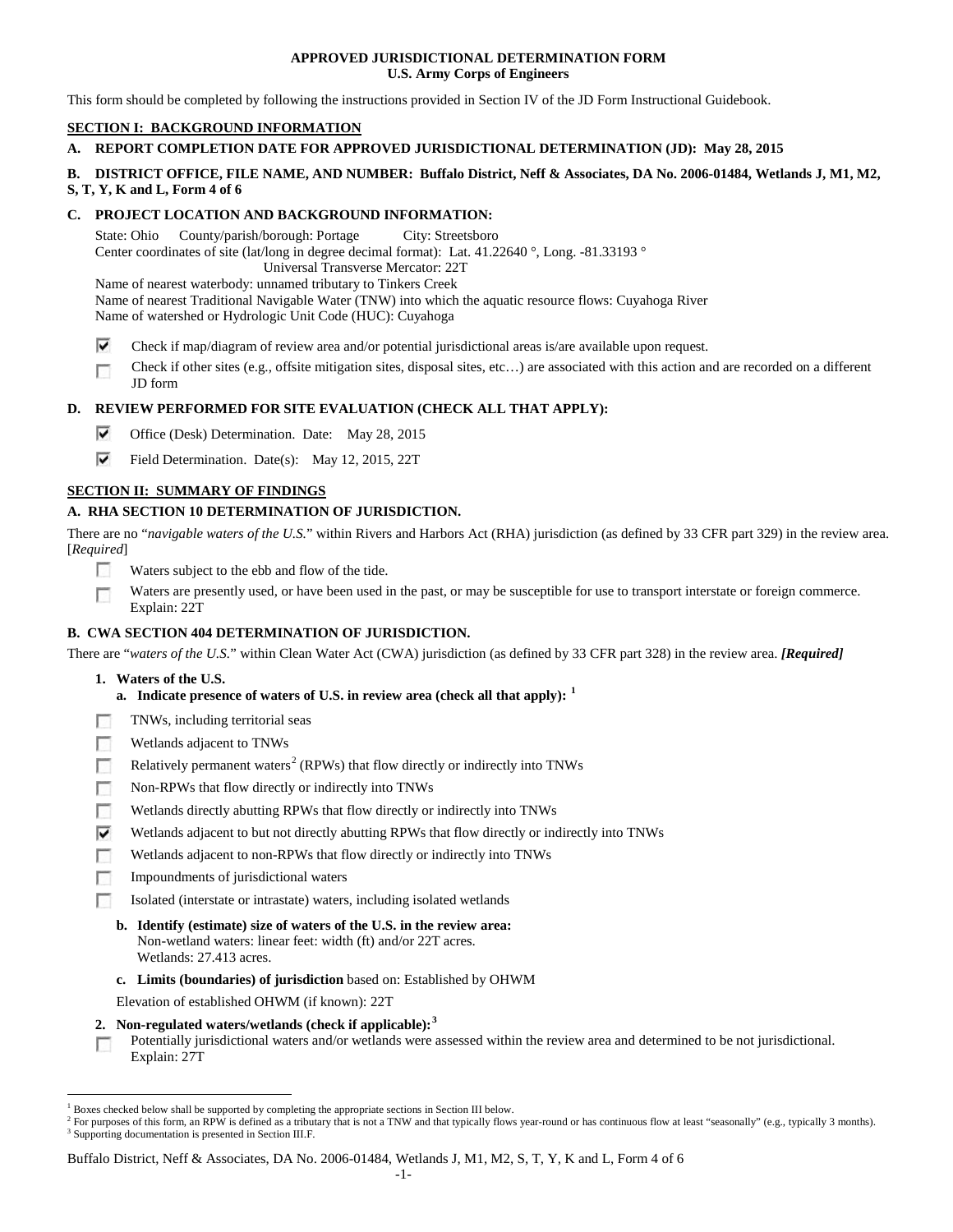**APPROVED JURISDICTIONAL DETERMINATION FORM**
**U.S. Army Corps of Engineers**

This form should be completed by following the instructions provided in Section IV of the JD Form Instructional Guidebook.

## SECTION I: BACKGROUND INFORMATION

**A. REPORT COMPLETION DATE FOR APPROVED JURISDICTIONAL DETERMINATION (JD): May 28, 2015**

**B. DISTRICT OFFICE, FILE NAME, AND NUMBER: Buffalo District, Neff & Associates, DA No. 2006-01484, Wetlands J, M1, M2, S, T, Y, K and L, Form 4 of 6**

**C. PROJECT LOCATION AND BACKGROUND INFORMATION:**

State: Ohio  County/parish/borough: Portage  City: Streetsboro
Center coordinates of site (lat/long in degree decimal format): Lat. 41.22640 °, Long. -81.33193 °
Universal Transverse Mercator: 22T
Name of nearest waterbody: unnamed tributary to Tinkers Creek
Name of nearest Traditional Navigable Water (TNW) into which the aquatic resource flows: Cuyahoga River
Name of watershed or Hydrologic Unit Code (HUC): Cuyahoga

- ☑ Check if map/diagram of review area and/or potential jurisdictional areas is/are available upon request.
- ☐ Check if other sites (e.g., offsite mitigation sites, disposal sites, etc…) are associated with this action and are recorded on a different JD form

**D. REVIEW PERFORMED FOR SITE EVALUATION (CHECK ALL THAT APPLY):**

- ☑ Office (Desk) Determination. Date: May 28, 2015
- ☑ Field Determination. Date(s): May 12, 2015, 22T

## SECTION II: SUMMARY OF FINDINGS

**A. RHA SECTION 10 DETERMINATION OF JURISDICTION.**

There are no "*navigable waters of the U.S.*" within Rivers and Harbors Act (RHA) jurisdiction (as defined by 33 CFR part 329) in the review area. [*Required*]

- ☐ Waters subject to the ebb and flow of the tide.
- ☐ Waters are presently used, or have been used in the past, or may be susceptible for use to transport interstate or foreign commerce. Explain: 22T

**B. CWA SECTION 404 DETERMINATION OF JURISDICTION.**

There are "*waters of the U.S.*" within Clean Water Act (CWA) jurisdiction (as defined by 33 CFR part 328) in the review area. ***[Required]***

**1. Waters of the U.S.**

**a. Indicate presence of waters of U.S. in review area (check all that apply):** [1]

- ☐ TNWs, including territorial seas
- ☐ Wetlands adjacent to TNWs
- ☐ Relatively permanent waters[2] (RPWs) that flow directly or indirectly into TNWs
- ☐ Non-RPWs that flow directly or indirectly into TNWs
- ☐ Wetlands directly abutting RPWs that flow directly or indirectly into TNWs
- ☑ Wetlands adjacent to but not directly abutting RPWs that flow directly or indirectly into TNWs
- ☐ Wetlands adjacent to non-RPWs that flow directly or indirectly into TNWs
- ☐ Impoundments of jurisdictional waters
- ☐ Isolated (interstate or intrastate) waters, including isolated wetlands

**b. Identify (estimate) size of waters of the U.S. in the review area:**
Non-wetland waters: linear feet: width (ft) and/or 22T acres.
Wetlands: 27.413 acres.

**c. Limits (boundaries) of jurisdiction** based on: Established by OHWM

Elevation of established OHWM (if known): 22T

**2. Non-regulated waters/wetlands (check if applicable):**[3]

- ☐ Potentially jurisdictional waters and/or wetlands were assessed within the review area and determined to be not jurisdictional. Explain: 27T

---

[1] Boxes checked below shall be supported by completing the appropriate sections in Section III below.
[2] For purposes of this form, an RPW is defined as a tributary that is not a TNW and that typically flows year-round or has continuous flow at least "seasonally" (e.g., typically 3 months).
[3] Supporting documentation is presented in Section III.F.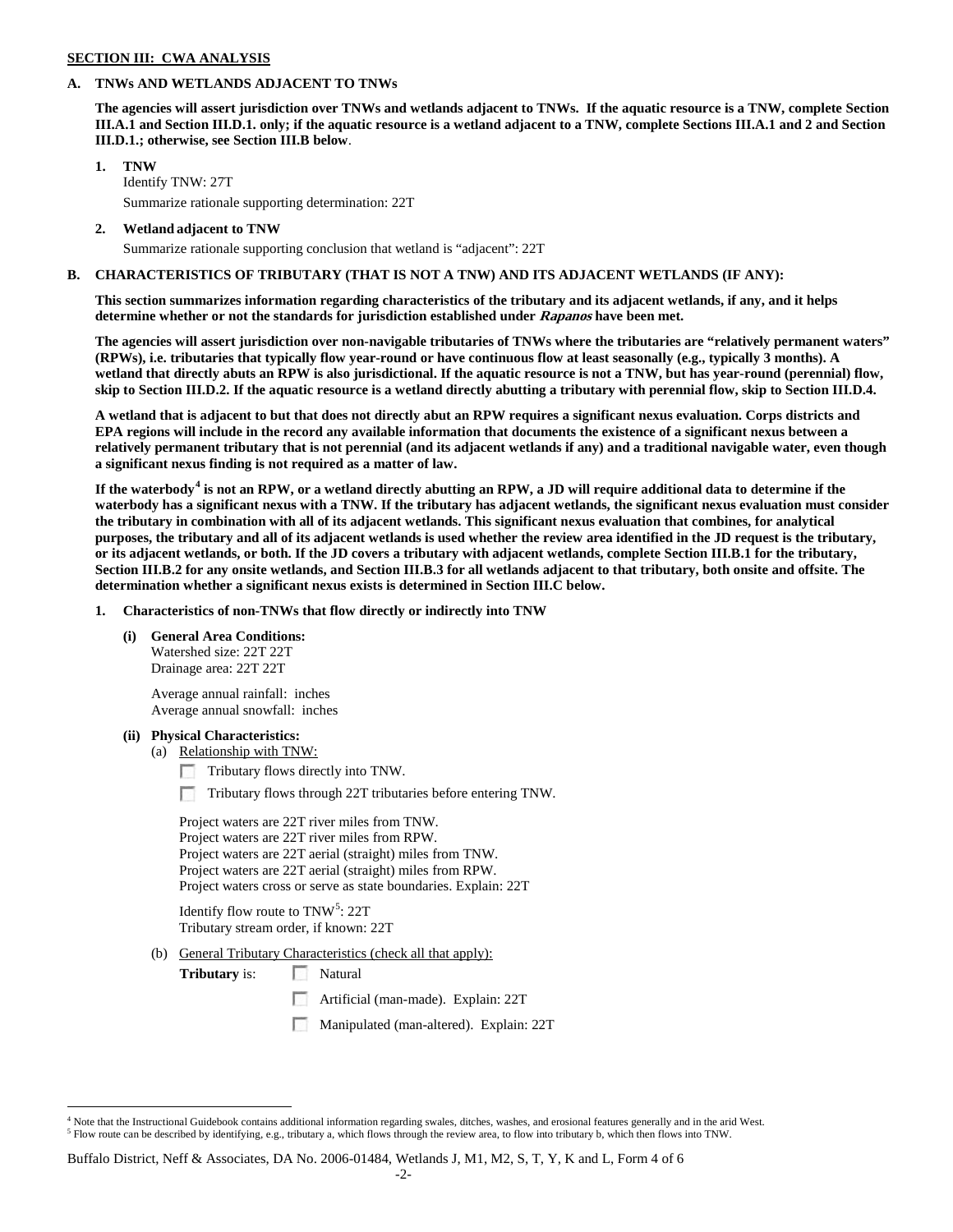**SECTION III: CWA ANALYSIS**

**A. TNWs AND WETLANDS ADJACENT TO TNWs**

**The agencies will assert jurisdiction over TNWs and wetlands adjacent to TNWs. If the aquatic resource is a TNW, complete Section III.A.1 and Section III.D.1. only; if the aquatic resource is a wetland adjacent to a TNW, complete Sections III.A.1 and 2 and Section III.D.1.; otherwise, see Section III.B below**.

**1. TNW**
Identify TNW: 27T
Summarize rationale supporting determination: 22T

**2. Wetland adjacent to TNW**
Summarize rationale supporting conclusion that wetland is "adjacent": 22T

**B. CHARACTERISTICS OF TRIBUTARY (THAT IS NOT A TNW) AND ITS ADJACENT WETLANDS (IF ANY):**

**This section summarizes information regarding characteristics of the tributary and its adjacent wetlands, if any, and it helps determine whether or not the standards for jurisdiction established under *Rapanos* have been met.**

**The agencies will assert jurisdiction over non-navigable tributaries of TNWs where the tributaries are "relatively permanent waters" (RPWs), i.e. tributaries that typically flow year-round or have continuous flow at least seasonally (e.g., typically 3 months). A wetland that directly abuts an RPW is also jurisdictional. If the aquatic resource is not a TNW, but has year-round (perennial) flow, skip to Section III.D.2. If the aquatic resource is a wetland directly abutting a tributary with perennial flow, skip to Section III.D.4.**

**A wetland that is adjacent to but that does not directly abut an RPW requires a significant nexus evaluation. Corps districts and EPA regions will include in the record any available information that documents the existence of a significant nexus between a relatively permanent tributary that is not perennial (and its adjacent wetlands if any) and a traditional navigable water, even though a significant nexus finding is not required as a matter of law.**

**If the waterbody[4] is not an RPW, or a wetland directly abutting an RPW, a JD will require additional data to determine if the waterbody has a significant nexus with a TNW. If the tributary has adjacent wetlands, the significant nexus evaluation must consider the tributary in combination with all of its adjacent wetlands. This significant nexus evaluation that combines, for analytical purposes, the tributary and all of its adjacent wetlands is used whether the review area identified in the JD request is the tributary, or its adjacent wetlands, or both. If the JD covers a tributary with adjacent wetlands, complete Section III.B.1 for the tributary, Section III.B.2 for any onsite wetlands, and Section III.B.3 for all wetlands adjacent to that tributary, both onsite and offsite. The determination whether a significant nexus exists is determined in Section III.C below.**

**1. Characteristics of non-TNWs that flow directly or indirectly into TNW**

**(i) General Area Conditions:**
Watershed size: 22T 22T
Drainage area: 22T 22T

Average annual rainfall: inches
Average annual snowfall: inches

**(ii) Physical Characteristics:**

(a) Relationship with TNW:

☐ Tributary flows directly into TNW.

☐ Tributary flows through 22T tributaries before entering TNW.

Project waters are 22T river miles from TNW.
Project waters are 22T river miles from RPW.
Project waters are 22T aerial (straight) miles from TNW.
Project waters are 22T aerial (straight) miles from RPW.
Project waters cross or serve as state boundaries. Explain: 22T

Identify flow route to TNW[5]: 22T
Tributary stream order, if known: 22T

(b) General Tributary Characteristics (check all that apply):

**Tributary** is: ☐ Natural

☐ Artificial (man-made). Explain: 22T

☐ Manipulated (man-altered). Explain: 22T

---

[4] Note that the Instructional Guidebook contains additional information regarding swales, ditches, washes, and erosional features generally and in the arid West.
[5] Flow route can be described by identifying, e.g., tributary a, which flows through the review area, to flow into tributary b, which then flows into TNW.

Buffalo District, Neff & Associates, DA No. 2006-01484, Wetlands J, M1, M2, S, T, Y, K and L, Form 4 of 6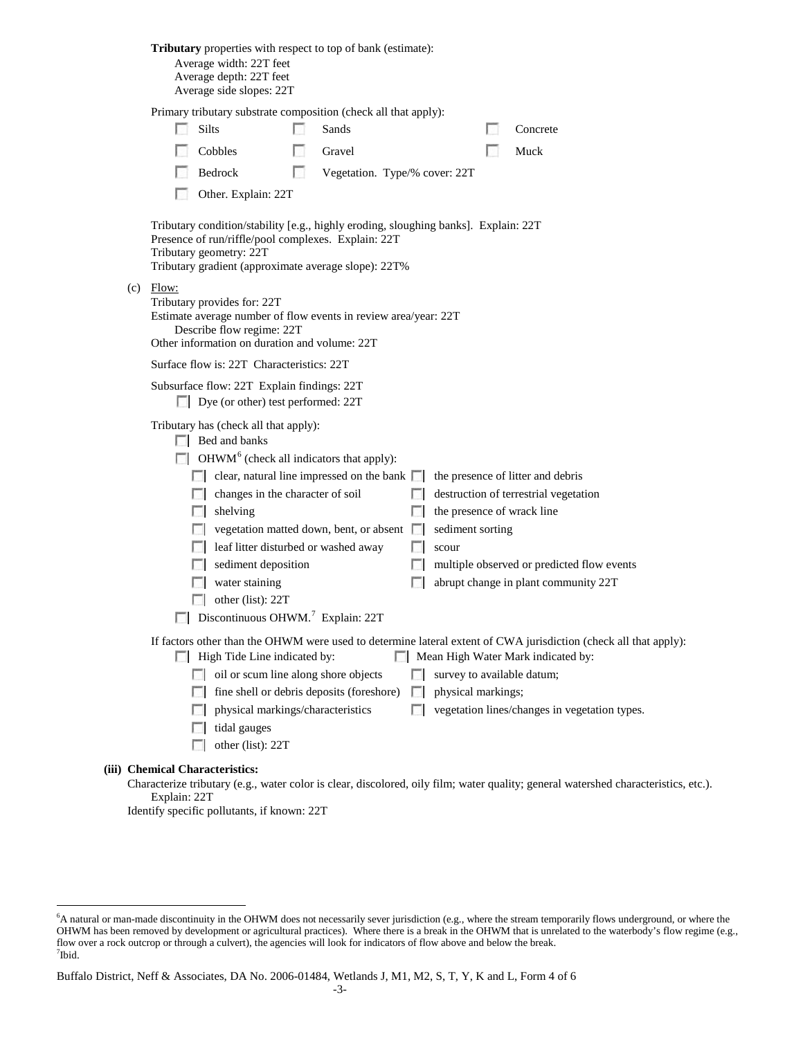**Tributary** properties with respect to top of bank (estimate):
  Average width: 22T feet
  Average depth: 22T feet
  Average side slopes: 22T

Primary tributary substrate composition (check all that apply):

- ☐ Silts
- ☐ Sands
- ☐ Concrete
- ☐ Cobbles
- ☐ Gravel
- ☐ Muck
- ☐ Bedrock
- ☐ Vegetation. Type/% cover: 22T
- ☐ Other. Explain: 22T

Tributary condition/stability [e.g., highly eroding, sloughing banks]. Explain: 22T
Presence of run/riffle/pool complexes. Explain: 22T
Tributary geometry: 22T
Tributary gradient (approximate average slope): 22T%

(c) Flow:
Tributary provides for: 22T
Estimate average number of flow events in review area/year: 22T
  Describe flow regime: 22T
Other information on duration and volume: 22T

Surface flow is: 22T Characteristics: 22T

Subsurface flow: 22T Explain findings: 22T
- ☐ Dye (or other) test performed: 22T

Tributary has (check all that apply):
- ☐ Bed and banks
- ☐ OHWM[6] (check all indicators that apply):
  - ☐ clear, natural line impressed on the bank
  - ☐ the presence of litter and debris
  - ☐ changes in the character of soil
  - ☐ destruction of terrestrial vegetation
  - ☐ shelving
  - ☐ the presence of wrack line
  - ☐ vegetation matted down, bent, or absent
  - ☐ sediment sorting
  - ☐ leaf litter disturbed or washed away
  - ☐ scour
  - ☐ sediment deposition
  - ☐ multiple observed or predicted flow events
  - ☐ water staining
  - ☐ abrupt change in plant community 22T
  - ☐ other (list): 22T
- ☐ Discontinuous OHWM.[7] Explain: 22T

If factors other than the OHWM were used to determine lateral extent of CWA jurisdiction (check all that apply):
- ☐ High Tide Line indicated by:
  - ☐ oil or scum line along shore objects
  - ☐ fine shell or debris deposits (foreshore)
  - ☐ physical markings/characteristics
  - ☐ tidal gauges
  - ☐ other (list): 22T
- ☐ Mean High Water Mark indicated by:
  - ☐ survey to available datum;
  - ☐ physical markings;
  - ☐ vegetation lines/changes in vegetation types.

**(iii) Chemical Characteristics:**
Characterize tributary (e.g., water color is clear, discolored, oily film; water quality; general watershed characteristics, etc.).
  Explain: 22T
Identify specific pollutants, if known: 22T

---

[6] A natural or man-made discontinuity in the OHWM does not necessarily sever jurisdiction (e.g., where the stream temporarily flows underground, or where the OHWM has been removed by development or agricultural practices). Where there is a break in the OHWM that is unrelated to the waterbody's flow regime (e.g., flow over a rock outcrop or through a culvert), the agencies will look for indicators of flow above and below the break.
[7] Ibid.

Buffalo District, Neff & Associates, DA No. 2006-01484, Wetlands J, M1, M2, S, T, Y, K and L, Form 4 of 6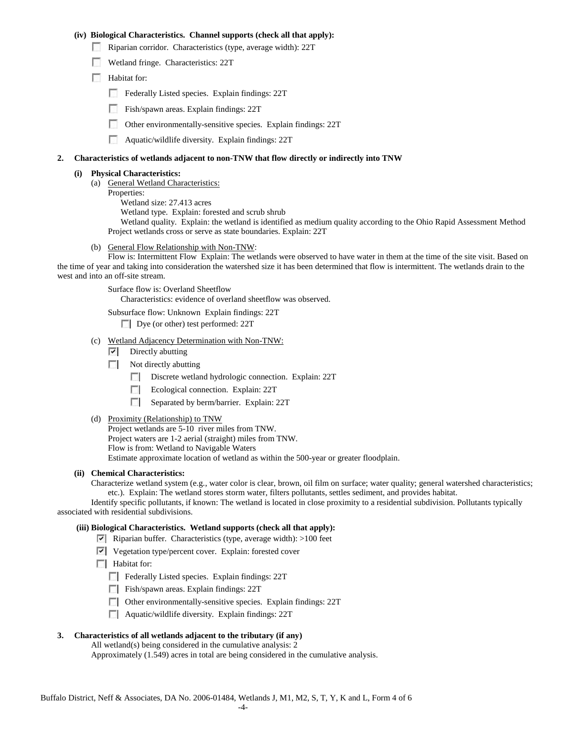**(iv) Biological Characteristics. Channel supports (check all that apply):**

- ☐ Riparian corridor. Characteristics (type, average width): 22T
- ☐ Wetland fringe. Characteristics: 22T
- ☐ Habitat for:
  - ☐ Federally Listed species. Explain findings: 22T
  - ☐ Fish/spawn areas. Explain findings: 22T
  - ☐ Other environmentally-sensitive species. Explain findings: 22T
  - ☐ Aquatic/wildlife diversity. Explain findings: 22T

**2. Characteristics of wetlands adjacent to non-TNW that flow directly or indirectly into TNW**

**(i) Physical Characteristics:**

(a) General Wetland Characteristics:

Properties:

Wetland size: 27.413 acres

Wetland type. Explain: forested and scrub shrub

Wetland quality. Explain: the wetland is identified as medium quality according to the Ohio Rapid Assessment Method

Project wetlands cross or serve as state boundaries. Explain: 22T

(b) General Flow Relationship with Non-TNW:

Flow is: Intermittent Flow Explain: The wetlands were observed to have water in them at the time of the site visit. Based on the time of year and taking into consideration the watershed size it has been determined that flow is intermittent. The wetlands drain to the west and into an off-site stream.

Surface flow is: Overland Sheetflow

Characteristics: evidence of overland sheetflow was observed.

Subsurface flow: Unknown Explain findings: 22T

☐ Dye (or other) test performed: 22T

(c) Wetland Adjacency Determination with Non-TNW:

- ☑ Directly abutting
- ☐ Not directly abutting
  - ☐ Discrete wetland hydrologic connection. Explain: 22T
  - ☐ Ecological connection. Explain: 22T
  - ☐ Separated by berm/barrier. Explain: 22T

(d) Proximity (Relationship) to TNW

Project wetlands are 5-10 river miles from TNW.

Project waters are 1-2 aerial (straight) miles from TNW.

Flow is from: Wetland to Navigable Waters

Estimate approximate location of wetland as within the 500-year or greater floodplain.

**(ii) Chemical Characteristics:**

Characterize wetland system (e.g., water color is clear, brown, oil film on surface; water quality; general watershed characteristics; etc.). Explain: The wetland stores storm water, filters pollutants, settles sediment, and provides habitat.

Identify specific pollutants, if known: The wetland is located in close proximity to a residential subdivision. Pollutants typically associated with residential subdivisions.

**(iii) Biological Characteristics. Wetland supports (check all that apply):**

- ☑ Riparian buffer. Characteristics (type, average width): >100 feet
- ☑ Vegetation type/percent cover. Explain: forested cover
- ☐ Habitat for:
  - ☐ Federally Listed species. Explain findings: 22T
  - ☐ Fish/spawn areas. Explain findings: 22T
  - ☐ Other environmentally-sensitive species. Explain findings: 22T
  - ☐ Aquatic/wildlife diversity. Explain findings: 22T

**3. Characteristics of all wetlands adjacent to the tributary (if any)**

All wetland(s) being considered in the cumulative analysis: 2

Approximately (1.549) acres in total are being considered in the cumulative analysis.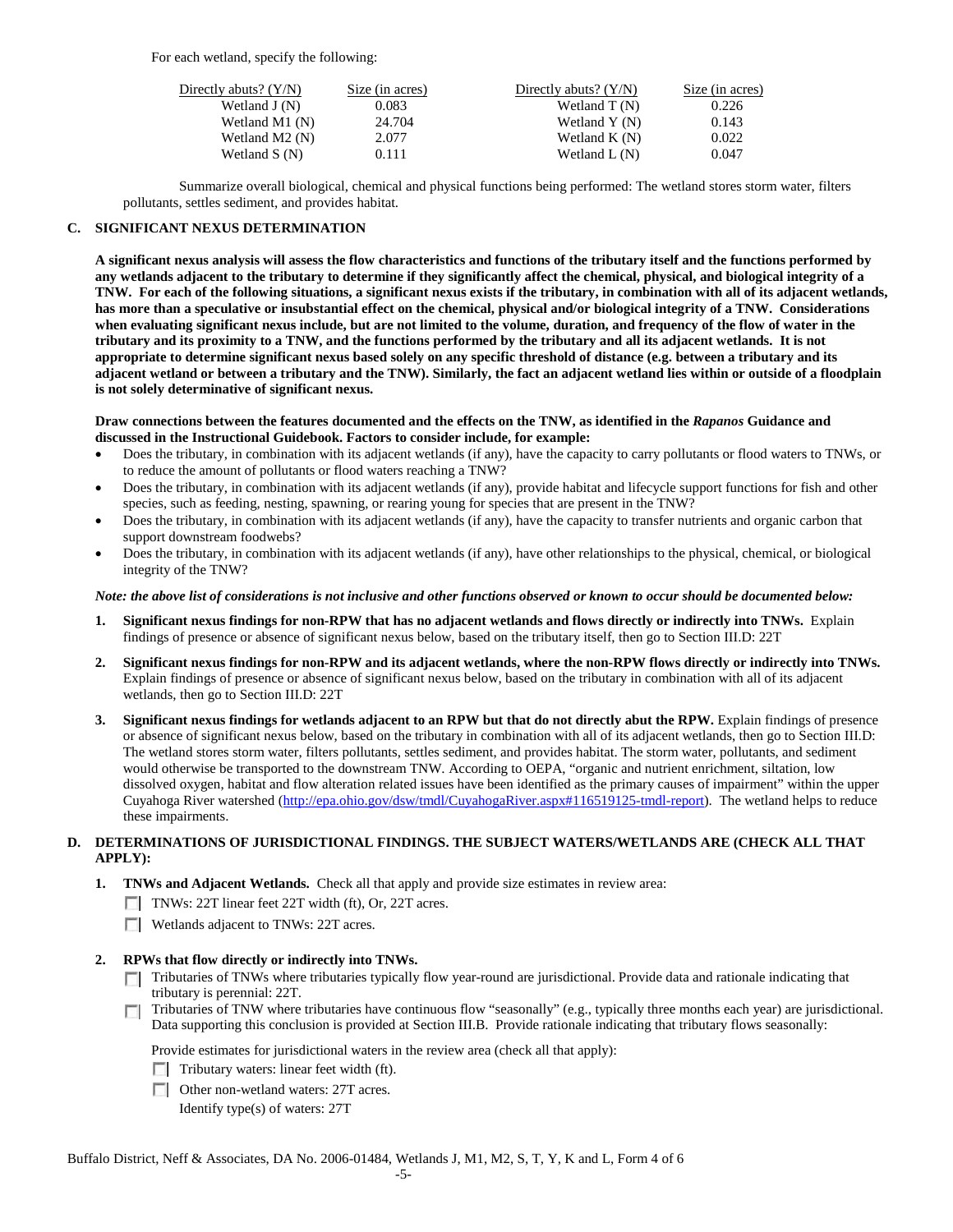For each wetland, specify the following:

| Directly abuts? (Y/N) | Size (in acres) | Directly abuts? (Y/N) | Size (in acres) |
|---|---|---|---|
| Wetland J (N) | 0.083 | Wetland T (N) | 0.226 |
| Wetland M1 (N) | 24.704 | Wetland Y (N) | 0.143 |
| Wetland M2 (N) | 2.077 | Wetland K (N) | 0.022 |
| Wetland S (N) | 0.111 | Wetland L (N) | 0.047 |

Summarize overall biological, chemical and physical functions being performed: The wetland stores storm water, filters pollutants, settles sediment, and provides habitat.

## C. SIGNIFICANT NEXUS DETERMINATION

**A significant nexus analysis will assess the flow characteristics and functions of the tributary itself and the functions performed by any wetlands adjacent to the tributary to determine if they significantly affect the chemical, physical, and biological integrity of a TNW. For each of the following situations, a significant nexus exists if the tributary, in combination with all of its adjacent wetlands, has more than a speculative or insubstantial effect on the chemical, physical and/or biological integrity of a TNW. Considerations when evaluating significant nexus include, but are not limited to the volume, duration, and frequency of the flow of water in the tributary and its proximity to a TNW, and the functions performed by the tributary and all its adjacent wetlands. It is not appropriate to determine significant nexus based solely on any specific threshold of distance (e.g. between a tributary and its adjacent wetland or between a tributary and the TNW). Similarly, the fact an adjacent wetland lies within or outside of a floodplain is not solely determinative of significant nexus.**

**Draw connections between the features documented and the effects on the TNW, as identified in the *Rapanos* Guidance and discussed in the Instructional Guidebook. Factors to consider include, for example:**

- Does the tributary, in combination with its adjacent wetlands (if any), have the capacity to carry pollutants or flood waters to TNWs, or to reduce the amount of pollutants or flood waters reaching a TNW?
- Does the tributary, in combination with its adjacent wetlands (if any), provide habitat and lifecycle support functions for fish and other species, such as feeding, nesting, spawning, or rearing young for species that are present in the TNW?
- Does the tributary, in combination with its adjacent wetlands (if any), have the capacity to transfer nutrients and organic carbon that support downstream foodwebs?
- Does the tributary, in combination with its adjacent wetlands (if any), have other relationships to the physical, chemical, or biological integrity of the TNW?

***Note: the above list of considerations is not inclusive and other functions observed or known to occur should be documented below:***

1. **Significant nexus findings for non-RPW that has no adjacent wetlands and flows directly or indirectly into TNWs.** Explain findings of presence or absence of significant nexus below, based on the tributary itself, then go to Section III.D: 22T

2. **Significant nexus findings for non-RPW and its adjacent wetlands, where the non-RPW flows directly or indirectly into TNWs.** Explain findings of presence or absence of significant nexus below, based on the tributary in combination with all of its adjacent wetlands, then go to Section III.D: 22T

3. **Significant nexus findings for wetlands adjacent to an RPW but that do not directly abut the RPW.** Explain findings of presence or absence of significant nexus below, based on the tributary in combination with all of its adjacent wetlands, then go to Section III.D: The wetland stores storm water, filters pollutants, settles sediment, and provides habitat. The storm water, pollutants, and sediment would otherwise be transported to the downstream TNW. According to OEPA, "organic and nutrient enrichment, siltation, low dissolved oxygen, habitat and flow alteration related issues have been identified as the primary causes of impairment" within the upper Cuyahoga River watershed (http://epa.ohio.gov/dsw/tmdl/CuyahogaRiver.aspx#116519125-tmdl-report). The wetland helps to reduce these impairments.

## D. DETERMINATIONS OF JURISDICTIONAL FINDINGS. THE SUBJECT WATERS/WETLANDS ARE (CHECK ALL THAT APPLY):

1. **TNWs and Adjacent Wetlands.** Check all that apply and provide size estimates in review area:
   - ☐ TNWs: 22T linear feet 22T width (ft), Or, 22T acres.
   - ☐ Wetlands adjacent to TNWs: 22T acres.

2. **RPWs that flow directly or indirectly into TNWs.**
   - ☐ Tributaries of TNWs where tributaries typically flow year-round are jurisdictional. Provide data and rationale indicating that tributary is perennial: 22T.
   - ☐ Tributaries of TNW where tributaries have continuous flow "seasonally" (e.g., typically three months each year) are jurisdictional. Data supporting this conclusion is provided at Section III.B. Provide rationale indicating that tributary flows seasonally:

   Provide estimates for jurisdictional waters in the review area (check all that apply):
   - ☐ Tributary waters: linear feet width (ft).
   - ☐ Other non-wetland waters: 27T acres.
     Identify type(s) of waters: 27T

Buffalo District, Neff & Associates, DA No. 2006-01484, Wetlands J, M1, M2, S, T, Y, K and L, Form 4 of 6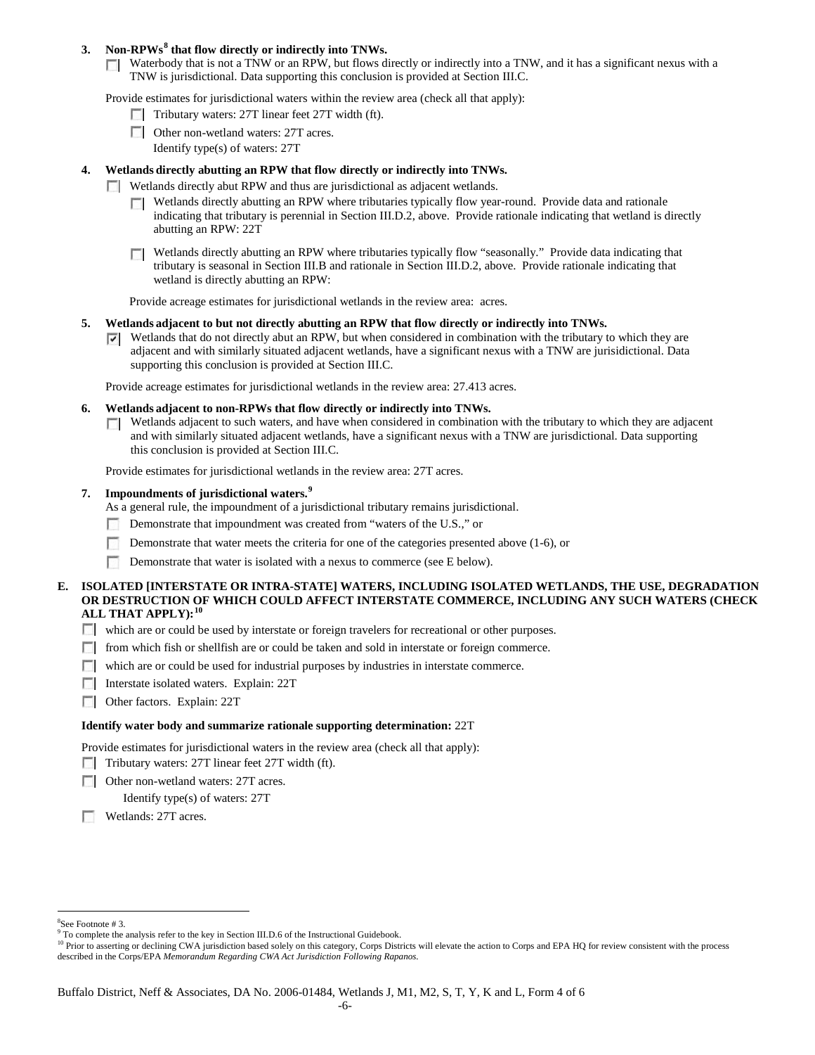**3. Non-RPWs[8] that flow directly or indirectly into TNWs.**

☐ Waterbody that is not a TNW or an RPW, but flows directly or indirectly into a TNW, and it has a significant nexus with a TNW is jurisdictional. Data supporting this conclusion is provided at Section III.C.

Provide estimates for jurisdictional waters within the review area (check all that apply):

- ☐ Tributary waters: 27T linear feet 27T width (ft).
- ☐ Other non-wetland waters: 27T acres.
  Identify type(s) of waters: 27T

**4. Wetlands directly abutting an RPW that flow directly or indirectly into TNWs.**

☐ Wetlands directly abut RPW and thus are jurisdictional as adjacent wetlands.

- ☐ Wetlands directly abutting an RPW where tributaries typically flow year-round. Provide data and rationale indicating that tributary is perennial in Section III.D.2, above. Provide rationale indicating that wetland is directly abutting an RPW: 22T
- ☐ Wetlands directly abutting an RPW where tributaries typically flow "seasonally." Provide data indicating that tributary is seasonal in Section III.B and rationale in Section III.D.2, above. Provide rationale indicating that wetland is directly abutting an RPW:

Provide acreage estimates for jurisdictional wetlands in the review area: acres.

**5. Wetlands adjacent to but not directly abutting an RPW that flow directly or indirectly into TNWs.**

☑ Wetlands that do not directly abut an RPW, but when considered in combination with the tributary to which they are adjacent and with similarly situated adjacent wetlands, have a significant nexus with a TNW are jurisidictional. Data supporting this conclusion is provided at Section III.C.

Provide acreage estimates for jurisdictional wetlands in the review area: 27.413 acres.

**6. Wetlands adjacent to non-RPWs that flow directly or indirectly into TNWs.**

☐ Wetlands adjacent to such waters, and have when considered in combination with the tributary to which they are adjacent and with similarly situated adjacent wetlands, have a significant nexus with a TNW are jurisdictional. Data supporting this conclusion is provided at Section III.C.

Provide estimates for jurisdictional wetlands in the review area: 27T acres.

**7. Impoundments of jurisdictional waters.[9]**

As a general rule, the impoundment of a jurisdictional tributary remains jurisdictional.

- ☐ Demonstrate that impoundment was created from "waters of the U.S.," or
- ☐ Demonstrate that water meets the criteria for one of the categories presented above (1-6), or
- ☐ Demonstrate that water is isolated with a nexus to commerce (see E below).

**E. ISOLATED [INTERSTATE OR INTRA-STATE] WATERS, INCLUDING ISOLATED WETLANDS, THE USE, DEGRADATION OR DESTRUCTION OF WHICH COULD AFFECT INTERSTATE COMMERCE, INCLUDING ANY SUCH WATERS (CHECK ALL THAT APPLY):[10]**

- ☐ which are or could be used by interstate or foreign travelers for recreational or other purposes.
- ☐ from which fish or shellfish are or could be taken and sold in interstate or foreign commerce.
- ☐ which are or could be used for industrial purposes by industries in interstate commerce.
- ☐ Interstate isolated waters. Explain: 22T
- ☐ Other factors. Explain: 22T

**Identify water body and summarize rationale supporting determination:** 22T

Provide estimates for jurisdictional waters in the review area (check all that apply):

- ☐ Tributary waters: 27T linear feet 27T width (ft).
- ☐ Other non-wetland waters: 27T acres.
  Identify type(s) of waters: 27T
- ☐ Wetlands: 27T acres.

---

[8]See Footnote # 3.
[9] To complete the analysis refer to the key in Section III.D.6 of the Instructional Guidebook.
[10] Prior to asserting or declining CWA jurisdiction based solely on this category, Corps Districts will elevate the action to Corps and EPA HQ for review consistent with the process described in the Corps/EPA *Memorandum Regarding CWA Act Jurisdiction Following Rapanos.*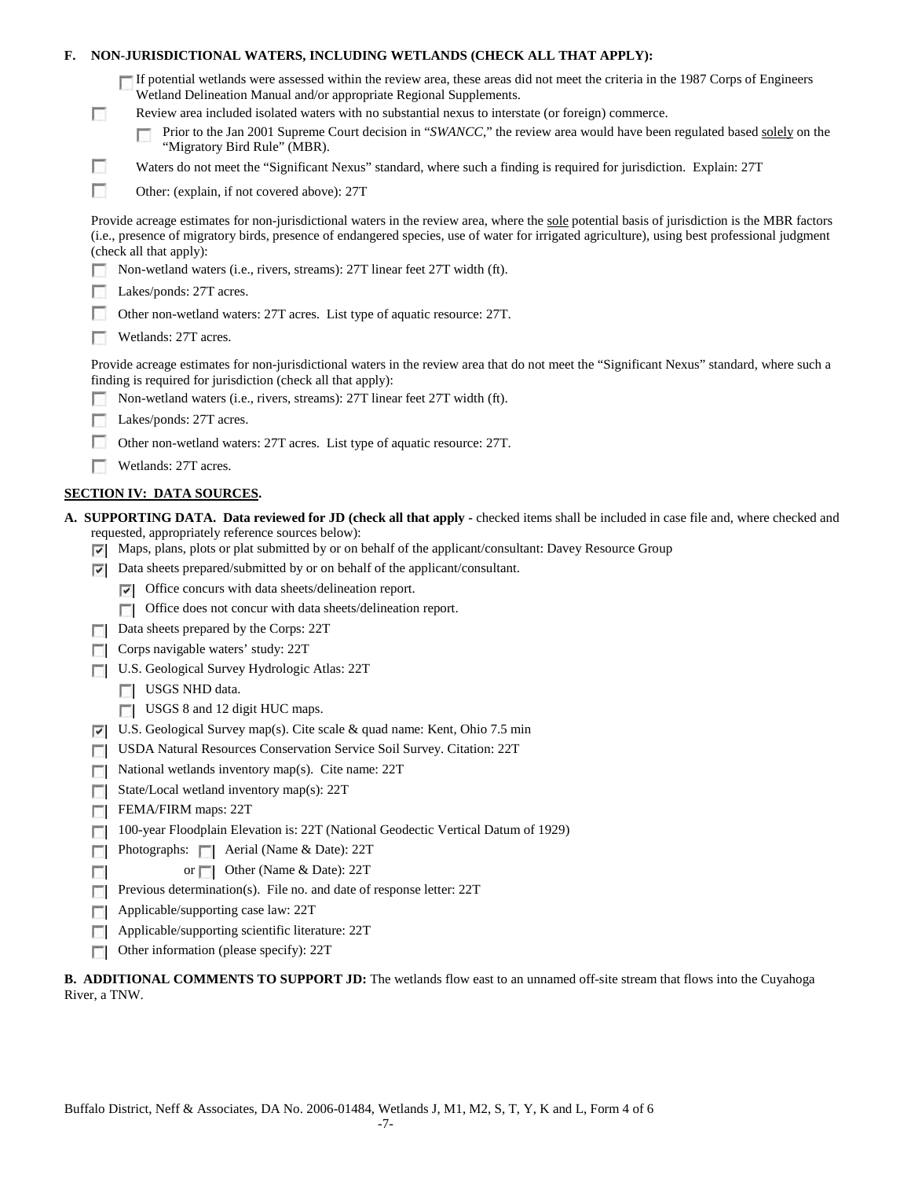**F. NON-JURISDICTIONAL WATERS, INCLUDING WETLANDS (CHECK ALL THAT APPLY):**

- [ ] If potential wetlands were assessed within the review area, these areas did not meet the criteria in the 1987 Corps of Engineers Wetland Delineation Manual and/or appropriate Regional Supplements.
- [ ] Review area included isolated waters with no substantial nexus to interstate (or foreign) commerce.
  - [ ] Prior to the Jan 2001 Supreme Court decision in "*SWANCC*," the review area would have been regulated based solely on the "Migratory Bird Rule" (MBR).
- [ ] Waters do not meet the "Significant Nexus" standard, where such a finding is required for jurisdiction. Explain: 27T
- [ ] Other: (explain, if not covered above): 27T

Provide acreage estimates for non-jurisdictional waters in the review area, where the sole potential basis of jurisdiction is the MBR factors (i.e., presence of migratory birds, presence of endangered species, use of water for irrigated agriculture), using best professional judgment (check all that apply):

- [ ] Non-wetland waters (i.e., rivers, streams): 27T linear feet 27T width (ft).
- [ ] Lakes/ponds: 27T acres.
- [ ] Other non-wetland waters: 27T acres. List type of aquatic resource: 27T.
- [ ] Wetlands: 27T acres.

Provide acreage estimates for non-jurisdictional waters in the review area that do not meet the "Significant Nexus" standard, where such a finding is required for jurisdiction (check all that apply):

- [ ] Non-wetland waters (i.e., rivers, streams): 27T linear feet 27T width (ft).
- [ ] Lakes/ponds: 27T acres.
- [ ] Other non-wetland waters: 27T acres. List type of aquatic resource: 27T.
- [ ] Wetlands: 27T acres.

## SECTION IV: DATA SOURCES.

**A. SUPPORTING DATA. Data reviewed for JD (check all that apply -** checked items shall be included in case file and, where checked and requested, appropriately reference sources below):

- [x] Maps, plans, plots or plat submitted by or on behalf of the applicant/consultant: Davey Resource Group
- [x] Data sheets prepared/submitted by or on behalf of the applicant/consultant.
  - [x] Office concurs with data sheets/delineation report.
  - [ ] Office does not concur with data sheets/delineation report.
- [ ] Data sheets prepared by the Corps: 22T
- [ ] Corps navigable waters' study: 22T
- [ ] U.S. Geological Survey Hydrologic Atlas: 22T
  - [ ] USGS NHD data.
  - [ ] USGS 8 and 12 digit HUC maps.
- [x] U.S. Geological Survey map(s). Cite scale & quad name: Kent, Ohio 7.5 min
- [ ] USDA Natural Resources Conservation Service Soil Survey. Citation: 22T
- [ ] National wetlands inventory map(s). Cite name: 22T
- [ ] State/Local wetland inventory map(s): 22T
- [ ] FEMA/FIRM maps: 22T
- [ ] 100-year Floodplain Elevation is: 22T (National Geodectic Vertical Datum of 1929)
- [ ] Photographs: [ ] Aerial (Name & Date): 22T
- [ ] or [ ] Other (Name & Date): 22T
- [ ] Previous determination(s). File no. and date of response letter: 22T
- [ ] Applicable/supporting case law: 22T
- [ ] Applicable/supporting scientific literature: 22T
- [ ] Other information (please specify): 22T

**B. ADDITIONAL COMMENTS TO SUPPORT JD:** The wetlands flow east to an unnamed off-site stream that flows into the Cuyahoga River, a TNW.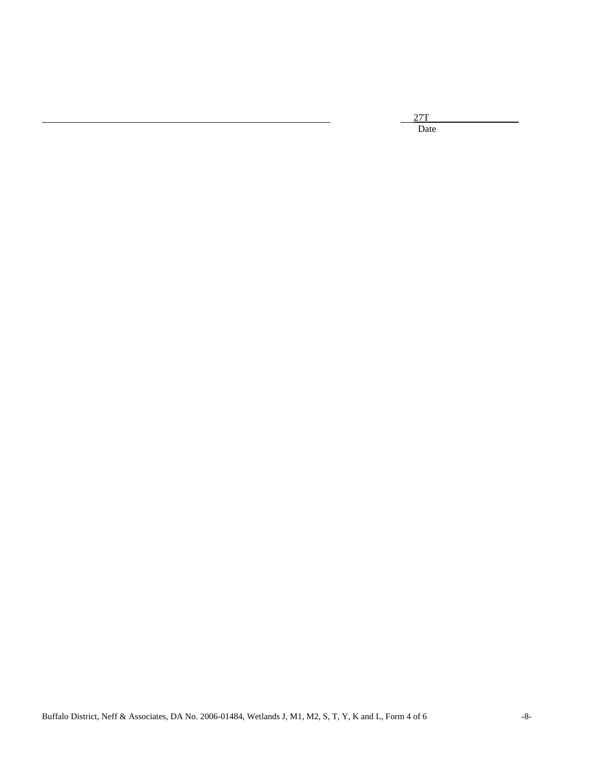_______________________________________________ 27T_______________
Date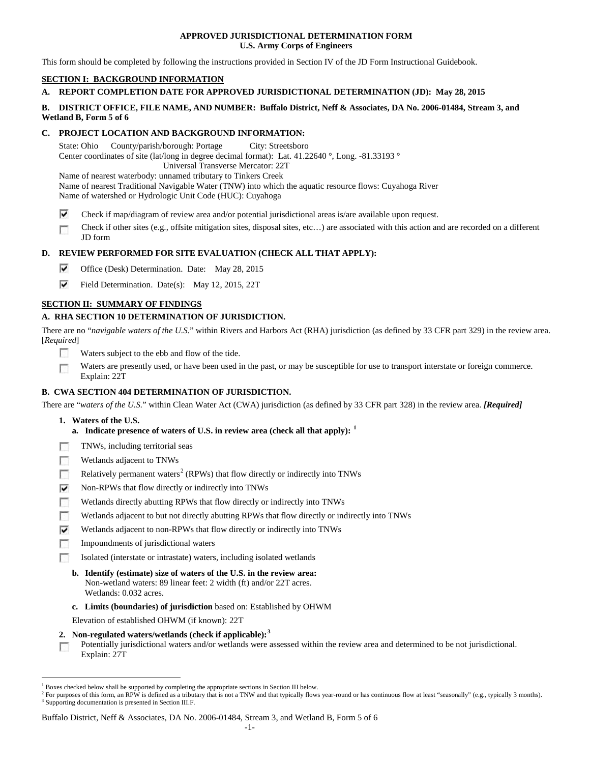**APPROVED JURISDICTIONAL DETERMINATION FORM**
**U.S. Army Corps of Engineers**

This form should be completed by following the instructions provided in Section IV of the JD Form Instructional Guidebook.

## SECTION I: BACKGROUND INFORMATION

**A. REPORT COMPLETION DATE FOR APPROVED JURISDICTIONAL DETERMINATION (JD): May 28, 2015**

**B. DISTRICT OFFICE, FILE NAME, AND NUMBER: Buffalo District, Neff & Associates, DA No. 2006-01484, Stream 3, and Wetland B, Form 5 of 6**

**C. PROJECT LOCATION AND BACKGROUND INFORMATION:**

State: Ohio County/parish/borough: Portage City: Streetsboro
Center coordinates of site (lat/long in degree decimal format): Lat. 41.22640 °, Long. -81.33193 °
Universal Transverse Mercator: 22T
Name of nearest waterbody: unnamed tributary to Tinkers Creek
Name of nearest Traditional Navigable Water (TNW) into which the aquatic resource flows: Cuyahoga River
Name of watershed or Hydrologic Unit Code (HUC): Cuyahoga

- [x] Check if map/diagram of review area and/or potential jurisdictional areas is/are available upon request.
- [ ] Check if other sites (e.g., offsite mitigation sites, disposal sites, etc…) are associated with this action and are recorded on a different JD form

**D. REVIEW PERFORMED FOR SITE EVALUATION (CHECK ALL THAT APPLY):**

- [x] Office (Desk) Determination. Date: May 28, 2015
- [x] Field Determination. Date(s): May 12, 2015, 22T

## SECTION II: SUMMARY OF FINDINGS

**A. RHA SECTION 10 DETERMINATION OF JURISDICTION.**

There are no "*navigable waters of the U.S.*" within Rivers and Harbors Act (RHA) jurisdiction (as defined by 33 CFR part 329) in the review area. [*Required*]

- [ ] Waters subject to the ebb and flow of the tide.
- [ ] Waters are presently used, or have been used in the past, or may be susceptible for use to transport interstate or foreign commerce. Explain: 22T

**B. CWA SECTION 404 DETERMINATION OF JURISDICTION.**

There are "*waters of the U.S.*" within Clean Water Act (CWA) jurisdiction (as defined by 33 CFR part 328) in the review area. ***[Required]***

**1. Waters of the U.S.**

**a. Indicate presence of waters of U.S. in review area (check all that apply): [1]**

- [ ] TNWs, including territorial seas
- [ ] Wetlands adjacent to TNWs
- [ ] Relatively permanent waters[2] (RPWs) that flow directly or indirectly into TNWs
- [x] Non-RPWs that flow directly or indirectly into TNWs
- [ ] Wetlands directly abutting RPWs that flow directly or indirectly into TNWs
- [ ] Wetlands adjacent to but not directly abutting RPWs that flow directly or indirectly into TNWs
- [x] Wetlands adjacent to non-RPWs that flow directly or indirectly into TNWs
- [ ] Impoundments of jurisdictional waters
- [ ] Isolated (interstate or intrastate) waters, including isolated wetlands

**b. Identify (estimate) size of waters of the U.S. in the review area:**
Non-wetland waters: 89 linear feet: 2 width (ft) and/or 22T acres.
Wetlands: 0.032 acres.

**c. Limits (boundaries) of jurisdiction** based on: Established by OHWM

Elevation of established OHWM (if known): 22T

**2. Non-regulated waters/wetlands (check if applicable): [3]**

- [ ] Potentially jurisdictional waters and/or wetlands were assessed within the review area and determined to be not jurisdictional. Explain: 27T

---

[1] Boxes checked below shall be supported by completing the appropriate sections in Section III below.
[2] For purposes of this form, an RPW is defined as a tributary that is not a TNW and that typically flows year-round or has continuous flow at least "seasonally" (e.g., typically 3 months).
[3] Supporting documentation is presented in Section III.F.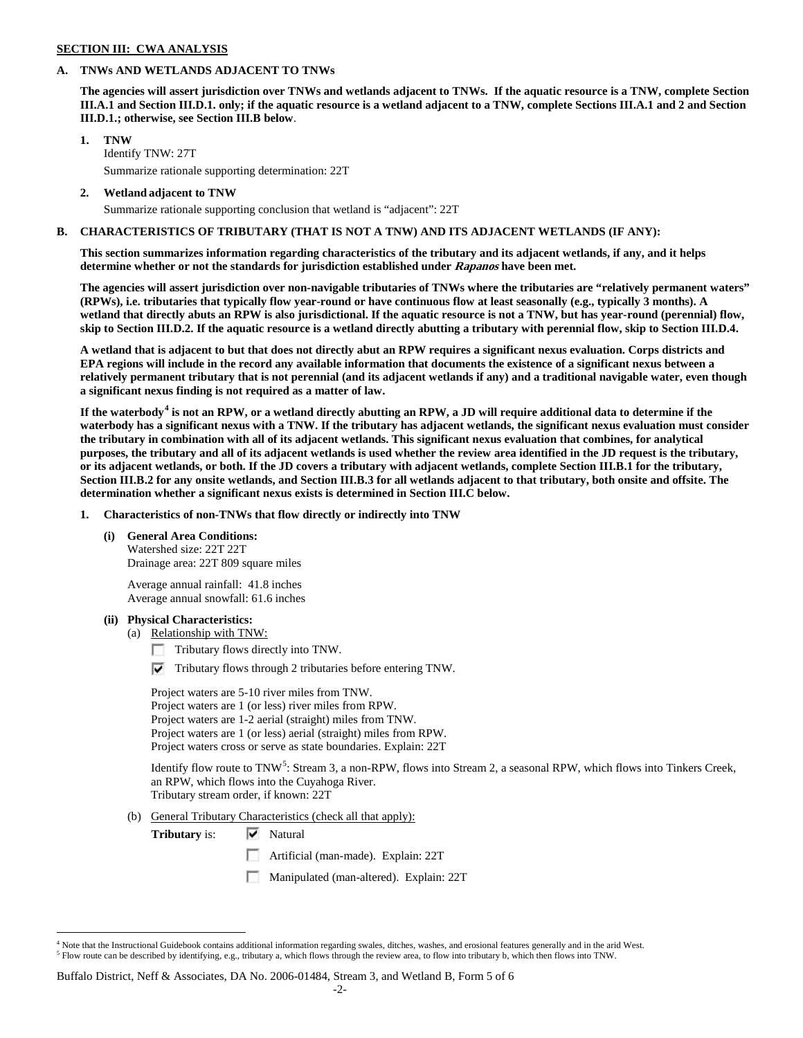**SECTION III: CWA ANALYSIS**

**A. TNWs AND WETLANDS ADJACENT TO TNWs**

**The agencies will assert jurisdiction over TNWs and wetlands adjacent to TNWs. If the aquatic resource is a TNW, complete Section III.A.1 and Section III.D.1. only; if the aquatic resource is a wetland adjacent to a TNW, complete Sections III.A.1 and 2 and Section III.D.1.; otherwise, see Section III.B below**.

**1. TNW**

Identify TNW: 27T

Summarize rationale supporting determination: 22T

**2. Wetland adjacent to TNW**

Summarize rationale supporting conclusion that wetland is "adjacent": 22T

**B. CHARACTERISTICS OF TRIBUTARY (THAT IS NOT A TNW) AND ITS ADJACENT WETLANDS (IF ANY):**

**This section summarizes information regarding characteristics of the tributary and its adjacent wetlands, if any, and it helps determine whether or not the standards for jurisdiction established under *Rapanos* have been met.**

**The agencies will assert jurisdiction over non-navigable tributaries of TNWs where the tributaries are "relatively permanent waters" (RPWs), i.e. tributaries that typically flow year-round or have continuous flow at least seasonally (e.g., typically 3 months). A wetland that directly abuts an RPW is also jurisdictional. If the aquatic resource is not a TNW, but has year-round (perennial) flow, skip to Section III.D.2. If the aquatic resource is a wetland directly abutting a tributary with perennial flow, skip to Section III.D.4.**

**A wetland that is adjacent to but that does not directly abut an RPW requires a significant nexus evaluation. Corps districts and EPA regions will include in the record any available information that documents the existence of a significant nexus between a relatively permanent tributary that is not perennial (and its adjacent wetlands if any) and a traditional navigable water, even though a significant nexus finding is not required as a matter of law.**

**If the waterbody[4] is not an RPW, or a wetland directly abutting an RPW, a JD will require additional data to determine if the waterbody has a significant nexus with a TNW. If the tributary has adjacent wetlands, the significant nexus evaluation must consider the tributary in combination with all of its adjacent wetlands. This significant nexus evaluation that combines, for analytical purposes, the tributary and all of its adjacent wetlands is used whether the review area identified in the JD request is the tributary, or its adjacent wetlands, or both. If the JD covers a tributary with adjacent wetlands, complete Section III.B.1 for the tributary, Section III.B.2 for any onsite wetlands, and Section III.B.3 for all wetlands adjacent to that tributary, both onsite and offsite. The determination whether a significant nexus exists is determined in Section III.C below.**

**1. Characteristics of non-TNWs that flow directly or indirectly into TNW**

**(i) General Area Conditions:**

Watershed size: 22T 22T

Drainage area: 22T 809 square miles

Average annual rainfall: 41.8 inches

Average annual snowfall: 61.6 inches

**(ii) Physical Characteristics:**

(a) Relationship with TNW:

- [ ] Tributary flows directly into TNW.
- [x] Tributary flows through 2 tributaries before entering TNW.

Project waters are 5-10 river miles from TNW.
Project waters are 1 (or less) river miles from RPW.
Project waters are 1-2 aerial (straight) miles from TNW.
Project waters are 1 (or less) aerial (straight) miles from RPW.
Project waters cross or serve as state boundaries. Explain: 22T

Identify flow route to TNW[5]: Stream 3, a non-RPW, flows into Stream 2, a seasonal RPW, which flows into Tinkers Creek, an RPW, which flows into the Cuyahoga River.

Tributary stream order, if known: 22T

(b) General Tributary Characteristics (check all that apply):

**Tributary** is:

- [x] Natural
- [ ] Artificial (man-made). Explain: 22T
- [ ] Manipulated (man-altered). Explain: 22T

[4] Note that the Instructional Guidebook contains additional information regarding swales, ditches, washes, and erosional features generally and in the arid West.

[5] Flow route can be described by identifying, e.g., tributary a, which flows through the review area, to flow into tributary b, which then flows into TNW.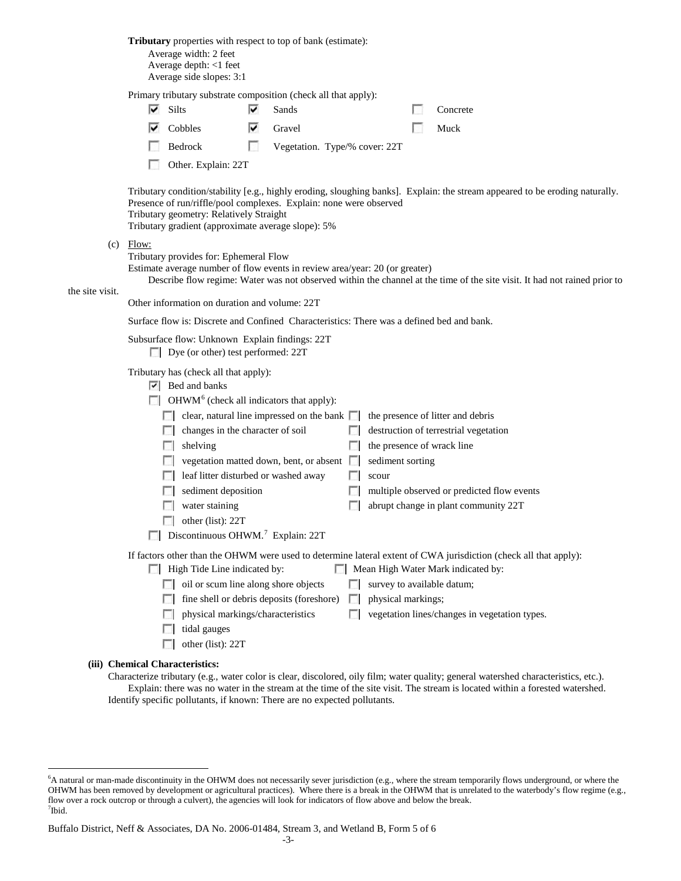**Tributary** properties with respect to top of bank (estimate):
Average width: 2 feet
Average depth: <1 feet
Average side slopes: 3:1

Primary tributary substrate composition (check all that apply):

- ☑ Silts
- ☑ Sands
- ☐ Concrete
- ☑ Cobbles
- ☑ Gravel
- ☐ Muck
- ☐ Bedrock
- ☐ Vegetation. Type/% cover: 22T
- ☐ Other. Explain: 22T

Tributary condition/stability [e.g., highly eroding, sloughing banks]. Explain: the stream appeared to be eroding naturally.
Presence of run/riffle/pool complexes. Explain: none were observed
Tributary geometry: Relatively Straight
Tributary gradient (approximate average slope): 5%

(c) Flow:
Tributary provides for: Ephemeral Flow
Estimate average number of flow events in review area/year: 20 (or greater)
Describe flow regime: Water was not observed within the channel at the time of the site visit. It had not rained prior to the site visit.
Other information on duration and volume: 22T

Surface flow is: Discrete and Confined Characteristics: There was a defined bed and bank.

Subsurface flow: Unknown Explain findings: 22T
☐ Dye (or other) test performed: 22T

Tributary has (check all that apply):
☑ Bed and banks
☐ OHWM[6] (check all indicators that apply):

- ☐ clear, natural line impressed on the bank
- ☐ the presence of litter and debris
- ☐ changes in the character of soil
- ☐ destruction of terrestrial vegetation
- ☐ shelving
- ☐ the presence of wrack line
- ☐ vegetation matted down, bent, or absent
- ☐ sediment sorting
- ☐ leaf litter disturbed or washed away
- ☐ scour
- ☐ sediment deposition
- ☐ multiple observed or predicted flow events
- ☐ water staining
- ☐ abrupt change in plant community 22T
- ☐ other (list): 22T

☐ Discontinuous OHWM.[7] Explain: 22T

If factors other than the OHWM were used to determine lateral extent of CWA jurisdiction (check all that apply):

- ☐ High Tide Line indicated by:
  - ☐ oil or scum line along shore objects
  - ☐ fine shell or debris deposits (foreshore)
  - ☐ physical markings/characteristics
  - ☐ tidal gauges
  - ☐ other (list): 22T
- ☐ Mean High Water Mark indicated by:
  - ☐ survey to available datum;
  - ☐ physical markings;
  - ☐ vegetation lines/changes in vegetation types.

**(iii) Chemical Characteristics:**

Characterize tributary (e.g., water color is clear, discolored, oily film; water quality; general watershed characteristics, etc.).
Explain: there was no water in the stream at the time of the site visit. The stream is located within a forested watershed.
Identify specific pollutants, if known: There are no expected pollutants.

---

[6]A natural or man-made discontinuity in the OHWM does not necessarily sever jurisdiction (e.g., where the stream temporarily flows underground, or where the OHWM has been removed by development or agricultural practices). Where there is a break in the OHWM that is unrelated to the waterbody's flow regime (e.g., flow over a rock outcrop or through a culvert), the agencies will look for indicators of flow above and below the break.
[7]Ibid.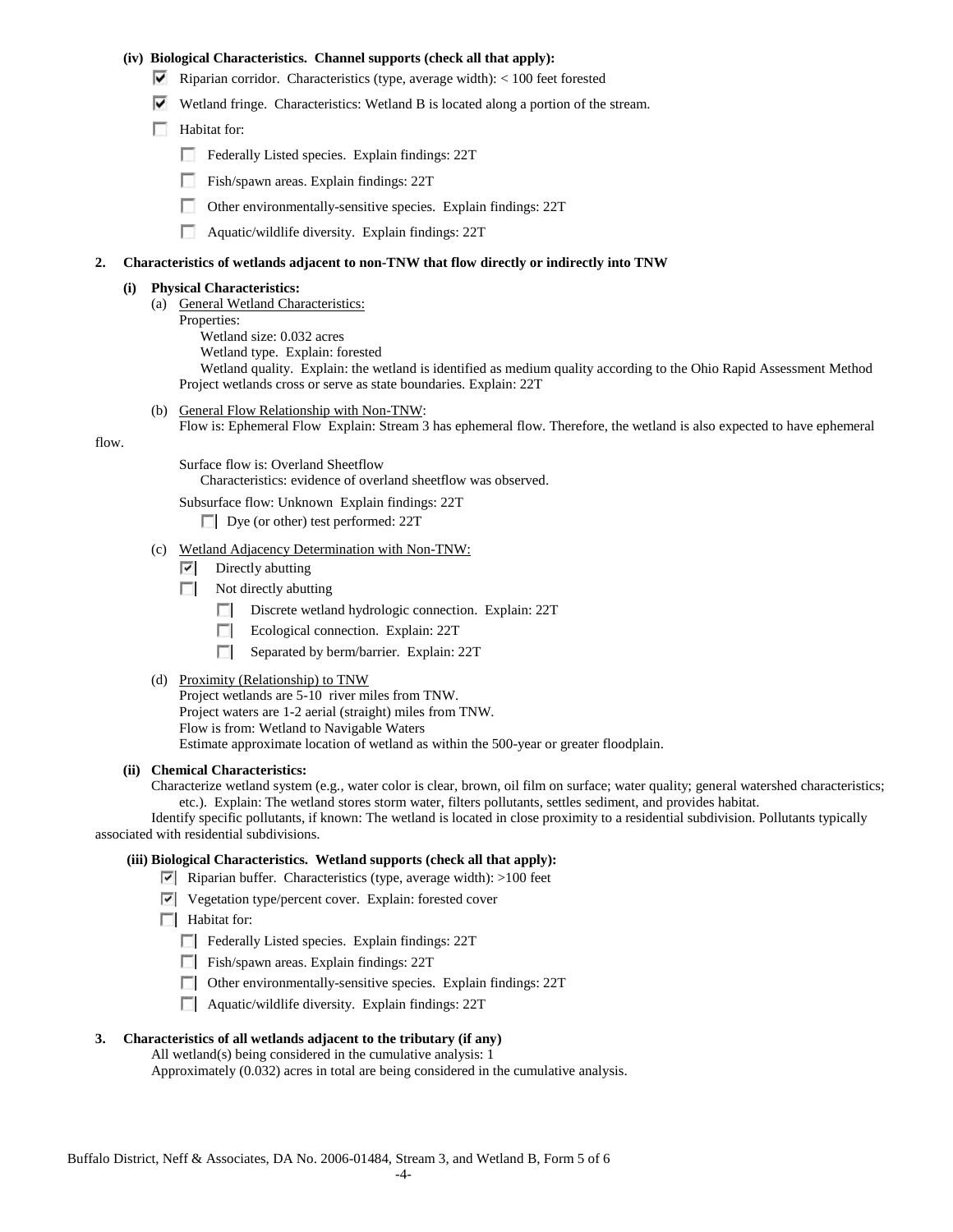**(iv) Biological Characteristics. Channel supports (check all that apply):**

- ☑ Riparian corridor. Characteristics (type, average width): < 100 feet forested
- ☑ Wetland fringe. Characteristics: Wetland B is located along a portion of the stream.
- ☐ Habitat for:
  - ☐ Federally Listed species. Explain findings: 22T
  - ☐ Fish/spawn areas. Explain findings: 22T
  - ☐ Other environmentally-sensitive species. Explain findings: 22T
  - ☐ Aquatic/wildlife diversity. Explain findings: 22T

**2. Characteristics of wetlands adjacent to non-TNW that flow directly or indirectly into TNW**

**(i) Physical Characteristics:**

(a) General Wetland Characteristics:

Properties:

Wetland size: 0.032 acres

Wetland type. Explain: forested

Wetland quality. Explain: the wetland is identified as medium quality according to the Ohio Rapid Assessment Method

Project wetlands cross or serve as state boundaries. Explain: 22T

(b) General Flow Relationship with Non-TNW:

Flow is: Ephemeral Flow Explain: Stream 3 has ephemeral flow. Therefore, the wetland is also expected to have ephemeral flow.

Surface flow is: Overland Sheetflow

Characteristics: evidence of overland sheetflow was observed.

Subsurface flow: Unknown Explain findings: 22T

☐ Dye (or other) test performed: 22T

(c) Wetland Adjacency Determination with Non-TNW:

- ☑ Directly abutting
- ☐ Not directly abutting
  - ☐ Discrete wetland hydrologic connection. Explain: 22T
  - ☐ Ecological connection. Explain: 22T
  - ☐ Separated by berm/barrier. Explain: 22T

(d) Proximity (Relationship) to TNW

Project wetlands are 5-10 river miles from TNW.

Project waters are 1-2 aerial (straight) miles from TNW.

Flow is from: Wetland to Navigable Waters

Estimate approximate location of wetland as within the 500-year or greater floodplain.

**(ii) Chemical Characteristics:**

Characterize wetland system (e.g., water color is clear, brown, oil film on surface; water quality; general watershed characteristics; etc.). Explain: The wetland stores storm water, filters pollutants, settles sediment, and provides habitat.

Identify specific pollutants, if known: The wetland is located in close proximity to a residential subdivision. Pollutants typically associated with residential subdivisions.

**(iii) Biological Characteristics. Wetland supports (check all that apply):**

- ☑ Riparian buffer. Characteristics (type, average width): >100 feet
- ☑ Vegetation type/percent cover. Explain: forested cover
- ☐ Habitat for:
  - ☐ Federally Listed species. Explain findings: 22T
  - ☐ Fish/spawn areas. Explain findings: 22T
  - ☐ Other environmentally-sensitive species. Explain findings: 22T
  - ☐ Aquatic/wildlife diversity. Explain findings: 22T

**3. Characteristics of all wetlands adjacent to the tributary (if any)**

All wetland(s) being considered in the cumulative analysis: 1

Approximately (0.032) acres in total are being considered in the cumulative analysis.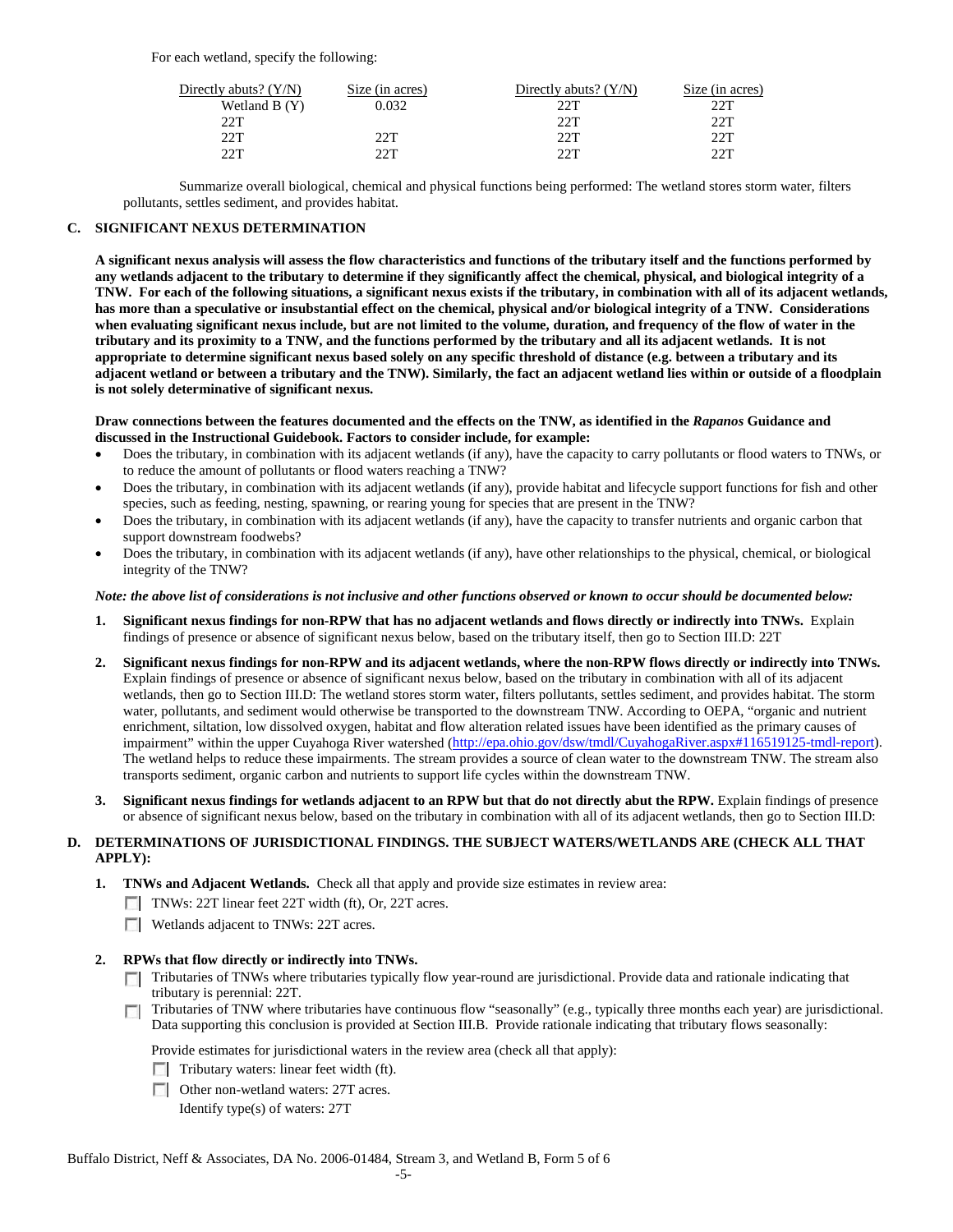For each wetland, specify the following:

| Directly abuts? (Y/N) | Size (in acres) | Directly abuts? (Y/N) | Size (in acres) |
|---|---|---|---|
| Wetland B (Y) | 0.032 | 22T | 22T |
| 22T | | 22T | 22T |
| 22T | 22T | 22T | 22T |
| 22T | 22T | 22T | 22T |

Summarize overall biological, chemical and physical functions being performed: The wetland stores storm water, filters pollutants, settles sediment, and provides habitat.

## C. SIGNIFICANT NEXUS DETERMINATION

**A significant nexus analysis will assess the flow characteristics and functions of the tributary itself and the functions performed by any wetlands adjacent to the tributary to determine if they significantly affect the chemical, physical, and biological integrity of a TNW. For each of the following situations, a significant nexus exists if the tributary, in combination with all of its adjacent wetlands, has more than a speculative or insubstantial effect on the chemical, physical and/or biological integrity of a TNW. Considerations when evaluating significant nexus include, but are not limited to the volume, duration, and frequency of the flow of water in the tributary and its proximity to a TNW, and the functions performed by the tributary and all its adjacent wetlands. It is not appropriate to determine significant nexus based solely on any specific threshold of distance (e.g. between a tributary and its adjacent wetland or between a tributary and the TNW). Similarly, the fact an adjacent wetland lies within or outside of a floodplain is not solely determinative of significant nexus.**

**Draw connections between the features documented and the effects on the TNW, as identified in the *Rapanos* Guidance and discussed in the Instructional Guidebook. Factors to consider include, for example:**

- Does the tributary, in combination with its adjacent wetlands (if any), have the capacity to carry pollutants or flood waters to TNWs, or to reduce the amount of pollutants or flood waters reaching a TNW?
- Does the tributary, in combination with its adjacent wetlands (if any), provide habitat and lifecycle support functions for fish and other species, such as feeding, nesting, spawning, or rearing young for species that are present in the TNW?
- Does the tributary, in combination with its adjacent wetlands (if any), have the capacity to transfer nutrients and organic carbon that support downstream foodwebs?
- Does the tributary, in combination with its adjacent wetlands (if any), have other relationships to the physical, chemical, or biological integrity of the TNW?

***Note: the above list of considerations is not inclusive and other functions observed or known to occur should be documented below:***

1. **Significant nexus findings for non-RPW that has no adjacent wetlands and flows directly or indirectly into TNWs.** Explain findings of presence or absence of significant nexus below, based on the tributary itself, then go to Section III.D: 22T

2. **Significant nexus findings for non-RPW and its adjacent wetlands, where the non-RPW flows directly or indirectly into TNWs.** Explain findings of presence or absence of significant nexus below, based on the tributary in combination with all of its adjacent wetlands, then go to Section III.D: The wetland stores storm water, filters pollutants, settles sediment, and provides habitat. The storm water, pollutants, and sediment would otherwise be transported to the downstream TNW. According to OEPA, "organic and nutrient enrichment, siltation, low dissolved oxygen, habitat and flow alteration related issues have been identified as the primary causes of impairment" within the upper Cuyahoga River watershed (http://epa.ohio.gov/dsw/tmdl/CuyahogaRiver.aspx#116519125-tmdl-report). The wetland helps to reduce these impairments. The stream provides a source of clean water to the downstream TNW. The stream also transports sediment, organic carbon and nutrients to support life cycles within the downstream TNW.

3. **Significant nexus findings for wetlands adjacent to an RPW but that do not directly abut the RPW.** Explain findings of presence or absence of significant nexus below, based on the tributary in combination with all of its adjacent wetlands, then go to Section III.D:

## D. DETERMINATIONS OF JURISDICTIONAL FINDINGS. THE SUBJECT WATERS/WETLANDS ARE (CHECK ALL THAT APPLY):

1. **TNWs and Adjacent Wetlands.** Check all that apply and provide size estimates in review area:
   - ☐ TNWs: 22T linear feet 22T width (ft), Or, 22T acres.
   - ☐ Wetlands adjacent to TNWs: 22T acres.

2. **RPWs that flow directly or indirectly into TNWs.**
   - ☐ Tributaries of TNWs where tributaries typically flow year-round are jurisdictional. Provide data and rationale indicating that tributary is perennial: 22T.
   - ☐ Tributaries of TNW where tributaries have continuous flow "seasonally" (e.g., typically three months each year) are jurisdictional. Data supporting this conclusion is provided at Section III.B. Provide rationale indicating that tributary flows seasonally:

   Provide estimates for jurisdictional waters in the review area (check all that apply):
   - ☐ Tributary waters: linear feet width (ft).
   - ☐ Other non-wetland waters: 27T acres.
     Identify type(s) of waters: 27T

Buffalo District, Neff & Associates, DA No. 2006-01484, Stream 3, and Wetland B, Form 5 of 6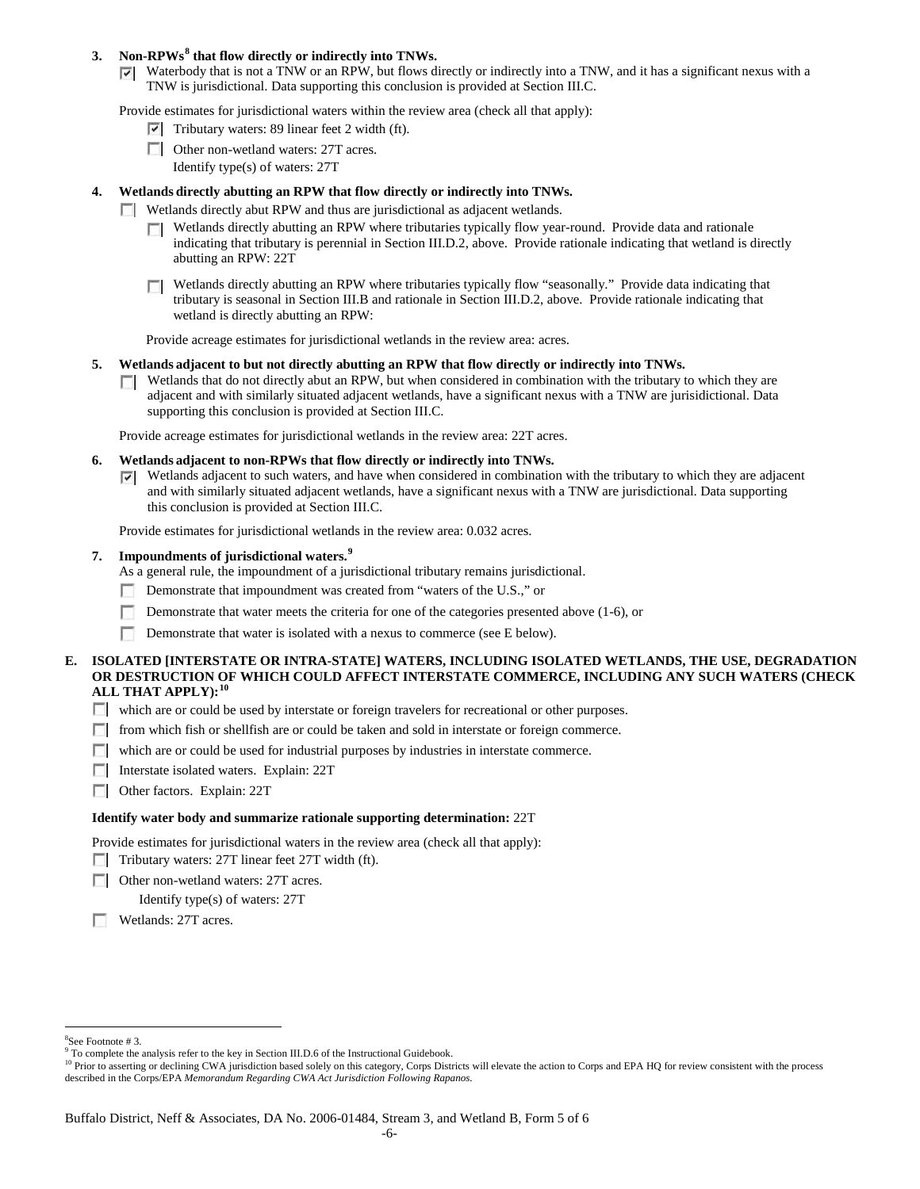**3. Non-RPWs[8] that flow directly or indirectly into TNWs.**

☑ Waterbody that is not a TNW or an RPW, but flows directly or indirectly into a TNW, and it has a significant nexus with a TNW is jurisdictional. Data supporting this conclusion is provided at Section III.C.

Provide estimates for jurisdictional waters within the review area (check all that apply):

- ☑ Tributary waters: 89 linear feet 2 width (ft).
- ☐ Other non-wetland waters: 27T acres.
  Identify type(s) of waters: 27T

**4. Wetlands directly abutting an RPW that flow directly or indirectly into TNWs.**

☐ Wetlands directly abut RPW and thus are jurisdictional as adjacent wetlands.

- ☐ Wetlands directly abutting an RPW where tributaries typically flow year-round. Provide data and rationale indicating that tributary is perennial in Section III.D.2, above. Provide rationale indicating that wetland is directly abutting an RPW: 22T
- ☐ Wetlands directly abutting an RPW where tributaries typically flow "seasonally." Provide data indicating that tributary is seasonal in Section III.B and rationale in Section III.D.2, above. Provide rationale indicating that wetland is directly abutting an RPW:

Provide acreage estimates for jurisdictional wetlands in the review area: acres.

**5. Wetlands adjacent to but not directly abutting an RPW that flow directly or indirectly into TNWs.**

☐ Wetlands that do not directly abut an RPW, but when considered in combination with the tributary to which they are adjacent and with similarly situated adjacent wetlands, have a significant nexus with a TNW are jurisidictional. Data supporting this conclusion is provided at Section III.C.

Provide acreage estimates for jurisdictional wetlands in the review area: 22T acres.

**6. Wetlands adjacent to non-RPWs that flow directly or indirectly into TNWs.**

☑ Wetlands adjacent to such waters, and have when considered in combination with the tributary to which they are adjacent and with similarly situated adjacent wetlands, have a significant nexus with a TNW are jurisdictional. Data supporting this conclusion is provided at Section III.C.

Provide estimates for jurisdictional wetlands in the review area: 0.032 acres.

**7. Impoundments of jurisdictional waters.[9]**

As a general rule, the impoundment of a jurisdictional tributary remains jurisdictional.

- ☐ Demonstrate that impoundment was created from "waters of the U.S.," or
- ☐ Demonstrate that water meets the criteria for one of the categories presented above (1-6), or
- ☐ Demonstrate that water is isolated with a nexus to commerce (see E below).

**E. ISOLATED [INTERSTATE OR INTRA-STATE] WATERS, INCLUDING ISOLATED WETLANDS, THE USE, DEGRADATION OR DESTRUCTION OF WHICH COULD AFFECT INTERSTATE COMMERCE, INCLUDING ANY SUCH WATERS (CHECK ALL THAT APPLY):[10]**

- ☐ which are or could be used by interstate or foreign travelers for recreational or other purposes.
- ☐ from which fish or shellfish are or could be taken and sold in interstate or foreign commerce.
- ☐ which are or could be used for industrial purposes by industries in interstate commerce.
- ☐ Interstate isolated waters. Explain: 22T
- ☐ Other factors. Explain: 22T

**Identify water body and summarize rationale supporting determination:** 22T

Provide estimates for jurisdictional waters in the review area (check all that apply):

- ☐ Tributary waters: 27T linear feet 27T width (ft).
- ☐ Other non-wetland waters: 27T acres.
  Identify type(s) of waters: 27T
- ☐ Wetlands: 27T acres.

---

[8]See Footnote # 3.

[9] To complete the analysis refer to the key in Section III.D.6 of the Instructional Guidebook.

[10] Prior to asserting or declining CWA jurisdiction based solely on this category, Corps Districts will elevate the action to Corps and EPA HQ for review consistent with the process described in the Corps/EPA *Memorandum Regarding CWA Act Jurisdiction Following Rapanos.*

Buffalo District, Neff & Associates, DA No. 2006-01484, Stream 3, and Wetland B, Form 5 of 6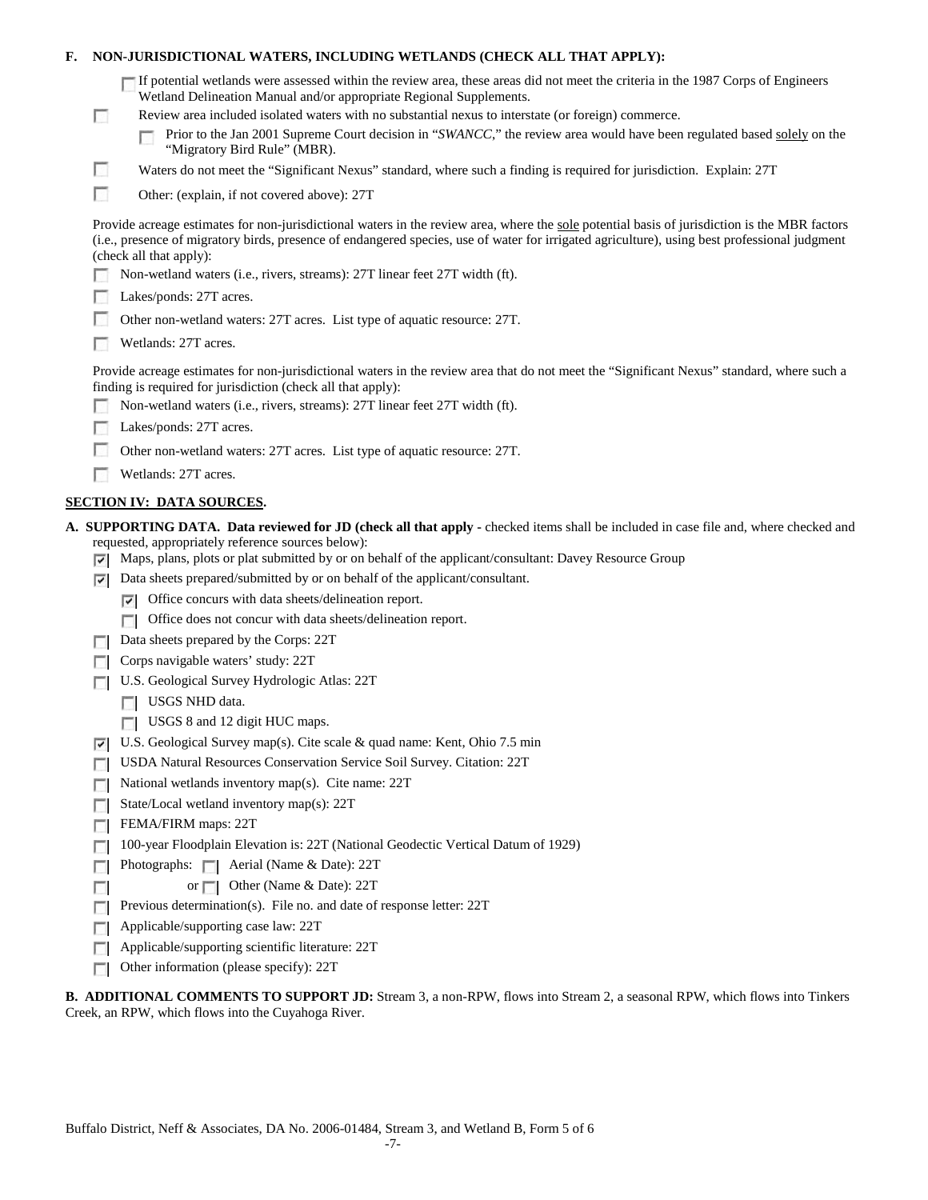**F. NON-JURISDICTIONAL WATERS, INCLUDING WETLANDS (CHECK ALL THAT APPLY):**

- ☐ If potential wetlands were assessed within the review area, these areas did not meet the criteria in the 1987 Corps of Engineers Wetland Delineation Manual and/or appropriate Regional Supplements.
- ☐ Review area included isolated waters with no substantial nexus to interstate (or foreign) commerce.
  - ☐ Prior to the Jan 2001 Supreme Court decision in "*SWANCC*," the review area would have been regulated based solely on the "Migratory Bird Rule" (MBR).
- ☐ Waters do not meet the "Significant Nexus" standard, where such a finding is required for jurisdiction. Explain: 27T
- ☐ Other: (explain, if not covered above): 27T

Provide acreage estimates for non-jurisdictional waters in the review area, where the sole potential basis of jurisdiction is the MBR factors (i.e., presence of migratory birds, presence of endangered species, use of water for irrigated agriculture), using best professional judgment (check all that apply):

- ☐ Non-wetland waters (i.e., rivers, streams): 27T linear feet 27T width (ft).
- ☐ Lakes/ponds: 27T acres.
- ☐ Other non-wetland waters: 27T acres. List type of aquatic resource: 27T.
- ☐ Wetlands: 27T acres.

Provide acreage estimates for non-jurisdictional waters in the review area that do not meet the "Significant Nexus" standard, where such a finding is required for jurisdiction (check all that apply):

- ☐ Non-wetland waters (i.e., rivers, streams): 27T linear feet 27T width (ft).
- ☐ Lakes/ponds: 27T acres.
- ☐ Other non-wetland waters: 27T acres. List type of aquatic resource: 27T.
- ☐ Wetlands: 27T acres.

## SECTION IV: DATA SOURCES.

**A. SUPPORTING DATA. Data reviewed for JD (check all that apply -** checked items shall be included in case file and, where checked and requested, appropriately reference sources below):

- ☑ Maps, plans, plots or plat submitted by or on behalf of the applicant/consultant: Davey Resource Group
- ☑ Data sheets prepared/submitted by or on behalf of the applicant/consultant.
  - ☑ Office concurs with data sheets/delineation report.
  - ☐ Office does not concur with data sheets/delineation report.
- ☐ Data sheets prepared by the Corps: 22T
- ☐ Corps navigable waters' study: 22T
- ☐ U.S. Geological Survey Hydrologic Atlas: 22T
  - ☐ USGS NHD data.
  - ☐ USGS 8 and 12 digit HUC maps.
- ☑ U.S. Geological Survey map(s). Cite scale & quad name: Kent, Ohio 7.5 min
- ☐ USDA Natural Resources Conservation Service Soil Survey. Citation: 22T
- ☐ National wetlands inventory map(s). Cite name: 22T
- ☐ State/Local wetland inventory map(s): 22T
- ☐ FEMA/FIRM maps: 22T
- ☐ 100-year Floodplain Elevation is: 22T (National Geodectic Vertical Datum of 1929)
- ☐ Photographs: ☐ Aerial (Name & Date): 22T
- ☐ or ☐ Other (Name & Date): 22T
- ☐ Previous determination(s). File no. and date of response letter: 22T
- ☐ Applicable/supporting case law: 22T
- ☐ Applicable/supporting scientific literature: 22T
- ☐ Other information (please specify): 22T

**B. ADDITIONAL COMMENTS TO SUPPORT JD:** Stream 3, a non-RPW, flows into Stream 2, a seasonal RPW, which flows into Tinkers Creek, an RPW, which flows into the Cuyahoga River.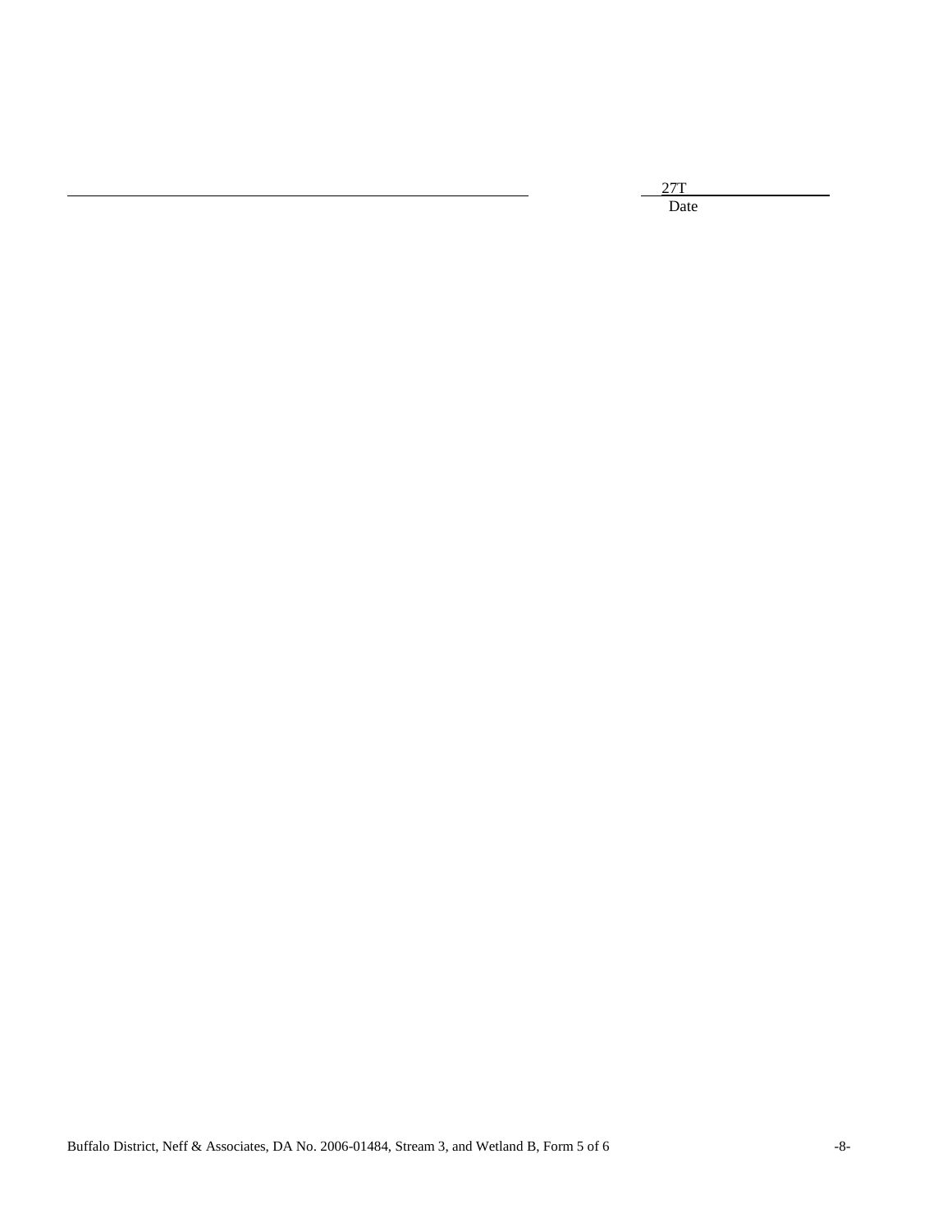_______________________________________________ 27T_______________
Date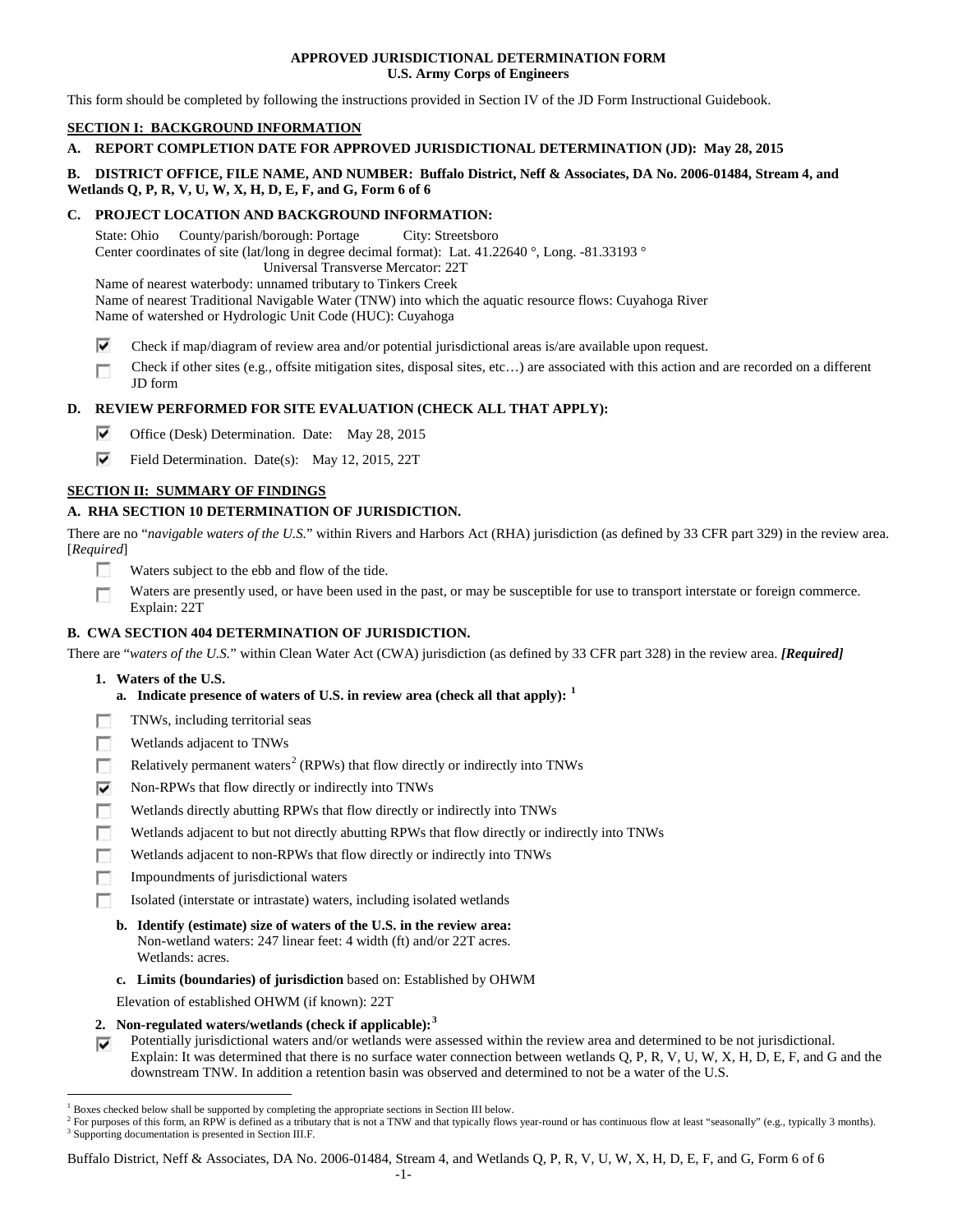**APPROVED JURISDICTIONAL DETERMINATION FORM**
**U.S. Army Corps of Engineers**

This form should be completed by following the instructions provided in Section IV of the JD Form Instructional Guidebook.

## SECTION I: BACKGROUND INFORMATION

**A. REPORT COMPLETION DATE FOR APPROVED JURISDICTIONAL DETERMINATION (JD): May 28, 2015**

**B. DISTRICT OFFICE, FILE NAME, AND NUMBER: Buffalo District, Neff & Associates, DA No. 2006-01484, Stream 4, and Wetlands Q, P, R, V, U, W, X, H, D, E, F, and G, Form 6 of 6**

**C. PROJECT LOCATION AND BACKGROUND INFORMATION:**

State: Ohio County/parish/borough: Portage City: Streetsboro
Center coordinates of site (lat/long in degree decimal format): Lat. 41.22640 °, Long. -81.33193 °
Universal Transverse Mercator: 22T
Name of nearest waterbody: unnamed tributary to Tinkers Creek
Name of nearest Traditional Navigable Water (TNW) into which the aquatic resource flows: Cuyahoga River
Name of watershed or Hydrologic Unit Code (HUC): Cuyahoga

- [x] Check if map/diagram of review area and/or potential jurisdictional areas is/are available upon request.
- [ ] Check if other sites (e.g., offsite mitigation sites, disposal sites, etc…) are associated with this action and are recorded on a different JD form

**D. REVIEW PERFORMED FOR SITE EVALUATION (CHECK ALL THAT APPLY):**

- [x] Office (Desk) Determination. Date: May 28, 2015
- [x] Field Determination. Date(s): May 12, 2015, 22T

## SECTION II: SUMMARY OF FINDINGS

**A. RHA SECTION 10 DETERMINATION OF JURISDICTION.**

There are no "*navigable waters of the U.S.*" within Rivers and Harbors Act (RHA) jurisdiction (as defined by 33 CFR part 329) in the review area. [*Required*]

- [ ] Waters subject to the ebb and flow of the tide.
- [ ] Waters are presently used, or have been used in the past, or may be susceptible for use to transport interstate or foreign commerce. Explain: 22T

**B. CWA SECTION 404 DETERMINATION OF JURISDICTION.**

There are "*waters of the U.S.*" within Clean Water Act (CWA) jurisdiction (as defined by 33 CFR part 328) in the review area. ***[Required]***

**1. Waters of the U.S.**

**a. Indicate presence of waters of U.S. in review area (check all that apply):** [1]

- [ ] TNWs, including territorial seas
- [ ] Wetlands adjacent to TNWs
- [ ] Relatively permanent waters[2] (RPWs) that flow directly or indirectly into TNWs
- [x] Non-RPWs that flow directly or indirectly into TNWs
- [ ] Wetlands directly abutting RPWs that flow directly or indirectly into TNWs
- [ ] Wetlands adjacent to but not directly abutting RPWs that flow directly or indirectly into TNWs
- [ ] Wetlands adjacent to non-RPWs that flow directly or indirectly into TNWs
- [ ] Impoundments of jurisdictional waters
- [ ] Isolated (interstate or intrastate) waters, including isolated wetlands

**b. Identify (estimate) size of waters of the U.S. in the review area:**
Non-wetland waters: 247 linear feet: 4 width (ft) and/or 22T acres.
Wetlands: acres.

**c. Limits (boundaries) of jurisdiction** based on: Established by OHWM

Elevation of established OHWM (if known): 22T

**2. Non-regulated waters/wetlands (check if applicable):**[3]

- [x] Potentially jurisdictional waters and/or wetlands were assessed within the review area and determined to be not jurisdictional. Explain: It was determined that there is no surface water connection between wetlands Q, P, R, V, U, W, X, H, D, E, F, and G and the downstream TNW. In addition a retention basin was observed and determined to not be a water of the U.S.

---

[1] Boxes checked below shall be supported by completing the appropriate sections in Section III below.
[2] For purposes of this form, an RPW is defined as a tributary that is not a TNW and that typically flows year-round or has continuous flow at least "seasonally" (e.g., typically 3 months).
[3] Supporting documentation is presented in Section III.F.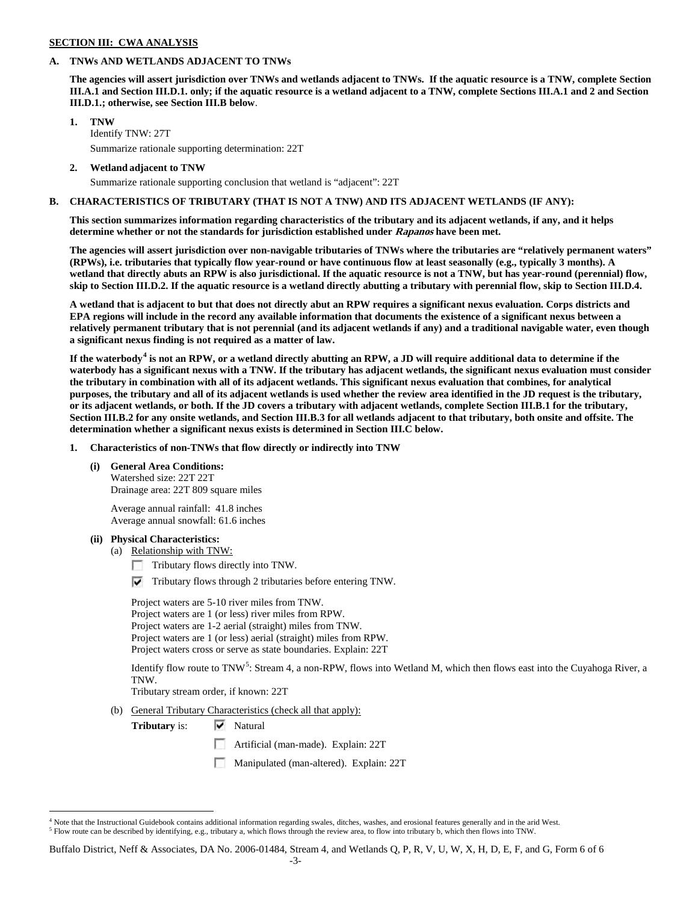**SECTION III: CWA ANALYSIS**

**A. TNWs AND WETLANDS ADJACENT TO TNWs**

**The agencies will assert jurisdiction over TNWs and wetlands adjacent to TNWs. If the aquatic resource is a TNW, complete Section III.A.1 and Section III.D.1. only; if the aquatic resource is a wetland adjacent to a TNW, complete Sections III.A.1 and 2 and Section III.D.1.; otherwise, see Section III.B below**.

**1. TNW**

Identify TNW: 27T

Summarize rationale supporting determination: 22T

**2. Wetland adjacent to TNW**

Summarize rationale supporting conclusion that wetland is "adjacent": 22T

**B. CHARACTERISTICS OF TRIBUTARY (THAT IS NOT A TNW) AND ITS ADJACENT WETLANDS (IF ANY):**

**This section summarizes information regarding characteristics of the tributary and its adjacent wetlands, if any, and it helps determine whether or not the standards for jurisdiction established under *Rapanos* have been met.**

**The agencies will assert jurisdiction over non-navigable tributaries of TNWs where the tributaries are "relatively permanent waters" (RPWs), i.e. tributaries that typically flow year-round or have continuous flow at least seasonally (e.g., typically 3 months). A wetland that directly abuts an RPW is also jurisdictional. If the aquatic resource is not a TNW, but has year-round (perennial) flow, skip to Section III.D.2. If the aquatic resource is a wetland directly abutting a tributary with perennial flow, skip to Section III.D.4.**

**A wetland that is adjacent to but that does not directly abut an RPW requires a significant nexus evaluation. Corps districts and EPA regions will include in the record any available information that documents the existence of a significant nexus between a relatively permanent tributary that is not perennial (and its adjacent wetlands if any) and a traditional navigable water, even though a significant nexus finding is not required as a matter of law.**

**If the waterbody[4] is not an RPW, or a wetland directly abutting an RPW, a JD will require additional data to determine if the waterbody has a significant nexus with a TNW. If the tributary has adjacent wetlands, the significant nexus evaluation must consider the tributary in combination with all of its adjacent wetlands. This significant nexus evaluation that combines, for analytical purposes, the tributary and all of its adjacent wetlands is used whether the review area identified in the JD request is the tributary, or its adjacent wetlands, or both. If the JD covers a tributary with adjacent wetlands, complete Section III.B.1 for the tributary, Section III.B.2 for any onsite wetlands, and Section III.B.3 for all wetlands adjacent to that tributary, both onsite and offsite. The determination whether a significant nexus exists is determined in Section III.C below.**

**1. Characteristics of non-TNWs that flow directly or indirectly into TNW**

**(i) General Area Conditions:**

Watershed size: 22T 22T
Drainage area: 22T 809 square miles

Average annual rainfall: 41.8 inches
Average annual snowfall: 61.6 inches

**(ii) Physical Characteristics:**

(a) Relationship with TNW:

- [ ] Tributary flows directly into TNW.
- [x] Tributary flows through 2 tributaries before entering TNW.

Project waters are 5-10 river miles from TNW.
Project waters are 1 (or less) river miles from RPW.
Project waters are 1-2 aerial (straight) miles from TNW.
Project waters are 1 (or less) aerial (straight) miles from RPW.
Project waters cross or serve as state boundaries. Explain: 22T

Identify flow route to TNW[5]: Stream 4, a non-RPW, flows into Wetland M, which then flows east into the Cuyahoga River, a TNW.

Tributary stream order, if known: 22T

(b) General Tributary Characteristics (check all that apply):

**Tributary** is:
- [x] Natural
- [ ] Artificial (man-made). Explain: 22T
- [ ] Manipulated (man-altered). Explain: 22T

---

[4] Note that the Instructional Guidebook contains additional information regarding swales, ditches, washes, and erosional features generally and in the arid West.

[5] Flow route can be described by identifying, e.g., tributary a, which flows through the review area, to flow into tributary b, which then flows into TNW.

Buffalo District, Neff & Associates, DA No. 2006-01484, Stream 4, and Wetlands Q, P, R, V, U, W, X, H, D, E, F, and G, Form 6 of 6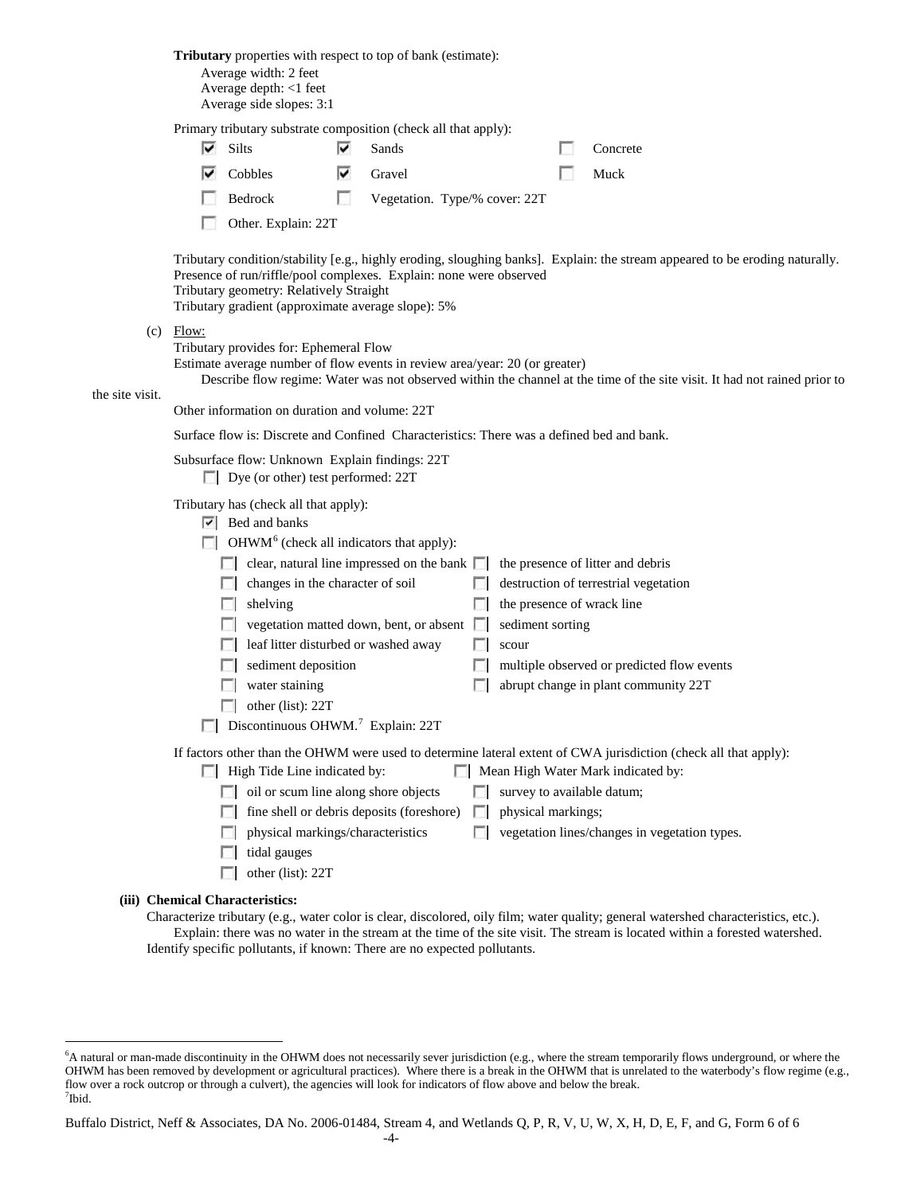**Tributary** properties with respect to top of bank (estimate):
Average width: 2 feet
Average depth: <1 feet
Average side slopes: 3:1

Primary tributary substrate composition (check all that apply):

- ☑ Silts
- ☑ Sands
- ☐ Concrete
- ☑ Cobbles
- ☑ Gravel
- ☐ Muck
- ☐ Bedrock
- ☐ Vegetation. Type/% cover: 22T
- ☐ Other. Explain: 22T

Tributary condition/stability [e.g., highly eroding, sloughing banks]. Explain: the stream appeared to be eroding naturally.
Presence of run/riffle/pool complexes. Explain: none were observed
Tributary geometry: Relatively Straight
Tributary gradient (approximate average slope): 5%

(c) Flow:
Tributary provides for: Ephemeral Flow
Estimate average number of flow events in review area/year: 20 (or greater)
Describe flow regime: Water was not observed within the channel at the time of the site visit. It had not rained prior to the site visit.
Other information on duration and volume: 22T

Surface flow is: Discrete and Confined Characteristics: There was a defined bed and bank.

Subsurface flow: Unknown Explain findings: 22T
☐ Dye (or other) test performed: 22T

Tributary has (check all that apply):
☑ Bed and banks
☐ OHWM[6] (check all indicators that apply):

- ☐ clear, natural line impressed on the bank
- ☐ the presence of litter and debris
- ☐ changes in the character of soil
- ☐ destruction of terrestrial vegetation
- ☐ shelving
- ☐ the presence of wrack line
- ☐ vegetation matted down, bent, or absent
- ☐ sediment sorting
- ☐ leaf litter disturbed or washed away
- ☐ scour
- ☐ sediment deposition
- ☐ multiple observed or predicted flow events
- ☐ water staining
- ☐ abrupt change in plant community 22T
- ☐ other (list): 22T

☐ Discontinuous OHWM.[7] Explain: 22T

If factors other than the OHWM were used to determine lateral extent of CWA jurisdiction (check all that apply):

- ☐ High Tide Line indicated by:
  - ☐ oil or scum line along shore objects
  - ☐ fine shell or debris deposits (foreshore)
  - ☐ physical markings/characteristics
  - ☐ tidal gauges
  - ☐ other (list): 22T
- ☐ Mean High Water Mark indicated by:
  - ☐ survey to available datum;
  - ☐ physical markings;
  - ☐ vegetation lines/changes in vegetation types.

**(iii) Chemical Characteristics:**
Characterize tributary (e.g., water color is clear, discolored, oily film; water quality; general watershed characteristics, etc.).
Explain: there was no water in the stream at the time of the site visit. The stream is located within a forested watershed.
Identify specific pollutants, if known: There are no expected pollutants.

---

[6]A natural or man-made discontinuity in the OHWM does not necessarily sever jurisdiction (e.g., where the stream temporarily flows underground, or where the OHWM has been removed by development or agricultural practices). Where there is a break in the OHWM that is unrelated to the waterbody's flow regime (e.g., flow over a rock outcrop or through a culvert), the agencies will look for indicators of flow above and below the break.
[7]Ibid.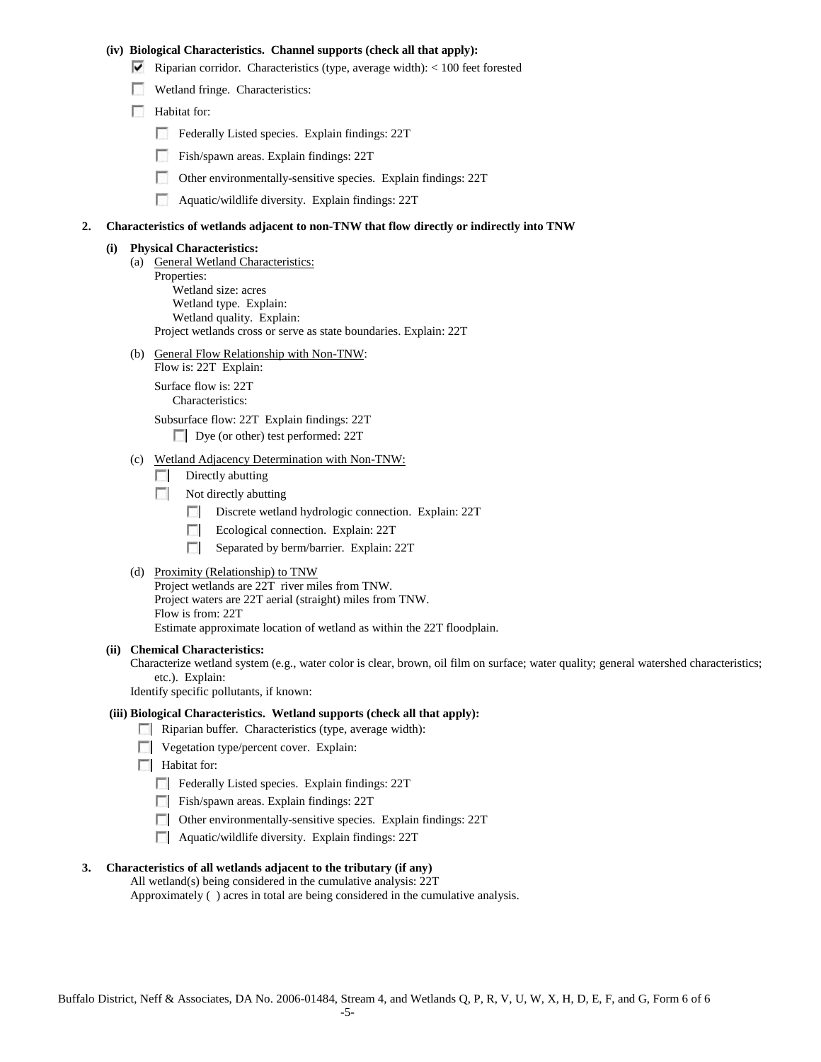**(iv) Biological Characteristics. Channel supports (check all that apply):**

- ☑ Riparian corridor. Characteristics (type, average width): < 100 feet forested
- ☐ Wetland fringe. Characteristics:
- ☐ Habitat for:
  - ☐ Federally Listed species. Explain findings: 22T
  - ☐ Fish/spawn areas. Explain findings: 22T
  - ☐ Other environmentally-sensitive species. Explain findings: 22T
  - ☐ Aquatic/wildlife diversity. Explain findings: 22T

**2. Characteristics of wetlands adjacent to non-TNW that flow directly or indirectly into TNW**

**(i) Physical Characteristics:**

(a) General Wetland Characteristics:
Properties:
Wetland size: acres
Wetland type. Explain:
Wetland quality. Explain:
Project wetlands cross or serve as state boundaries. Explain: 22T

(b) General Flow Relationship with Non-TNW:
Flow is: 22T Explain:

Surface flow is: 22T
Characteristics:

Subsurface flow: 22T Explain findings: 22T
- ☐ Dye (or other) test performed: 22T

(c) Wetland Adjacency Determination with Non-TNW:
- ☐ Directly abutting
- ☐ Not directly abutting
  - ☐ Discrete wetland hydrologic connection. Explain: 22T
  - ☐ Ecological connection. Explain: 22T
  - ☐ Separated by berm/barrier. Explain: 22T

(d) Proximity (Relationship) to TNW
Project wetlands are 22T river miles from TNW.
Project waters are 22T aerial (straight) miles from TNW.
Flow is from: 22T
Estimate approximate location of wetland as within the 22T floodplain.

**(ii) Chemical Characteristics:**

Characterize wetland system (e.g., water color is clear, brown, oil film on surface; water quality; general watershed characteristics; etc.). Explain:
Identify specific pollutants, if known:

**(iii) Biological Characteristics. Wetland supports (check all that apply):**

- ☐ Riparian buffer. Characteristics (type, average width):
- ☐ Vegetation type/percent cover. Explain:
- ☐ Habitat for:
  - ☐ Federally Listed species. Explain findings: 22T
  - ☐ Fish/spawn areas. Explain findings: 22T
  - ☐ Other environmentally-sensitive species. Explain findings: 22T
  - ☐ Aquatic/wildlife diversity. Explain findings: 22T

**3. Characteristics of all wetlands adjacent to the tributary (if any)**

All wetland(s) being considered in the cumulative analysis: 22T
Approximately ( ) acres in total are being considered in the cumulative analysis.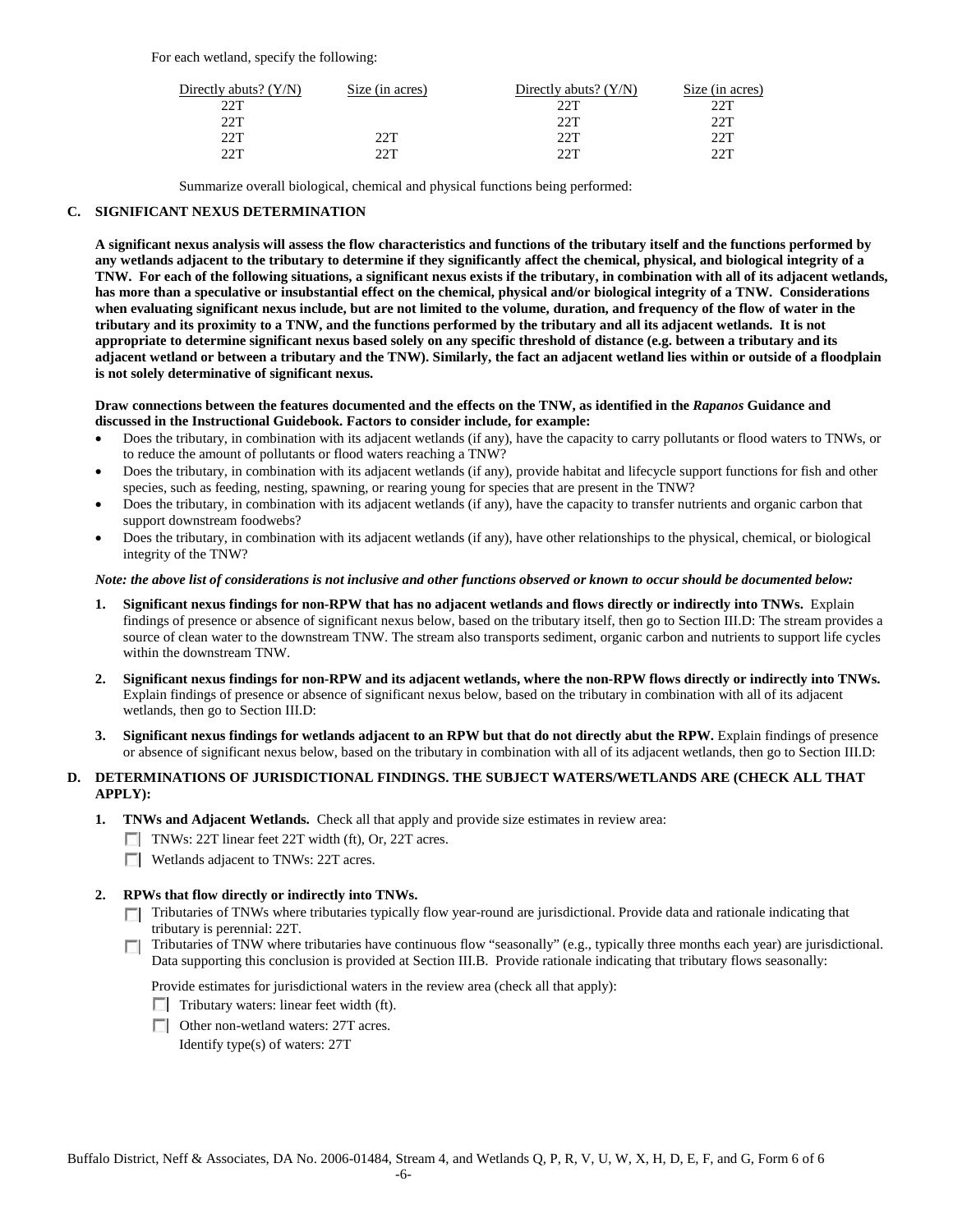For each wetland, specify the following:

| Directly abuts? (Y/N) | Size (in acres) | Directly abuts? (Y/N) | Size (in acres) |
|---|---|---|---|
| 22T | | 22T | 22T |
| 22T | | 22T | 22T |
| 22T | 22T | 22T | 22T |
| 22T | 22T | 22T | 22T |

Summarize overall biological, chemical and physical functions being performed:

## C. SIGNIFICANT NEXUS DETERMINATION

**A significant nexus analysis will assess the flow characteristics and functions of the tributary itself and the functions performed by any wetlands adjacent to the tributary to determine if they significantly affect the chemical, physical, and biological integrity of a TNW. For each of the following situations, a significant nexus exists if the tributary, in combination with all of its adjacent wetlands, has more than a speculative or insubstantial effect on the chemical, physical and/or biological integrity of a TNW. Considerations when evaluating significant nexus include, but are not limited to the volume, duration, and frequency of the flow of water in the tributary and its proximity to a TNW, and the functions performed by the tributary and all its adjacent wetlands. It is not appropriate to determine significant nexus based solely on any specific threshold of distance (e.g. between a tributary and its adjacent wetland or between a tributary and the TNW). Similarly, the fact an adjacent wetland lies within or outside of a floodplain is not solely determinative of significant nexus.**

**Draw connections between the features documented and the effects on the TNW, as identified in the *Rapanos* Guidance and discussed in the Instructional Guidebook. Factors to consider include, for example:**

- Does the tributary, in combination with its adjacent wetlands (if any), have the capacity to carry pollutants or flood waters to TNWs, or to reduce the amount of pollutants or flood waters reaching a TNW?
- Does the tributary, in combination with its adjacent wetlands (if any), provide habitat and lifecycle support functions for fish and other species, such as feeding, nesting, spawning, or rearing young for species that are present in the TNW?
- Does the tributary, in combination with its adjacent wetlands (if any), have the capacity to transfer nutrients and organic carbon that support downstream foodwebs?
- Does the tributary, in combination with its adjacent wetlands (if any), have other relationships to the physical, chemical, or biological integrity of the TNW?

***Note: the above list of considerations is not inclusive and other functions observed or known to occur should be documented below:***

1. **Significant nexus findings for non-RPW that has no adjacent wetlands and flows directly or indirectly into TNWs.** Explain findings of presence or absence of significant nexus below, based on the tributary itself, then go to Section III.D: The stream provides a source of clean water to the downstream TNW. The stream also transports sediment, organic carbon and nutrients to support life cycles within the downstream TNW.

2. **Significant nexus findings for non-RPW and its adjacent wetlands, where the non-RPW flows directly or indirectly into TNWs.** Explain findings of presence or absence of significant nexus below, based on the tributary in combination with all of its adjacent wetlands, then go to Section III.D:

3. **Significant nexus findings for wetlands adjacent to an RPW but that do not directly abut the RPW.** Explain findings of presence or absence of significant nexus below, based on the tributary in combination with all of its adjacent wetlands, then go to Section III.D:

## D. DETERMINATIONS OF JURISDICTIONAL FINDINGS. THE SUBJECT WATERS/WETLANDS ARE (CHECK ALL THAT APPLY):

1. **TNWs and Adjacent Wetlands.** Check all that apply and provide size estimates in review area:
   - ☐ TNWs: 22T linear feet 22T width (ft), Or, 22T acres.
   - ☐ Wetlands adjacent to TNWs: 22T acres.

2. **RPWs that flow directly or indirectly into TNWs.**
   - ☐ Tributaries of TNWs where tributaries typically flow year-round are jurisdictional. Provide data and rationale indicating that tributary is perennial: 22T.
   - ☐ Tributaries of TNW where tributaries have continuous flow "seasonally" (e.g., typically three months each year) are jurisdictional. Data supporting this conclusion is provided at Section III.B. Provide rationale indicating that tributary flows seasonally:

   Provide estimates for jurisdictional waters in the review area (check all that apply):
   - ☐ Tributary waters: linear feet width (ft).
   - ☐ Other non-wetland waters: 27T acres.
     Identify type(s) of waters: 27T

Buffalo District, Neff & Associates, DA No. 2006-01484, Stream 4, and Wetlands Q, P, R, V, U, W, X, H, D, E, F, and G, Form 6 of 6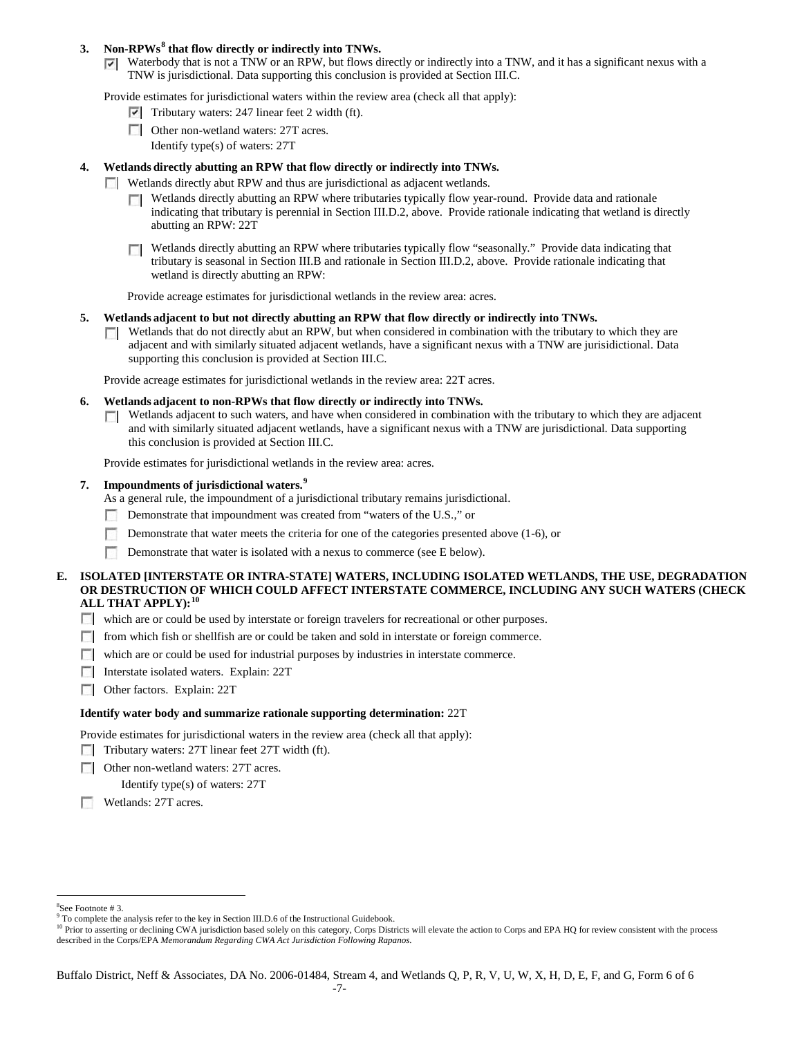**3. Non-RPWs[8] that flow directly or indirectly into TNWs.**

☑ Waterbody that is not a TNW or an RPW, but flows directly or indirectly into a TNW, and it has a significant nexus with a TNW is jurisdictional. Data supporting this conclusion is provided at Section III.C.

Provide estimates for jurisdictional waters within the review area (check all that apply):

☑ Tributary waters: 247 linear feet 2 width (ft).

☐ Other non-wetland waters: 27T acres.

Identify type(s) of waters: 27T

**4. Wetlands directly abutting an RPW that flow directly or indirectly into TNWs.**

☐ Wetlands directly abut RPW and thus are jurisdictional as adjacent wetlands.

☐ Wetlands directly abutting an RPW where tributaries typically flow year-round. Provide data and rationale indicating that tributary is perennial in Section III.D.2, above. Provide rationale indicating that wetland is directly abutting an RPW: 22T

☐ Wetlands directly abutting an RPW where tributaries typically flow "seasonally." Provide data indicating that tributary is seasonal in Section III.B and rationale in Section III.D.2, above. Provide rationale indicating that wetland is directly abutting an RPW:

Provide acreage estimates for jurisdictional wetlands in the review area: acres.

**5. Wetlands adjacent to but not directly abutting an RPW that flow directly or indirectly into TNWs.**

☐ Wetlands that do not directly abut an RPW, but when considered in combination with the tributary to which they are adjacent and with similarly situated adjacent wetlands, have a significant nexus with a TNW are jurisidictional. Data supporting this conclusion is provided at Section III.C.

Provide acreage estimates for jurisdictional wetlands in the review area: 22T acres.

**6. Wetlands adjacent to non-RPWs that flow directly or indirectly into TNWs.**

☐ Wetlands adjacent to such waters, and have when considered in combination with the tributary to which they are adjacent and with similarly situated adjacent wetlands, have a significant nexus with a TNW are jurisdictional. Data supporting this conclusion is provided at Section III.C.

Provide estimates for jurisdictional wetlands in the review area: acres.

**7. Impoundments of jurisdictional waters.[9]**

As a general rule, the impoundment of a jurisdictional tributary remains jurisdictional.

☐ Demonstrate that impoundment was created from "waters of the U.S.," or

☐ Demonstrate that water meets the criteria for one of the categories presented above (1-6), or

☐ Demonstrate that water is isolated with a nexus to commerce (see E below).

**E. ISOLATED [INTERSTATE OR INTRA-STATE] WATERS, INCLUDING ISOLATED WETLANDS, THE USE, DEGRADATION OR DESTRUCTION OF WHICH COULD AFFECT INTERSTATE COMMERCE, INCLUDING ANY SUCH WATERS (CHECK ALL THAT APPLY):[10]**

☐ which are or could be used by interstate or foreign travelers for recreational or other purposes.

☐ from which fish or shellfish are or could be taken and sold in interstate or foreign commerce.

☐ which are or could be used for industrial purposes by industries in interstate commerce.

☐ Interstate isolated waters. Explain: 22T

☐ Other factors. Explain: 22T

**Identify water body and summarize rationale supporting determination:** 22T

Provide estimates for jurisdictional waters in the review area (check all that apply):

☐ Tributary waters: 27T linear feet 27T width (ft).

☐ Other non-wetland waters: 27T acres.

Identify type(s) of waters: 27T

☐ Wetlands: 27T acres.

---

[8] See Footnote # 3.

[9] To complete the analysis refer to the key in Section III.D.6 of the Instructional Guidebook.

[10] Prior to asserting or declining CWA jurisdiction based solely on this category, Corps Districts will elevate the action to Corps and EPA HQ for review consistent with the process described in the Corps/EPA *Memorandum Regarding CWA Act Jurisdiction Following Rapanos.*

Buffalo District, Neff & Associates, DA No. 2006-01484, Stream 4, and Wetlands Q, P, R, V, U, W, X, H, D, E, F, and G, Form 6 of 6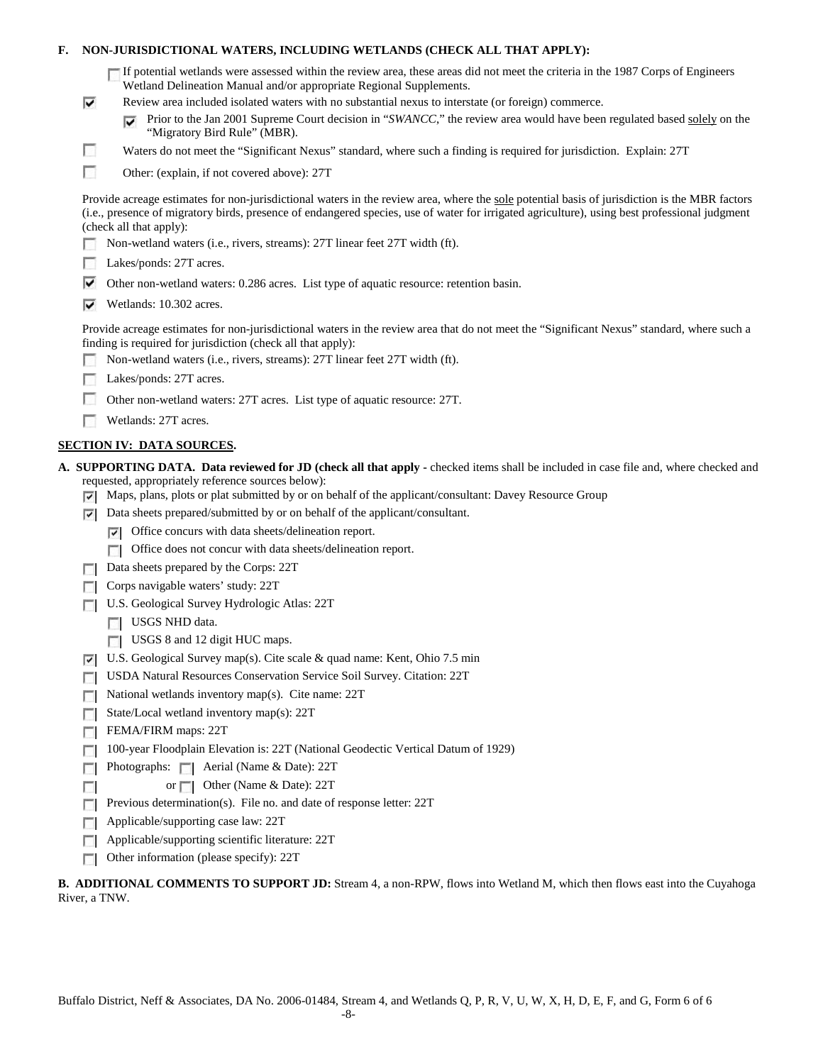**F. NON-JURISDICTIONAL WATERS, INCLUDING WETLANDS (CHECK ALL THAT APPLY):**

- [ ] If potential wetlands were assessed within the review area, these areas did not meet the criteria in the 1987 Corps of Engineers Wetland Delineation Manual and/or appropriate Regional Supplements.
- [x] Review area included isolated waters with no substantial nexus to interstate (or foreign) commerce.
  - [x] Prior to the Jan 2001 Supreme Court decision in "*SWANCC*," the review area would have been regulated based solely on the "Migratory Bird Rule" (MBR).
- [ ] Waters do not meet the "Significant Nexus" standard, where such a finding is required for jurisdiction. Explain: 27T
- [ ] Other: (explain, if not covered above): 27T

Provide acreage estimates for non-jurisdictional waters in the review area, where the sole potential basis of jurisdiction is the MBR factors (i.e., presence of migratory birds, presence of endangered species, use of water for irrigated agriculture), using best professional judgment (check all that apply):

- [ ] Non-wetland waters (i.e., rivers, streams): 27T linear feet 27T width (ft).
- [ ] Lakes/ponds: 27T acres.
- [x] Other non-wetland waters: 0.286 acres. List type of aquatic resource: retention basin.
- [x] Wetlands: 10.302 acres.

Provide acreage estimates for non-jurisdictional waters in the review area that do not meet the "Significant Nexus" standard, where such a finding is required for jurisdiction (check all that apply):

- [ ] Non-wetland waters (i.e., rivers, streams): 27T linear feet 27T width (ft).
- [ ] Lakes/ponds: 27T acres.
- [ ] Other non-wetland waters: 27T acres. List type of aquatic resource: 27T.
- [ ] Wetlands: 27T acres.

## SECTION IV: DATA SOURCES.

**A. SUPPORTING DATA. Data reviewed for JD (check all that apply -** checked items shall be included in case file and, where checked and requested, appropriately reference sources below):

- [x] Maps, plans, plots or plat submitted by or on behalf of the applicant/consultant: Davey Resource Group
- [x] Data sheets prepared/submitted by or on behalf of the applicant/consultant.
  - [x] Office concurs with data sheets/delineation report.
  - [ ] Office does not concur with data sheets/delineation report.
- [ ] Data sheets prepared by the Corps: 22T
- [ ] Corps navigable waters' study: 22T
- [ ] U.S. Geological Survey Hydrologic Atlas: 22T
  - [ ] USGS NHD data.
  - [ ] USGS 8 and 12 digit HUC maps.
- [x] U.S. Geological Survey map(s). Cite scale & quad name: Kent, Ohio 7.5 min
- [ ] USDA Natural Resources Conservation Service Soil Survey. Citation: 22T
- [ ] National wetlands inventory map(s). Cite name: 22T
- [ ] State/Local wetland inventory map(s): 22T
- [ ] FEMA/FIRM maps: 22T
- [ ] 100-year Floodplain Elevation is: 22T (National Geodectic Vertical Datum of 1929)
- [ ] Photographs: [ ] Aerial (Name & Date): 22T
- [ ] or [ ] Other (Name & Date): 22T
- [ ] Previous determination(s). File no. and date of response letter: 22T
- [ ] Applicable/supporting case law: 22T
- [ ] Applicable/supporting scientific literature: 22T
- [ ] Other information (please specify): 22T

**B. ADDITIONAL COMMENTS TO SUPPORT JD:** Stream 4, a non-RPW, flows into Wetland M, which then flows east into the Cuyahoga River, a TNW.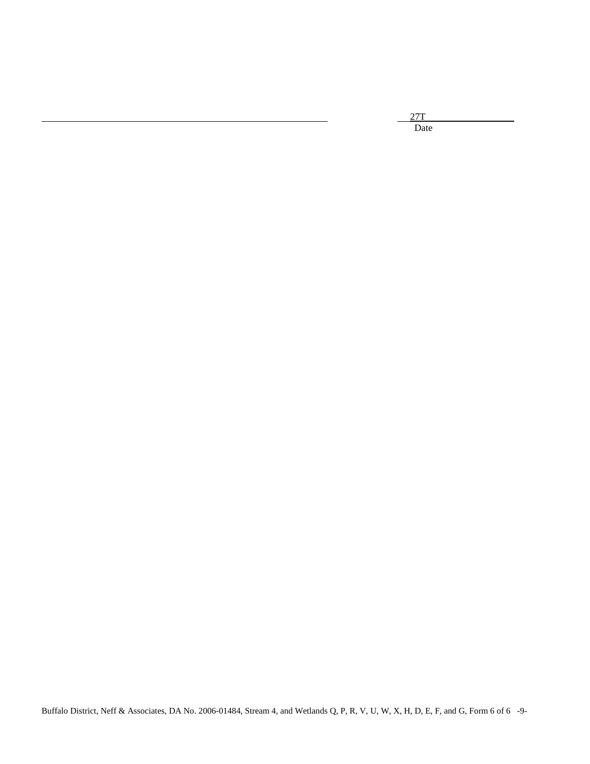_______________________________________________ &nbsp;&nbsp;&nbsp;&nbsp; 27T_______________

Date